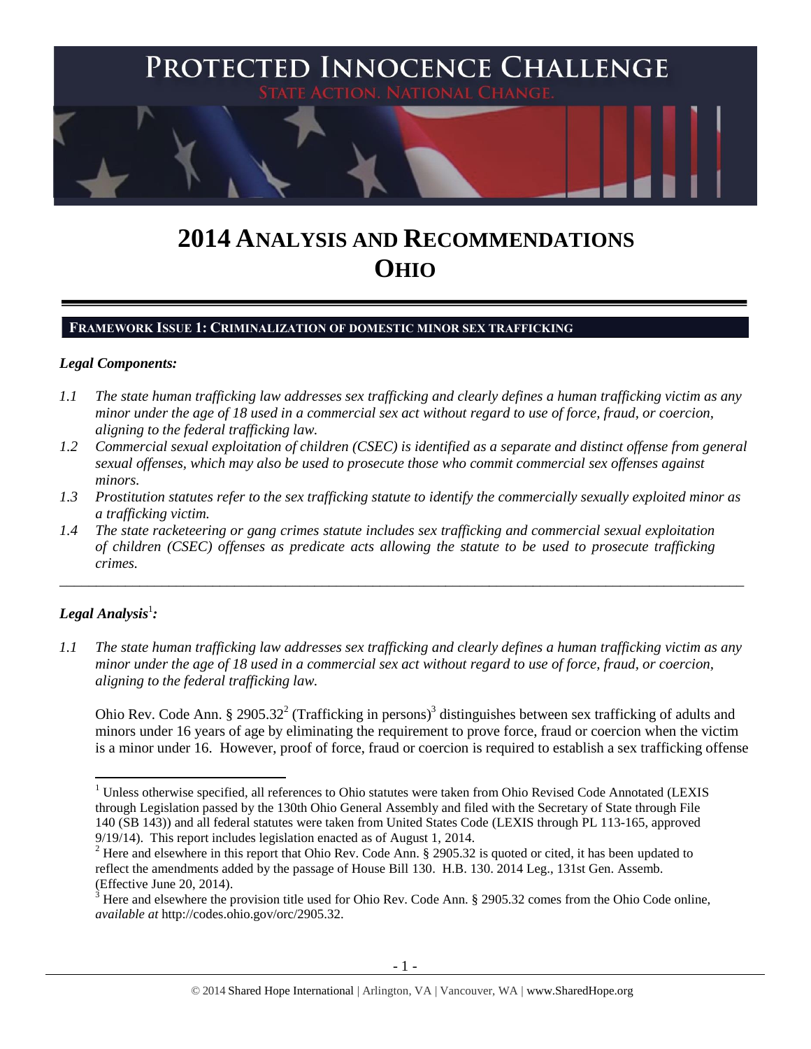# PROTECTED INNOCENCE CHALLENGE

STATE ACTION. NATIONAL CHANGE.

# 2014 ANALYSIS AND RECOMMENDATIONS OHIO

## FRAMEWORK ISSUE 1: CRIMINALIZATION OF DOMESTIC MINOR SEX TRAFFICKING

### *Legal Components:*

*1.1 The state human trafficking law addresses sex trafficking and clearly defines a human trafficking victim as any minor under the age of 18 used in a commercial sex act without regard to use of force, fraud, or coercion, aligning to the federal trafficking law.*

*1.2 Commercial sexual exploitation of children (CSEC) is identified as a separate and distinct offense from general sexual offenses, which may also be used to prosecute those who commit commercial sex offenses against minors.*

*1.3 Prostitution statutes refer to the sex trafficking statute to identify the commercially sexually exploited minor as a trafficking victim.*

*1.4 The state racketeering or gang crimes statute includes sex trafficking and commercial sexual exploitation of children (CSEC) offenses as predicate acts allowing the statute to be used to prosecute trafficking crimes.*

---

### *Legal Analysis*[1]*:*

*1.1 The state human trafficking law addresses sex trafficking and clearly defines a human trafficking victim as any minor under the age of 18 used in a commercial sex act without regard to use of force, fraud, or coercion, aligning to the federal trafficking law.*

Ohio Rev. Code Ann. § 2905.32[2] (Trafficking in persons)[3] distinguishes between sex trafficking of adults and minors under 16 years of age by eliminating the requirement to prove force, fraud or coercion when the victim is a minor under 16. However, proof of force, fraud or coercion is required to establish a sex trafficking offense

---

[1] Unless otherwise specified, all references to Ohio statutes were taken from Ohio Revised Code Annotated (LEXIS through Legislation passed by the 130th Ohio General Assembly and filed with the Secretary of State through File 140 (SB 143)) and all federal statutes were taken from United States Code (LEXIS through PL 113-165, approved 9/19/14). This report includes legislation enacted as of August 1, 2014.

[2] Here and elsewhere in this report that Ohio Rev. Code Ann. § 2905.32 is quoted or cited, it has been updated to reflect the amendments added by the passage of House Bill 130. H.B. 130. 2014 Leg., 131st Gen. Assemb. (Effective June 20, 2014).

[3] Here and elsewhere the provision title used for Ohio Rev. Code Ann. § 2905.32 comes from the Ohio Code online, *available at* http://codes.ohio.gov/orc/2905.32.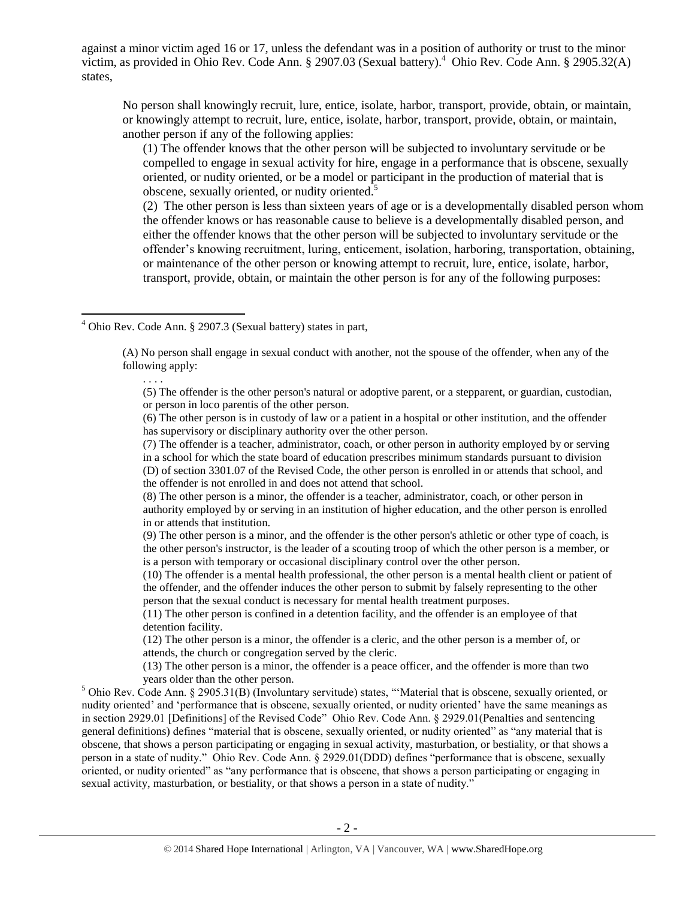against a minor victim aged 16 or 17, unless the defendant was in a position of authority or trust to the minor victim, as provided in Ohio Rev. Code Ann. § 2907.03 (Sexual battery).[4] Ohio Rev. Code Ann. § 2905.32(A) states,

> No person shall knowingly recruit, lure, entice, isolate, harbor, transport, provide, obtain, or maintain, or knowingly attempt to recruit, lure, entice, isolate, harbor, transport, provide, obtain, or maintain, another person if any of the following applies:
>
> (1) The offender knows that the other person will be subjected to involuntary servitude or be compelled to engage in sexual activity for hire, engage in a performance that is obscene, sexually oriented, or nudity oriented, or be a model or participant in the production of material that is obscene, sexually oriented, or nudity oriented.[5]
>
> (2) The other person is less than sixteen years of age or is a developmentally disabled person whom the offender knows or has reasonable cause to believe is a developmentally disabled person, and either the offender knows that the other person will be subjected to involuntary servitude or the offender's knowing recruitment, luring, enticement, isolation, harboring, transportation, obtaining, or maintenance of the other person or knowing attempt to recruit, lure, entice, isolate, harbor, transport, provide, obtain, or maintain the other person is for any of the following purposes:

---

[4] Ohio Rev. Code Ann. § 2907.3 (Sexual battery) states in part,

> (A) No person shall engage in sexual conduct with another, not the spouse of the offender, when any of the following apply:
>
> . . . .
>
> (5) The offender is the other person's natural or adoptive parent, or a stepparent, or guardian, custodian, or person in loco parentis of the other person.
>
> (6) The other person is in custody of law or a patient in a hospital or other institution, and the offender has supervisory or disciplinary authority over the other person.
>
> (7) The offender is a teacher, administrator, coach, or other person in authority employed by or serving in a school for which the state board of education prescribes minimum standards pursuant to division (D) of section 3301.07 of the Revised Code, the other person is enrolled in or attends that school, and the offender is not enrolled in and does not attend that school.
>
> (8) The other person is a minor, the offender is a teacher, administrator, coach, or other person in authority employed by or serving in an institution of higher education, and the other person is enrolled in or attends that institution.
>
> (9) The other person is a minor, and the offender is the other person's athletic or other type of coach, is the other person's instructor, is the leader of a scouting troop of which the other person is a member, or is a person with temporary or occasional disciplinary control over the other person.
>
> (10) The offender is a mental health professional, the other person is a mental health client or patient of the offender, and the offender induces the other person to submit by falsely representing to the other person that the sexual conduct is necessary for mental health treatment purposes.
>
> (11) The other person is confined in a detention facility, and the offender is an employee of that detention facility.
>
> (12) The other person is a minor, the offender is a cleric, and the other person is a member of, or attends, the church or congregation served by the cleric.
>
> (13) The other person is a minor, the offender is a peace officer, and the offender is more than two years older than the other person.

[5] Ohio Rev. Code Ann. § 2905.31(B) (Involuntary servitude) states, "'Material that is obscene, sexually oriented, or nudity oriented' and 'performance that is obscene, sexually oriented, or nudity oriented' have the same meanings as in section 2929.01 [Definitions] of the Revised Code" Ohio Rev. Code Ann. § 2929.01(Penalties and sentencing general definitions) defines "material that is obscene, sexually oriented, or nudity oriented" as "any material that is obscene, that shows a person participating or engaging in sexual activity, masturbation, or bestiality, or that shows a person in a state of nudity." Ohio Rev. Code Ann. § 2929.01(DDD) defines "performance that is obscene, sexually oriented, or nudity oriented" as "any performance that is obscene, that shows a person participating or engaging in sexual activity, masturbation, or bestiality, or that shows a person in a state of nudity."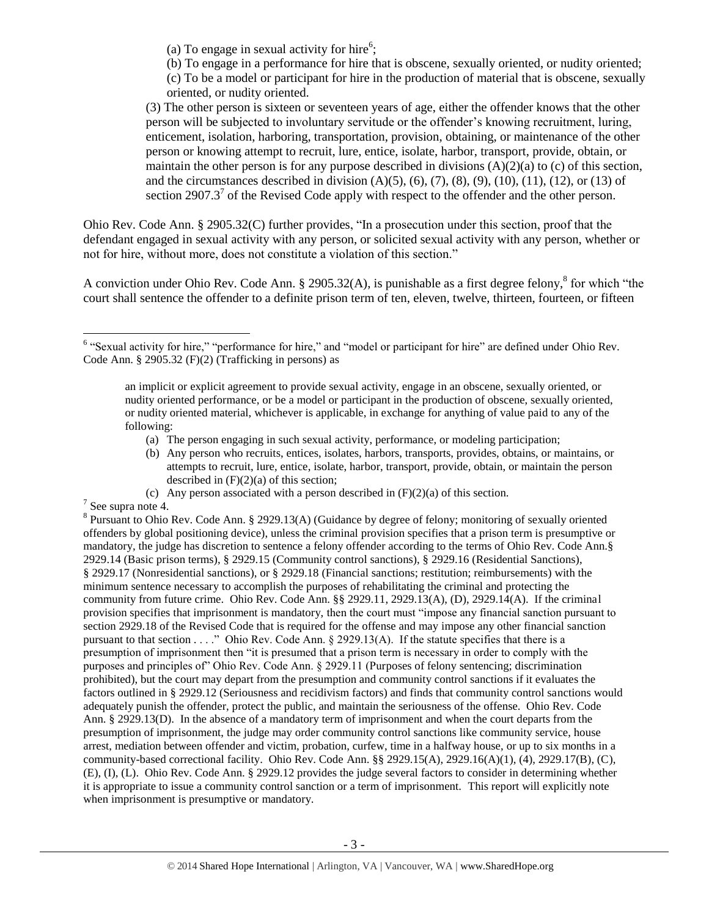(a) To engage in sexual activity for hire[6];

(b) To engage in a performance for hire that is obscene, sexually oriented, or nudity oriented;

(c) To be a model or participant for hire in the production of material that is obscene, sexually oriented, or nudity oriented.

(3) The other person is sixteen or seventeen years of age, either the offender knows that the other person will be subjected to involuntary servitude or the offender's knowing recruitment, luring, enticement, isolation, harboring, transportation, provision, obtaining, or maintenance of the other person or knowing attempt to recruit, lure, entice, isolate, harbor, transport, provide, obtain, or maintain the other person is for any purpose described in divisions (A)(2)(a) to (c) of this section, and the circumstances described in division (A)(5), (6), (7), (8), (9), (10), (11), (12), or (13) of section 2907.3[7] of the Revised Code apply with respect to the offender and the other person.

Ohio Rev. Code Ann. § 2905.32(C) further provides, "In a prosecution under this section, proof that the defendant engaged in sexual activity with any person, or solicited sexual activity with any person, whether or not for hire, without more, does not constitute a violation of this section."

A conviction under Ohio Rev. Code Ann. § 2905.32(A), is punishable as a first degree felony,[8] for which "the court shall sentence the offender to a definite prison term of ten, eleven, twelve, thirteen, fourteen, or fifteen

---

[6] "Sexual activity for hire," "performance for hire," and "model or participant for hire" are defined under Ohio Rev. Code Ann. § 2905.32 (F)(2) (Trafficking in persons) as

> an implicit or explicit agreement to provide sexual activity, engage in an obscene, sexually oriented, or nudity oriented performance, or be a model or participant in the production of obscene, sexually oriented, or nudity oriented material, whichever is applicable, in exchange for anything of value paid to any of the following:
>
> (a) The person engaging in such sexual activity, performance, or modeling participation;
>
> (b) Any person who recruits, entices, isolates, harbors, transports, provides, obtains, or maintains, or attempts to recruit, lure, entice, isolate, harbor, transport, provide, obtain, or maintain the person described in (F)(2)(a) of this section;
>
> (c) Any person associated with a person described in (F)(2)(a) of this section.

[7] See supra note 4.

[8] Pursuant to Ohio Rev. Code Ann. § 2929.13(A) (Guidance by degree of felony; monitoring of sexually oriented offenders by global positioning device), unless the criminal provision specifies that a prison term is presumptive or mandatory, the judge has discretion to sentence a felony offender according to the terms of Ohio Rev. Code Ann.§ 2929.14 (Basic prison terms), § 2929.15 (Community control sanctions), § 2929.16 (Residential Sanctions), § 2929.17 (Nonresidential sanctions), or § 2929.18 (Financial sanctions; restitution; reimbursements) with the minimum sentence necessary to accomplish the purposes of rehabilitating the criminal and protecting the community from future crime. Ohio Rev. Code Ann. §§ 2929.11, 2929.13(A), (D), 2929.14(A). If the criminal provision specifies that imprisonment is mandatory, then the court must "impose any financial sanction pursuant to section 2929.18 of the Revised Code that is required for the offense and may impose any other financial sanction pursuant to that section . . . ." Ohio Rev. Code Ann. § 2929.13(A). If the statute specifies that there is a presumption of imprisonment then "it is presumed that a prison term is necessary in order to comply with the purposes and principles of" Ohio Rev. Code Ann. § 2929.11 (Purposes of felony sentencing; discrimination prohibited), but the court may depart from the presumption and community control sanctions if it evaluates the factors outlined in § 2929.12 (Seriousness and recidivism factors) and finds that community control sanctions would adequately punish the offender, protect the public, and maintain the seriousness of the offense. Ohio Rev. Code Ann. § 2929.13(D). In the absence of a mandatory term of imprisonment and when the court departs from the presumption of imprisonment, the judge may order community control sanctions like community service, house arrest, mediation between offender and victim, probation, curfew, time in a halfway house, or up to six months in a community-based correctional facility. Ohio Rev. Code Ann. §§ 2929.15(A), 2929.16(A)(1), (4), 2929.17(B), (C), (E), (I), (L). Ohio Rev. Code Ann. § 2929.12 provides the judge several factors to consider in determining whether it is appropriate to issue a community control sanction or a term of imprisonment. This report will explicitly note when imprisonment is presumptive or mandatory.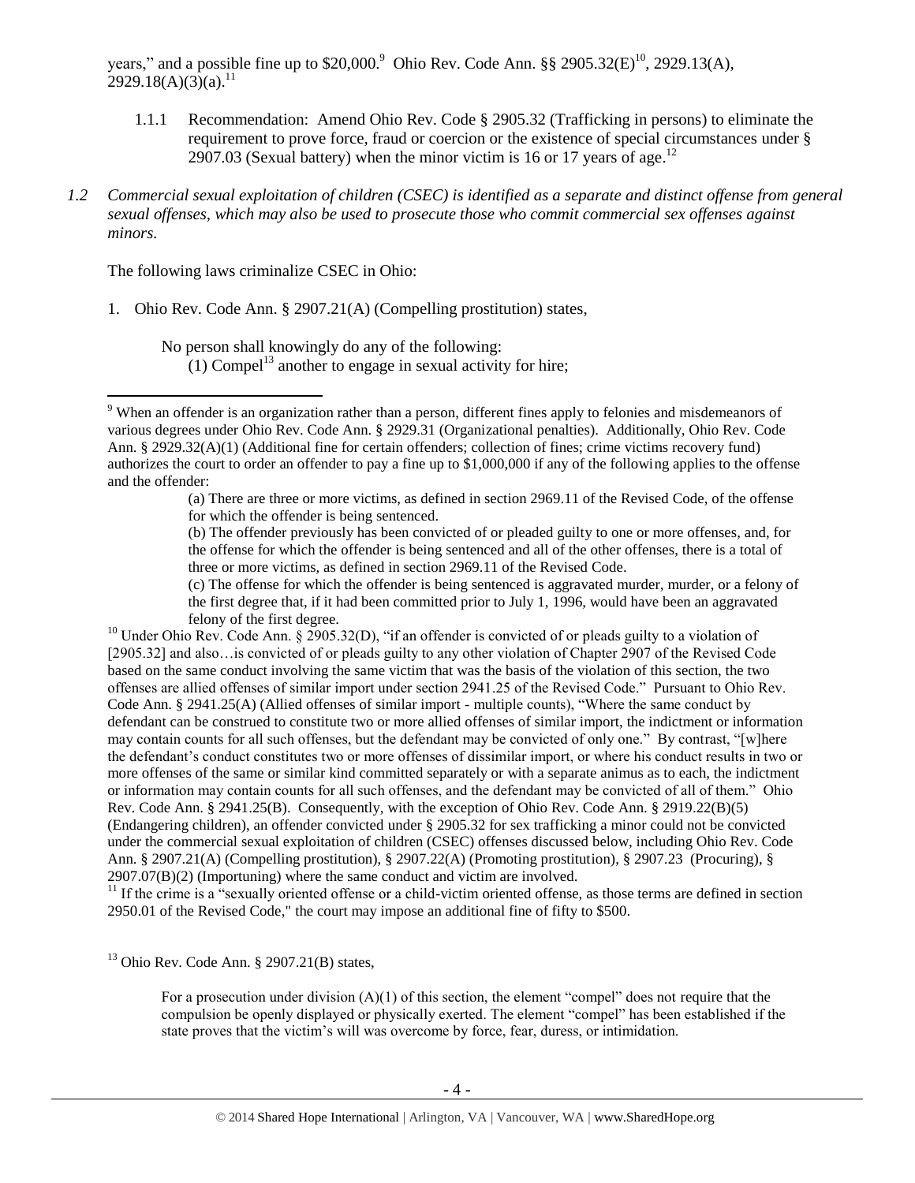years," and a possible fine up to $20,000.[9] Ohio Rev. Code Ann. §§ 2905.32(E)[10], 2929.13(A), 2929.18(A)(3)(a).[11]

1.1.1 Recommendation: Amend Ohio Rev. Code § 2905.32 (Trafficking in persons) to eliminate the requirement to prove force, fraud or coercion or the existence of special circumstances under § 2907.03 (Sexual battery) when the minor victim is 16 or 17 years of age.[12]

*1.2 Commercial sexual exploitation of children (CSEC) is identified as a separate and distinct offense from general sexual offenses, which may also be used to prosecute those who commit commercial sex offenses against minors.*

The following laws criminalize CSEC in Ohio:

1. Ohio Rev. Code Ann. § 2907.21(A) (Compelling prostitution) states,

   No person shall knowingly do any of the following:
   (1) Compel[13] another to engage in sexual activity for hire;

---

[9] When an offender is an organization rather than a person, different fines apply to felonies and misdemeanors of various degrees under Ohio Rev. Code Ann. § 2929.31 (Organizational penalties). Additionally, Ohio Rev. Code Ann. § 2929.32(A)(1) (Additional fine for certain offenders; collection of fines; crime victims recovery fund) authorizes the court to order an offender to pay a fine up to $1,000,000 if any of the following applies to the offense and the offender:

> (a) There are three or more victims, as defined in section 2969.11 of the Revised Code, of the offense for which the offender is being sentenced.
> (b) The offender previously has been convicted of or pleaded guilty to one or more offenses, and, for the offense for which the offender is being sentenced and all of the other offenses, there is a total of three or more victims, as defined in section 2969.11 of the Revised Code.
> (c) The offense for which the offender is being sentenced is aggravated murder, murder, or a felony of the first degree that, if it had been committed prior to July 1, 1996, would have been an aggravated felony of the first degree.

[10] Under Ohio Rev. Code Ann. § 2905.32(D), "if an offender is convicted of or pleads guilty to a violation of [2905.32] and also…is convicted of or pleads guilty to any other violation of Chapter 2907 of the Revised Code based on the same conduct involving the same victim that was the basis of the violation of this section, the two offenses are allied offenses of similar import under section 2941.25 of the Revised Code." Pursuant to Ohio Rev. Code Ann. § 2941.25(A) (Allied offenses of similar import - multiple counts), "Where the same conduct by defendant can be construed to constitute two or more allied offenses of similar import, the indictment or information may contain counts for all such offenses, but the defendant may be convicted of only one." By contrast, "[w]here the defendant's conduct constitutes two or more offenses of dissimilar import, or where his conduct results in two or more offenses of the same or similar kind committed separately or with a separate animus as to each, the indictment or information may contain counts for all such offenses, and the defendant may be convicted of all of them." Ohio Rev. Code Ann. § 2941.25(B). Consequently, with the exception of Ohio Rev. Code Ann. § 2919.22(B)(5) (Endangering children), an offender convicted under § 2905.32 for sex trafficking a minor could not be convicted under the commercial sexual exploitation of children (CSEC) offenses discussed below, including Ohio Rev. Code Ann. § 2907.21(A) (Compelling prostitution), § 2907.22(A) (Promoting prostitution), § 2907.23 (Procuring), § 2907.07(B)(2) (Importuning) where the same conduct and victim are involved.

[11] If the crime is a "sexually oriented offense or a child-victim oriented offense, as those terms are defined in section 2950.01 of the Revised Code," the court may impose an additional fine of fifty to $500.

[13] Ohio Rev. Code Ann. § 2907.21(B) states,

> For a prosecution under division (A)(1) of this section, the element "compel" does not require that the compulsion be openly displayed or physically exerted. The element "compel" has been established if the state proves that the victim's will was overcome by force, fear, duress, or intimidation.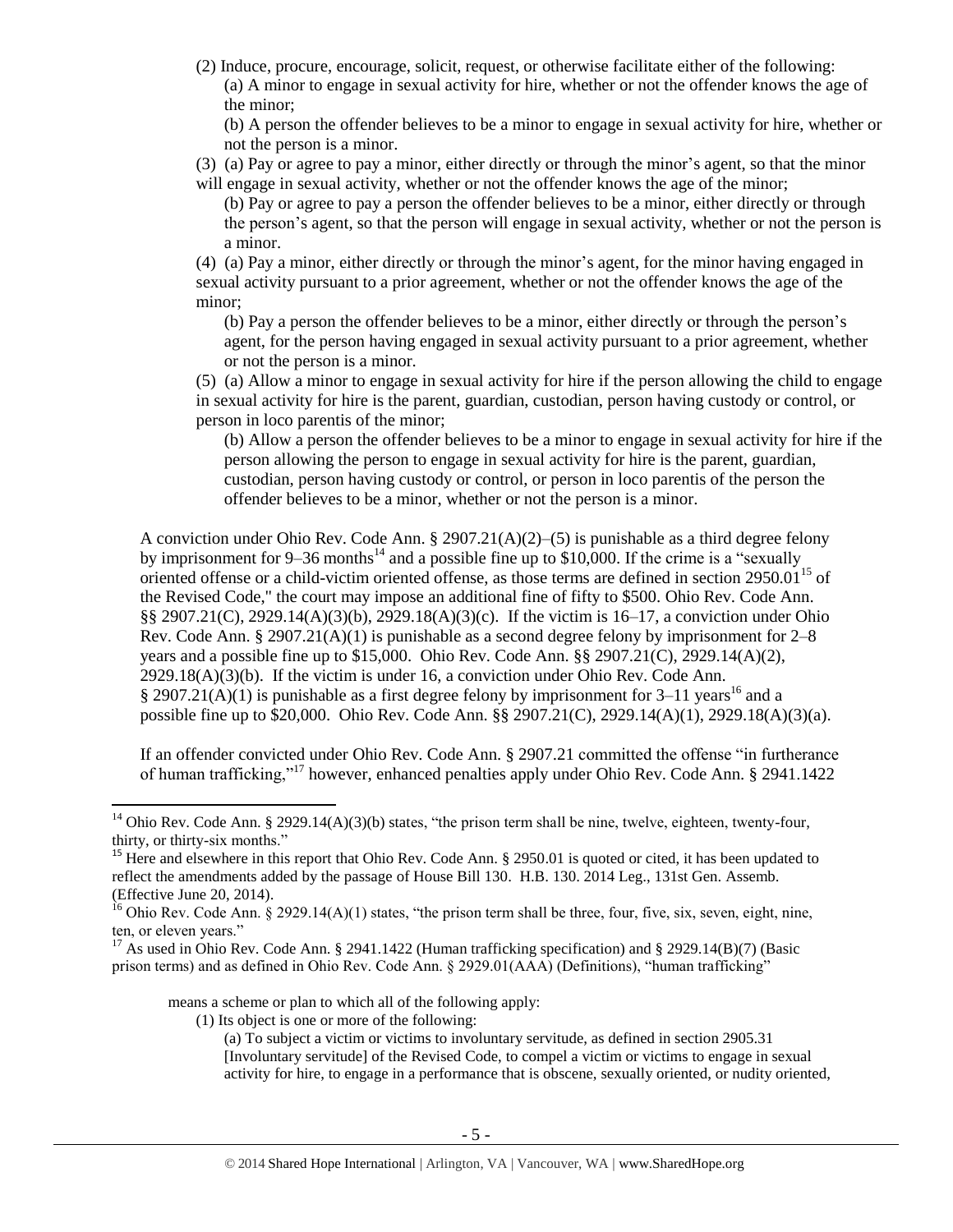(2) Induce, procure, encourage, solicit, request, or otherwise facilitate either of the following:

(a) A minor to engage in sexual activity for hire, whether or not the offender knows the age of the minor;

(b) A person the offender believes to be a minor to engage in sexual activity for hire, whether or not the person is a minor.

(3) (a) Pay or agree to pay a minor, either directly or through the minor's agent, so that the minor will engage in sexual activity, whether or not the offender knows the age of the minor;

(b) Pay or agree to pay a person the offender believes to be a minor, either directly or through the person's agent, so that the person will engage in sexual activity, whether or not the person is a minor.

(4) (a) Pay a minor, either directly or through the minor's agent, for the minor having engaged in sexual activity pursuant to a prior agreement, whether or not the offender knows the age of the minor;

(b) Pay a person the offender believes to be a minor, either directly or through the person's agent, for the person having engaged in sexual activity pursuant to a prior agreement, whether or not the person is a minor.

(5) (a) Allow a minor to engage in sexual activity for hire if the person allowing the child to engage in sexual activity for hire is the parent, guardian, custodian, person having custody or control, or person in loco parentis of the minor;

(b) Allow a person the offender believes to be a minor to engage in sexual activity for hire if the person allowing the person to engage in sexual activity for hire is the parent, guardian, custodian, person having custody or control, or person in loco parentis of the person the offender believes to be a minor, whether or not the person is a minor.

A conviction under Ohio Rev. Code Ann. § 2907.21(A)(2)–(5) is punishable as a third degree felony by imprisonment for 9–36 months[14] and a possible fine up to $10,000. If the crime is a "sexually oriented offense or a child-victim oriented offense, as those terms are defined in section 2950.01[15] of the Revised Code," the court may impose an additional fine of fifty to $500. Ohio Rev. Code Ann. §§ 2907.21(C), 2929.14(A)(3)(b), 2929.18(A)(3)(c). If the victim is 16–17, a conviction under Ohio Rev. Code Ann. § 2907.21(A)(1) is punishable as a second degree felony by imprisonment for 2–8 years and a possible fine up to $15,000. Ohio Rev. Code Ann. §§ 2907.21(C), 2929.14(A)(2), 2929.18(A)(3)(b). If the victim is under 16, a conviction under Ohio Rev. Code Ann. § 2907.21(A)(1) is punishable as a first degree felony by imprisonment for 3–11 years[16] and a possible fine up to $20,000. Ohio Rev. Code Ann. §§ 2907.21(C), 2929.14(A)(1), 2929.18(A)(3)(a).

If an offender convicted under Ohio Rev. Code Ann. § 2907.21 committed the offense "in furtherance of human trafficking,"[17] however, enhanced penalties apply under Ohio Rev. Code Ann. § 2941.1422

---

[14] Ohio Rev. Code Ann. § 2929.14(A)(3)(b) states, "the prison term shall be nine, twelve, eighteen, twenty-four, thirty, or thirty-six months."

[15] Here and elsewhere in this report that Ohio Rev. Code Ann. § 2950.01 is quoted or cited, it has been updated to reflect the amendments added by the passage of House Bill 130. H.B. 130. 2014 Leg., 131st Gen. Assemb. (Effective June 20, 2014).

[16] Ohio Rev. Code Ann. § 2929.14(A)(1) states, "the prison term shall be three, four, five, six, seven, eight, nine, ten, or eleven years."

[17] As used in Ohio Rev. Code Ann. § 2941.1422 (Human trafficking specification) and § 2929.14(B)(7) (Basic prison terms) and as defined in Ohio Rev. Code Ann. § 2929.01(AAA) (Definitions), "human trafficking"

> means a scheme or plan to which all of the following apply:
>
> (1) Its object is one or more of the following:
>
> (a) To subject a victim or victims to involuntary servitude, as defined in section 2905.31 [Involuntary servitude] of the Revised Code, to compel a victim or victims to engage in sexual activity for hire, to engage in a performance that is obscene, sexually oriented, or nudity oriented,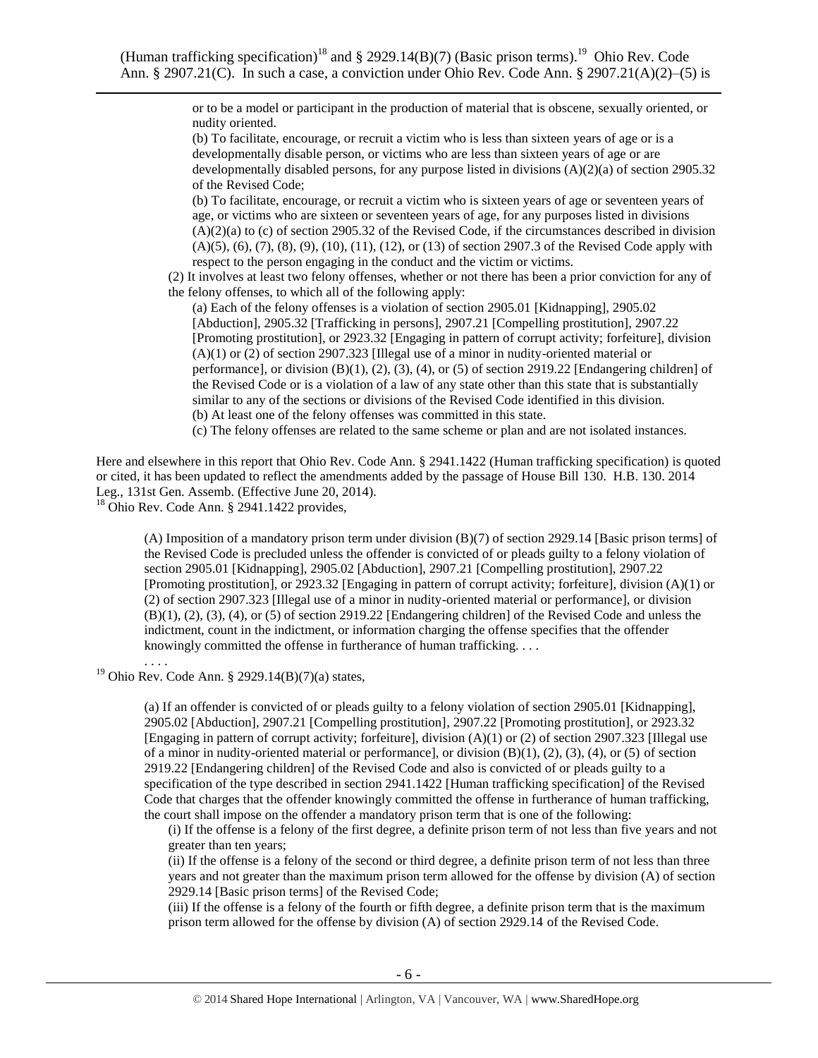(Human trafficking specification)[18] and § 2929.14(B)(7) (Basic prison terms).[19] Ohio Rev. Code Ann. § 2907.21(C). In such a case, a conviction under Ohio Rev. Code Ann. § 2907.21(A)(2)–(5) is

> or to be a model or participant in the production of material that is obscene, sexually oriented, or nudity oriented.
>
> (b) To facilitate, encourage, or recruit a victim who is less than sixteen years of age or is a developmentally disable person, or victims who are less than sixteen years of age or are developmentally disabled persons, for any purpose listed in divisions (A)(2)(a) of section 2905.32 of the Revised Code;
>
> (b) To facilitate, encourage, or recruit a victim who is sixteen years of age or seventeen years of age, or victims who are sixteen or seventeen years of age, for any purposes listed in divisions (A)(2)(a) to (c) of section 2905.32 of the Revised Code, if the circumstances described in division (A)(5), (6), (7), (8), (9), (10), (11), (12), or (13) of section 2907.3 of the Revised Code apply with respect to the person engaging in the conduct and the victim or victims.
>
> (2) It involves at least two felony offenses, whether or not there has been a prior conviction for any of the felony offenses, to which all of the following apply:
>
> (a) Each of the felony offenses is a violation of section 2905.01 [Kidnapping], 2905.02 [Abduction], 2905.32 [Trafficking in persons], 2907.21 [Compelling prostitution], 2907.22 [Promoting prostitution], or 2923.32 [Engaging in pattern of corrupt activity; forfeiture], division (A)(1) or (2) of section 2907.323 [Illegal use of a minor in nudity-oriented material or performance], or division (B)(1), (2), (3), (4), or (5) of section 2919.22 [Endangering children] of the Revised Code or is a violation of a law of any state other than this state that is substantially similar to any of the sections or divisions of the Revised Code identified in this division.
>
> (b) At least one of the felony offenses was committed in this state.
>
> (c) The felony offenses are related to the same scheme or plan and are not isolated instances.

Here and elsewhere in this report that Ohio Rev. Code Ann. § 2941.1422 (Human trafficking specification) is quoted or cited, it has been updated to reflect the amendments added by the passage of House Bill 130. H.B. 130. 2014 Leg., 131st Gen. Assemb. (Effective June 20, 2014).

[18] Ohio Rev. Code Ann. § 2941.1422 provides,

> (A) Imposition of a mandatory prison term under division (B)(7) of section 2929.14 [Basic prison terms] of the Revised Code is precluded unless the offender is convicted of or pleads guilty to a felony violation of section 2905.01 [Kidnapping], 2905.02 [Abduction], 2907.21 [Compelling prostitution], 2907.22 [Promoting prostitution], or 2923.32 [Engaging in pattern of corrupt activity; forfeiture], division (A)(1) or (2) of section 2907.323 [Illegal use of a minor in nudity-oriented material or performance], or division (B)(1), (2), (3), (4), or (5) of section 2919.22 [Endangering children] of the Revised Code and unless the indictment, count in the indictment, or information charging the offense specifies that the offender knowingly committed the offense in furtherance of human trafficking. . . .
>
> . . . .

[19] Ohio Rev. Code Ann. § 2929.14(B)(7)(a) states,

> (a) If an offender is convicted of or pleads guilty to a felony violation of section 2905.01 [Kidnapping], 2905.02 [Abduction], 2907.21 [Compelling prostitution], 2907.22 [Promoting prostitution], or 2923.32 [Engaging in pattern of corrupt activity; forfeiture], division (A)(1) or (2) of section 2907.323 [Illegal use of a minor in nudity-oriented material or performance], or division (B)(1), (2), (3), (4), or (5) of section 2919.22 [Endangering children] of the Revised Code and also is convicted of or pleads guilty to a specification of the type described in section 2941.1422 [Human trafficking specification] of the Revised Code that charges that the offender knowingly committed the offense in furtherance of human trafficking, the court shall impose on the offender a mandatory prison term that is one of the following:
>
> (i) If the offense is a felony of the first degree, a definite prison term of not less than five years and not greater than ten years;
>
> (ii) If the offense is a felony of the second or third degree, a definite prison term of not less than three years and not greater than the maximum prison term allowed for the offense by division (A) of section 2929.14 [Basic prison terms] of the Revised Code;
>
> (iii) If the offense is a felony of the fourth or fifth degree, a definite prison term that is the maximum prison term allowed for the offense by division (A) of section 2929.14 of the Revised Code.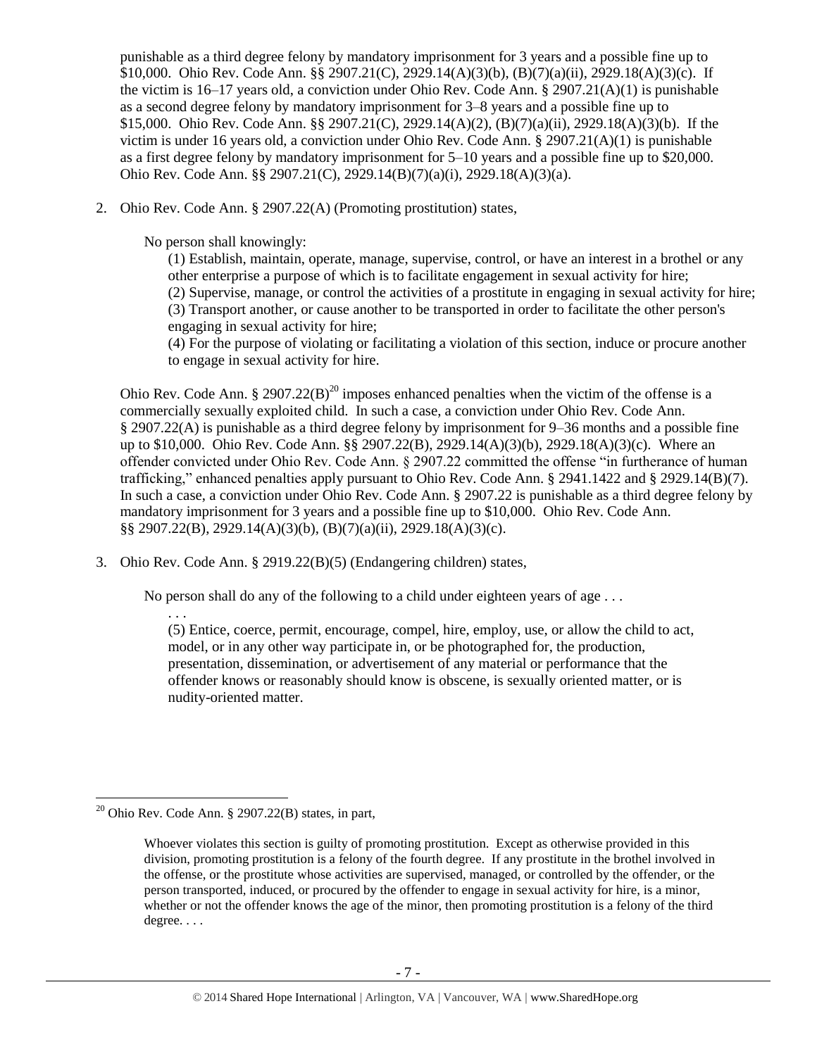punishable as a third degree felony by mandatory imprisonment for 3 years and a possible fine up to $10,000. Ohio Rev. Code Ann. §§ 2907.21(C), 2929.14(A)(3)(b), (B)(7)(a)(ii), 2929.18(A)(3)(c). If the victim is 16–17 years old, a conviction under Ohio Rev. Code Ann. § 2907.21(A)(1) is punishable as a second degree felony by mandatory imprisonment for 3–8 years and a possible fine up to $15,000. Ohio Rev. Code Ann. §§ 2907.21(C), 2929.14(A)(2), (B)(7)(a)(ii), 2929.18(A)(3)(b). If the victim is under 16 years old, a conviction under Ohio Rev. Code Ann. § 2907.21(A)(1) is punishable as a first degree felony by mandatory imprisonment for 5–10 years and a possible fine up to $20,000. Ohio Rev. Code Ann. §§ 2907.21(C), 2929.14(B)(7)(a)(i), 2929.18(A)(3)(a).

2. Ohio Rev. Code Ann. § 2907.22(A) (Promoting prostitution) states,

   No person shall knowingly:

   > (1) Establish, maintain, operate, manage, supervise, control, or have an interest in a brothel or any other enterprise a purpose of which is to facilitate engagement in sexual activity for hire;
   > (2) Supervise, manage, or control the activities of a prostitute in engaging in sexual activity for hire;
   > (3) Transport another, or cause another to be transported in order to facilitate the other person's engaging in sexual activity for hire;
   > (4) For the purpose of violating or facilitating a violation of this section, induce or procure another to engage in sexual activity for hire.

   Ohio Rev. Code Ann. § 2907.22(B)[20] imposes enhanced penalties when the victim of the offense is a commercially sexually exploited child. In such a case, a conviction under Ohio Rev. Code Ann. § 2907.22(A) is punishable as a third degree felony by imprisonment for 9–36 months and a possible fine up to $10,000. Ohio Rev. Code Ann. §§ 2907.22(B), 2929.14(A)(3)(b), 2929.18(A)(3)(c). Where an offender convicted under Ohio Rev. Code Ann. § 2907.22 committed the offense "in furtherance of human trafficking," enhanced penalties apply pursuant to Ohio Rev. Code Ann. § 2941.1422 and § 2929.14(B)(7). In such a case, a conviction under Ohio Rev. Code Ann. § 2907.22 is punishable as a third degree felony by mandatory imprisonment for 3 years and a possible fine up to $10,000. Ohio Rev. Code Ann. §§ 2907.22(B), 2929.14(A)(3)(b), (B)(7)(a)(ii), 2929.18(A)(3)(c).

3. Ohio Rev. Code Ann. § 2919.22(B)(5) (Endangering children) states,

   No person shall do any of the following to a child under eighteen years of age . . .

   > . . .
   > (5) Entice, coerce, permit, encourage, compel, hire, employ, use, or allow the child to act, model, or in any other way participate in, or be photographed for, the production, presentation, dissemination, or advertisement of any material or performance that the offender knows or reasonably should know is obscene, is sexually oriented matter, or is nudity-oriented matter.

---

[20] Ohio Rev. Code Ann. § 2907.22(B) states, in part,

> Whoever violates this section is guilty of promoting prostitution. Except as otherwise provided in this division, promoting prostitution is a felony of the fourth degree. If any prostitute in the brothel involved in the offense, or the prostitute whose activities are supervised, managed, or controlled by the offender, or the person transported, induced, or procured by the offender to engage in sexual activity for hire, is a minor, whether or not the offender knows the age of the minor, then promoting prostitution is a felony of the third degree. . . .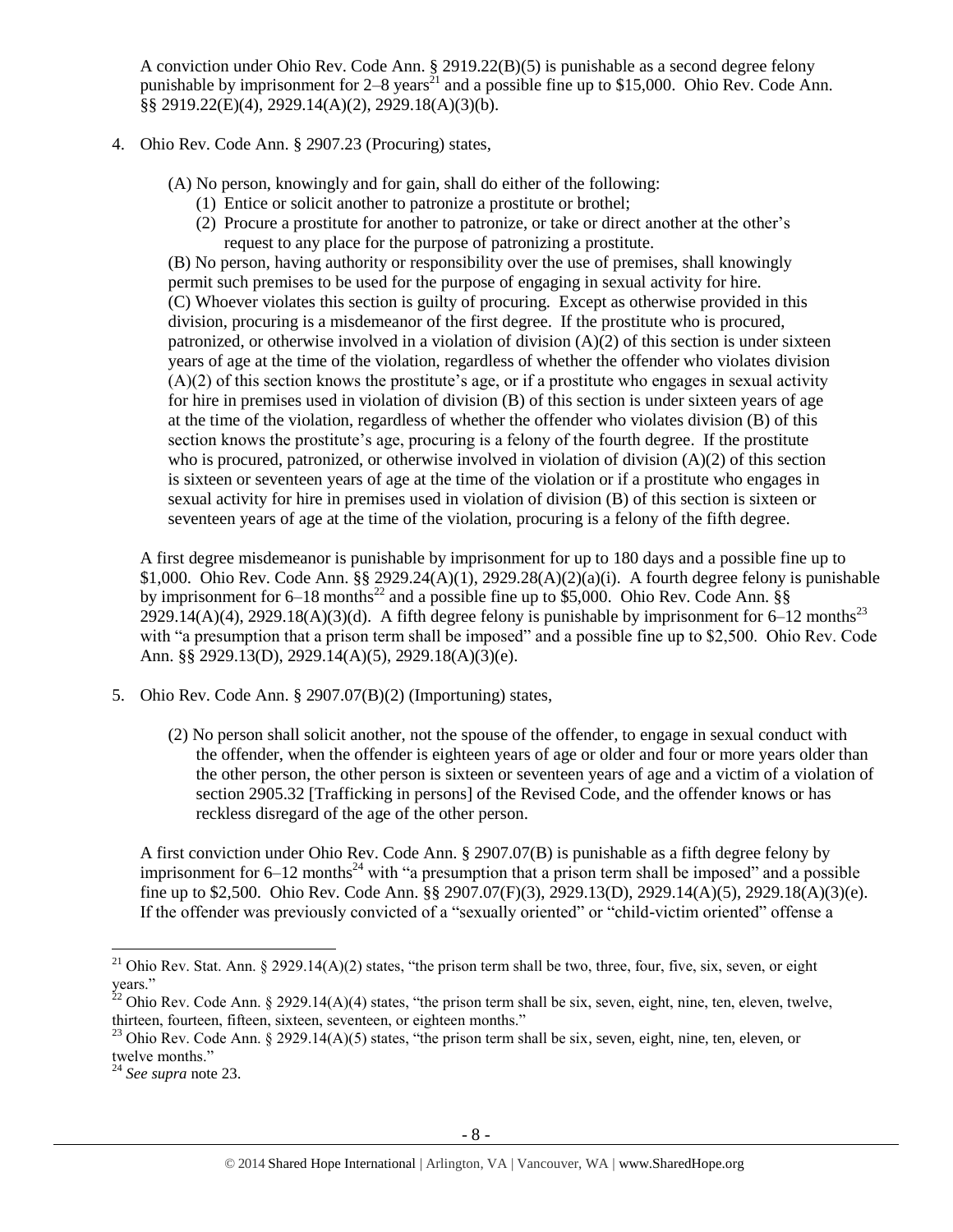A conviction under Ohio Rev. Code Ann. § 2919.22(B)(5) is punishable as a second degree felony punishable by imprisonment for 2–8 years[21] and a possible fine up to $15,000. Ohio Rev. Code Ann. §§ 2919.22(E)(4), 2929.14(A)(2), 2929.18(A)(3)(b).

4. Ohio Rev. Code Ann. § 2907.23 (Procuring) states,

   (A) No person, knowingly and for gain, shall do either of the following:
      (1) Entice or solicit another to patronize a prostitute or brothel;
      (2) Procure a prostitute for another to patronize, or take or direct another at the other's request to any place for the purpose of patronizing a prostitute.

   (B) No person, having authority or responsibility over the use of premises, shall knowingly permit such premises to be used for the purpose of engaging in sexual activity for hire.
   (C) Whoever violates this section is guilty of procuring. Except as otherwise provided in this division, procuring is a misdemeanor of the first degree. If the prostitute who is procured, patronized, or otherwise involved in a violation of division (A)(2) of this section is under sixteen years of age at the time of the violation, regardless of whether the offender who violates division (A)(2) of this section knows the prostitute's age, or if a prostitute who engages in sexual activity for hire in premises used in violation of division (B) of this section is under sixteen years of age at the time of the violation, regardless of whether the offender who violates division (B) of this section knows the prostitute's age, procuring is a felony of the fourth degree. If the prostitute who is procured, patronized, or otherwise involved in violation of division (A)(2) of this section is sixteen or seventeen years of age at the time of the violation or if a prostitute who engages in sexual activity for hire in premises used in violation of division (B) of this section is sixteen or seventeen years of age at the time of the violation, procuring is a felony of the fifth degree.

A first degree misdemeanor is punishable by imprisonment for up to 180 days and a possible fine up to $1,000. Ohio Rev. Code Ann. §§ 2929.24(A)(1), 2929.28(A)(2)(a)(i). A fourth degree felony is punishable by imprisonment for 6–18 months[22] and a possible fine up to $5,000. Ohio Rev. Code Ann. §§ 2929.14(A)(4), 2929.18(A)(3)(d). A fifth degree felony is punishable by imprisonment for 6–12 months[23] with "a presumption that a prison term shall be imposed" and a possible fine up to $2,500. Ohio Rev. Code Ann. §§ 2929.13(D), 2929.14(A)(5), 2929.18(A)(3)(e).

5. Ohio Rev. Code Ann. § 2907.07(B)(2) (Importuning) states,

   (2) No person shall solicit another, not the spouse of the offender, to engage in sexual conduct with the offender, when the offender is eighteen years of age or older and four or more years older than the other person, the other person is sixteen or seventeen years of age and a victim of a violation of section 2905.32 [Trafficking in persons] of the Revised Code, and the offender knows or has reckless disregard of the age of the other person.

A first conviction under Ohio Rev. Code Ann. § 2907.07(B) is punishable as a fifth degree felony by imprisonment for 6–12 months[24] with "a presumption that a prison term shall be imposed" and a possible fine up to $2,500. Ohio Rev. Code Ann. §§ 2907.07(F)(3), 2929.13(D), 2929.14(A)(5), 2929.18(A)(3)(e). If the offender was previously convicted of a "sexually oriented" or "child-victim oriented" offense a

---

[21] Ohio Rev. Stat. Ann. § 2929.14(A)(2) states, "the prison term shall be two, three, four, five, six, seven, or eight years."

[22] Ohio Rev. Code Ann. § 2929.14(A)(4) states, "the prison term shall be six, seven, eight, nine, ten, eleven, twelve, thirteen, fourteen, fifteen, sixteen, seventeen, or eighteen months."

[23] Ohio Rev. Code Ann. § 2929.14(A)(5) states, "the prison term shall be six, seven, eight, nine, ten, eleven, or twelve months."

[24] *See supra* note 23.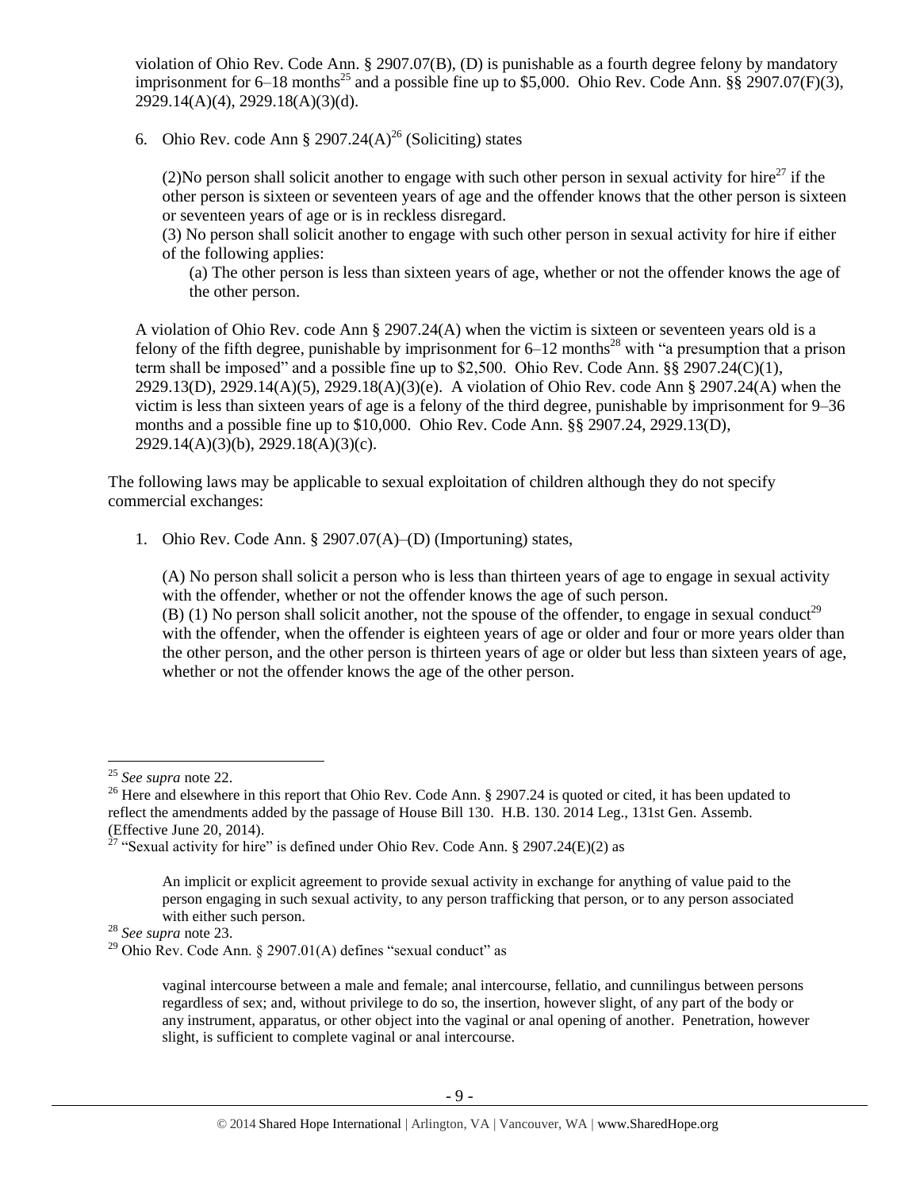violation of Ohio Rev. Code Ann. § 2907.07(B), (D) is punishable as a fourth degree felony by mandatory imprisonment for 6–18 months[25] and a possible fine up to $5,000. Ohio Rev. Code Ann. §§ 2907.07(F)(3), 2929.14(A)(4), 2929.18(A)(3)(d).

6. Ohio Rev. code Ann § 2907.24(A)[26] (Soliciting) states

   (2)No person shall solicit another to engage with such other person in sexual activity for hire[27] if the other person is sixteen or seventeen years of age and the offender knows that the other person is sixteen or seventeen years of age or is in reckless disregard.
   (3) No person shall solicit another to engage with such other person in sexual activity for hire if either of the following applies:
      (a) The other person is less than sixteen years of age, whether or not the offender knows the age of the other person.

A violation of Ohio Rev. code Ann § 2907.24(A) when the victim is sixteen or seventeen years old is a felony of the fifth degree, punishable by imprisonment for 6–12 months[28] with "a presumption that a prison term shall be imposed" and a possible fine up to $2,500. Ohio Rev. Code Ann. §§ 2907.24(C)(1), 2929.13(D), 2929.14(A)(5), 2929.18(A)(3)(e). A violation of Ohio Rev. code Ann § 2907.24(A) when the victim is less than sixteen years of age is a felony of the third degree, punishable by imprisonment for 9–36 months and a possible fine up to $10,000. Ohio Rev. Code Ann. §§ 2907.24, 2929.13(D), 2929.14(A)(3)(b), 2929.18(A)(3)(c).

The following laws may be applicable to sexual exploitation of children although they do not specify commercial exchanges:

1. Ohio Rev. Code Ann. § 2907.07(A)–(D) (Importuning) states,

   (A) No person shall solicit a person who is less than thirteen years of age to engage in sexual activity with the offender, whether or not the offender knows the age of such person.
   (B) (1) No person shall solicit another, not the spouse of the offender, to engage in sexual conduct[29] with the offender, when the offender is eighteen years of age or older and four or more years older than the other person, and the other person is thirteen years of age or older but less than sixteen years of age, whether or not the offender knows the age of the other person.

---

[25] *See supra* note 22.

[26] Here and elsewhere in this report that Ohio Rev. Code Ann. § 2907.24 is quoted or cited, it has been updated to reflect the amendments added by the passage of House Bill 130. H.B. 130. 2014 Leg., 131st Gen. Assemb. (Effective June 20, 2014).

[27] "Sexual activity for hire" is defined under Ohio Rev. Code Ann. § 2907.24(E)(2) as

> An implicit or explicit agreement to provide sexual activity in exchange for anything of value paid to the person engaging in such sexual activity, to any person trafficking that person, or to any person associated with either such person.

[28] *See supra* note 23.

[29] Ohio Rev. Code Ann. § 2907.01(A) defines "sexual conduct" as

> vaginal intercourse between a male and female; anal intercourse, fellatio, and cunnilingus between persons regardless of sex; and, without privilege to do so, the insertion, however slight, of any part of the body or any instrument, apparatus, or other object into the vaginal or anal opening of another. Penetration, however slight, is sufficient to complete vaginal or anal intercourse.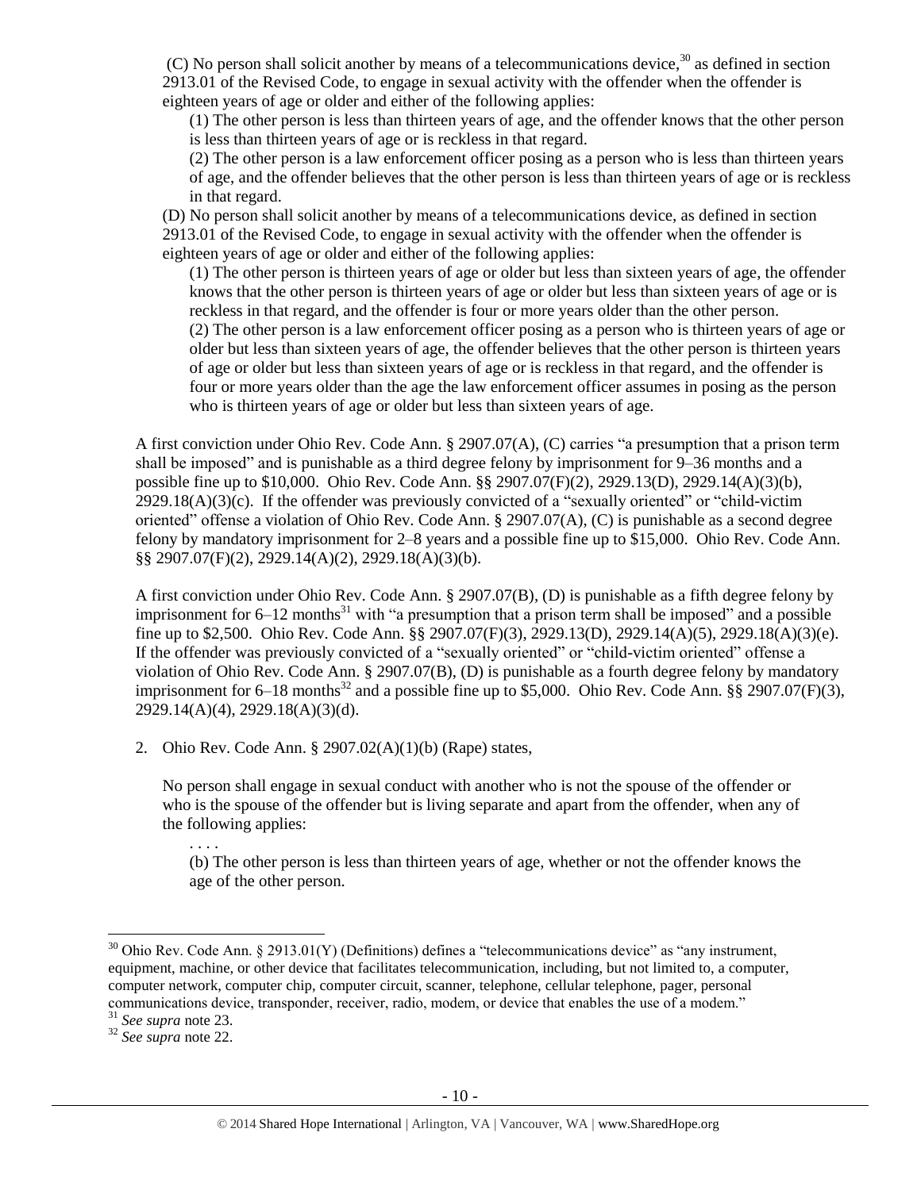(C) No person shall solicit another by means of a telecommunications device,[30] as defined in section 2913.01 of the Revised Code, to engage in sexual activity with the offender when the offender is eighteen years of age or older and either of the following applies:

(1) The other person is less than thirteen years of age, and the offender knows that the other person is less than thirteen years of age or is reckless in that regard.

(2) The other person is a law enforcement officer posing as a person who is less than thirteen years of age, and the offender believes that the other person is less than thirteen years of age or is reckless in that regard.

(D) No person shall solicit another by means of a telecommunications device, as defined in section 2913.01 of the Revised Code, to engage in sexual activity with the offender when the offender is eighteen years of age or older and either of the following applies:

(1) The other person is thirteen years of age or older but less than sixteen years of age, the offender knows that the other person is thirteen years of age or older but less than sixteen years of age or is reckless in that regard, and the offender is four or more years older than the other person.

(2) The other person is a law enforcement officer posing as a person who is thirteen years of age or older but less than sixteen years of age, the offender believes that the other person is thirteen years of age or older but less than sixteen years of age or is reckless in that regard, and the offender is four or more years older than the age the law enforcement officer assumes in posing as the person who is thirteen years of age or older but less than sixteen years of age.

A first conviction under Ohio Rev. Code Ann. § 2907.07(A), (C) carries "a presumption that a prison term shall be imposed" and is punishable as a third degree felony by imprisonment for 9–36 months and a possible fine up to $10,000. Ohio Rev. Code Ann. §§ 2907.07(F)(2), 2929.13(D), 2929.14(A)(3)(b), 2929.18(A)(3)(c). If the offender was previously convicted of a "sexually oriented" or "child-victim oriented" offense a violation of Ohio Rev. Code Ann. § 2907.07(A), (C) is punishable as a second degree felony by mandatory imprisonment for 2–8 years and a possible fine up to $15,000. Ohio Rev. Code Ann. §§ 2907.07(F)(2), 2929.14(A)(2), 2929.18(A)(3)(b).

A first conviction under Ohio Rev. Code Ann. § 2907.07(B), (D) is punishable as a fifth degree felony by imprisonment for 6–12 months[31] with "a presumption that a prison term shall be imposed" and a possible fine up to $2,500. Ohio Rev. Code Ann. §§ 2907.07(F)(3), 2929.13(D), 2929.14(A)(5), 2929.18(A)(3)(e). If the offender was previously convicted of a "sexually oriented" or "child-victim oriented" offense a violation of Ohio Rev. Code Ann. § 2907.07(B), (D) is punishable as a fourth degree felony by mandatory imprisonment for 6–18 months[32] and a possible fine up to $5,000. Ohio Rev. Code Ann. §§ 2907.07(F)(3), 2929.14(A)(4), 2929.18(A)(3)(d).

2. Ohio Rev. Code Ann. § 2907.02(A)(1)(b) (Rape) states,

No person shall engage in sexual conduct with another who is not the spouse of the offender or who is the spouse of the offender but is living separate and apart from the offender, when any of the following applies:

. . . .

(b) The other person is less than thirteen years of age, whether or not the offender knows the age of the other person.

---

[30] Ohio Rev. Code Ann. § 2913.01(Y) (Definitions) defines a "telecommunications device" as "any instrument, equipment, machine, or other device that facilitates telecommunication, including, but not limited to, a computer, computer network, computer chip, computer circuit, scanner, telephone, cellular telephone, pager, personal communications device, transponder, receiver, radio, modem, or device that enables the use of a modem."

[31] *See supra* note 23.

[32] *See supra* note 22.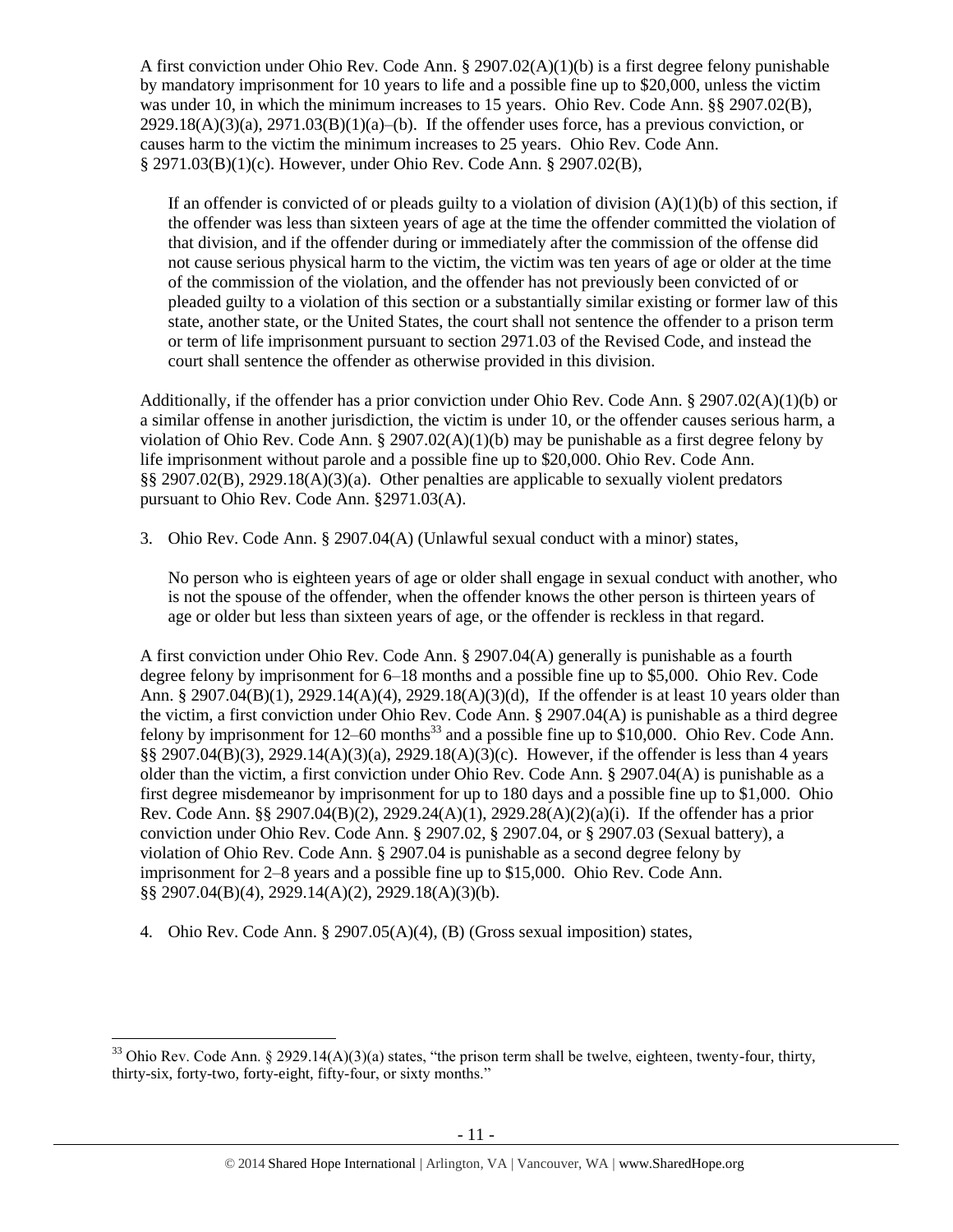A first conviction under Ohio Rev. Code Ann. § 2907.02(A)(1)(b) is a first degree felony punishable by mandatory imprisonment for 10 years to life and a possible fine up to $20,000, unless the victim was under 10, in which the minimum increases to 15 years. Ohio Rev. Code Ann. §§ 2907.02(B), 2929.18(A)(3)(a), 2971.03(B)(1)(a)–(b). If the offender uses force, has a previous conviction, or causes harm to the victim the minimum increases to 25 years. Ohio Rev. Code Ann. § 2971.03(B)(1)(c). However, under Ohio Rev. Code Ann. § 2907.02(B),

> If an offender is convicted of or pleads guilty to a violation of division (A)(1)(b) of this section, if the offender was less than sixteen years of age at the time the offender committed the violation of that division, and if the offender during or immediately after the commission of the offense did not cause serious physical harm to the victim, the victim was ten years of age or older at the time of the commission of the violation, and the offender has not previously been convicted of or pleaded guilty to a violation of this section or a substantially similar existing or former law of this state, another state, or the United States, the court shall not sentence the offender to a prison term or term of life imprisonment pursuant to section 2971.03 of the Revised Code, and instead the court shall sentence the offender as otherwise provided in this division.

Additionally, if the offender has a prior conviction under Ohio Rev. Code Ann. § 2907.02(A)(1)(b) or a similar offense in another jurisdiction, the victim is under 10, or the offender causes serious harm, a violation of Ohio Rev. Code Ann. § 2907.02(A)(1)(b) may be punishable as a first degree felony by life imprisonment without parole and a possible fine up to $20,000. Ohio Rev. Code Ann. §§ 2907.02(B), 2929.18(A)(3)(a). Other penalties are applicable to sexually violent predators pursuant to Ohio Rev. Code Ann. §2971.03(A).

3. Ohio Rev. Code Ann. § 2907.04(A) (Unlawful sexual conduct with a minor) states,

> No person who is eighteen years of age or older shall engage in sexual conduct with another, who is not the spouse of the offender, when the offender knows the other person is thirteen years of age or older but less than sixteen years of age, or the offender is reckless in that regard.

A first conviction under Ohio Rev. Code Ann. § 2907.04(A) generally is punishable as a fourth degree felony by imprisonment for 6–18 months and a possible fine up to $5,000. Ohio Rev. Code Ann. § 2907.04(B)(1), 2929.14(A)(4), 2929.18(A)(3)(d), If the offender is at least 10 years older than the victim, a first conviction under Ohio Rev. Code Ann. § 2907.04(A) is punishable as a third degree felony by imprisonment for 12–60 months[33] and a possible fine up to $10,000. Ohio Rev. Code Ann. §§ 2907.04(B)(3), 2929.14(A)(3)(a), 2929.18(A)(3)(c). However, if the offender is less than 4 years older than the victim, a first conviction under Ohio Rev. Code Ann. § 2907.04(A) is punishable as a first degree misdemeanor by imprisonment for up to 180 days and a possible fine up to $1,000. Ohio Rev. Code Ann. §§ 2907.04(B)(2), 2929.24(A)(1), 2929.28(A)(2)(a)(i). If the offender has a prior conviction under Ohio Rev. Code Ann. § 2907.02, § 2907.04, or § 2907.03 (Sexual battery), a violation of Ohio Rev. Code Ann. § 2907.04 is punishable as a second degree felony by imprisonment for 2–8 years and a possible fine up to $15,000. Ohio Rev. Code Ann. §§ 2907.04(B)(4), 2929.14(A)(2), 2929.18(A)(3)(b).

4. Ohio Rev. Code Ann. § 2907.05(A)(4), (B) (Gross sexual imposition) states,

[33] Ohio Rev. Code Ann. § 2929.14(A)(3)(a) states, "the prison term shall be twelve, eighteen, twenty-four, thirty, thirty-six, forty-two, forty-eight, fifty-four, or sixty months."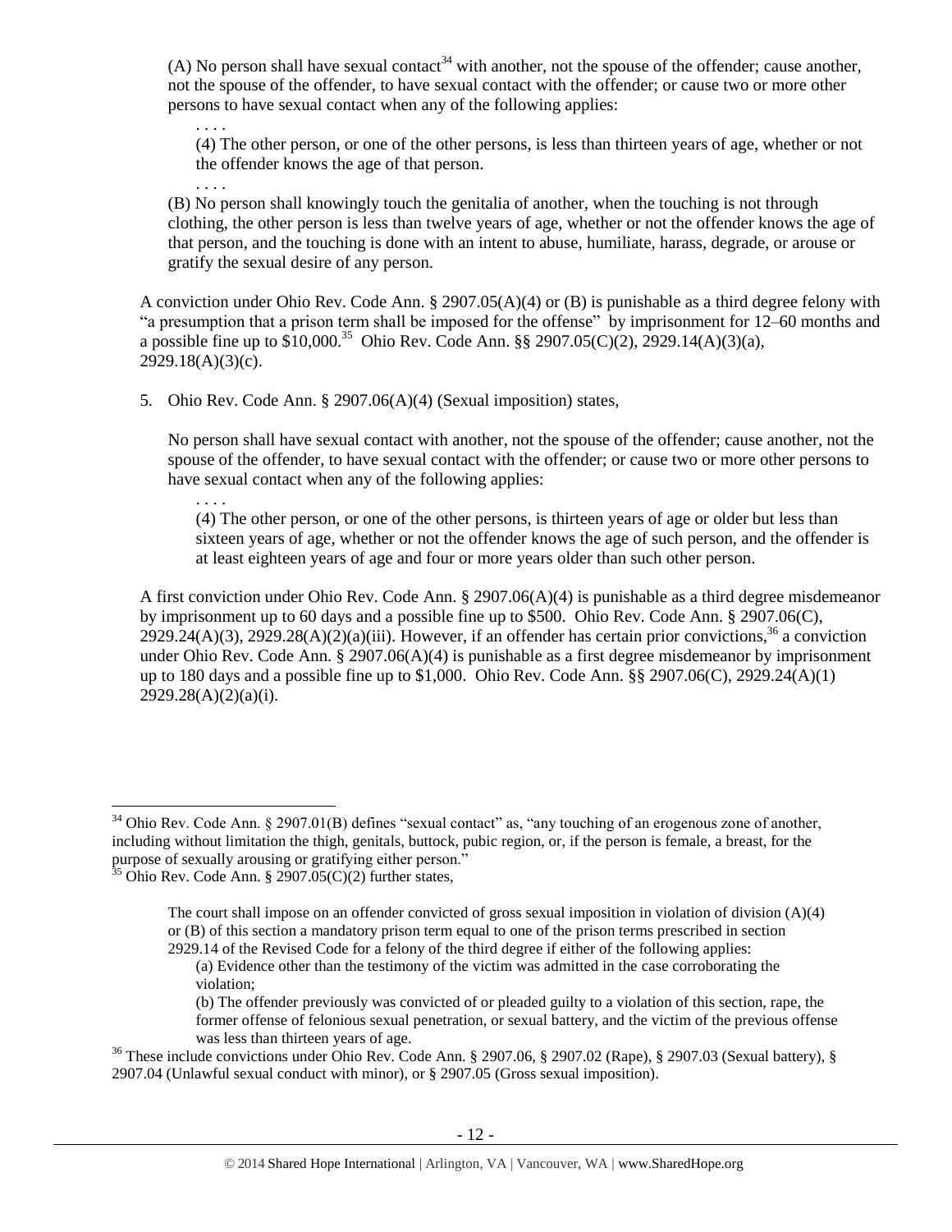(A) No person shall have sexual contact[34] with another, not the spouse of the offender; cause another, not the spouse of the offender, to have sexual contact with the offender; or cause two or more other persons to have sexual contact when any of the following applies:

> . . . .
>
> (4) The other person, or one of the other persons, is less than thirteen years of age, whether or not the offender knows the age of that person.
>
> . . . .

(B) No person shall knowingly touch the genitalia of another, when the touching is not through clothing, the other person is less than twelve years of age, whether or not the offender knows the age of that person, and the touching is done with an intent to abuse, humiliate, harass, degrade, or arouse or gratify the sexual desire of any person.

A conviction under Ohio Rev. Code Ann. § 2907.05(A)(4) or (B) is punishable as a third degree felony with "a presumption that a prison term shall be imposed for the offense" by imprisonment for 12–60 months and a possible fine up to $10,000.[35] Ohio Rev. Code Ann. §§ 2907.05(C)(2), 2929.14(A)(3)(a), 2929.18(A)(3)(c).

5. Ohio Rev. Code Ann. § 2907.06(A)(4) (Sexual imposition) states,

No person shall have sexual contact with another, not the spouse of the offender; cause another, not the spouse of the offender, to have sexual contact with the offender; or cause two or more other persons to have sexual contact when any of the following applies:

> . . . .
>
> (4) The other person, or one of the other persons, is thirteen years of age or older but less than sixteen years of age, whether or not the offender knows the age of such person, and the offender is at least eighteen years of age and four or more years older than such other person.

A first conviction under Ohio Rev. Code Ann. § 2907.06(A)(4) is punishable as a third degree misdemeanor by imprisonment up to 60 days and a possible fine up to $500. Ohio Rev. Code Ann. § 2907.06(C), 2929.24(A)(3), 2929.28(A)(2)(a)(iii). However, if an offender has certain prior convictions,[36] a conviction under Ohio Rev. Code Ann. § 2907.06(A)(4) is punishable as a first degree misdemeanor by imprisonment up to 180 days and a possible fine up to $1,000. Ohio Rev. Code Ann. §§ 2907.06(C), 2929.24(A)(1) 2929.28(A)(2)(a)(i).

---

[34] Ohio Rev. Code Ann. § 2907.01(B) defines "sexual contact" as, "any touching of an erogenous zone of another, including without limitation the thigh, genitals, buttock, pubic region, or, if the person is female, a breast, for the purpose of sexually arousing or gratifying either person."

[35] Ohio Rev. Code Ann. § 2907.05(C)(2) further states,

> The court shall impose on an offender convicted of gross sexual imposition in violation of division (A)(4) or (B) of this section a mandatory prison term equal to one of the prison terms prescribed in section 2929.14 of the Revised Code for a felony of the third degree if either of the following applies:
>
> (a) Evidence other than the testimony of the victim was admitted in the case corroborating the violation;
>
> (b) The offender previously was convicted of or pleaded guilty to a violation of this section, rape, the former offense of felonious sexual penetration, or sexual battery, and the victim of the previous offense was less than thirteen years of age.

[36] These include convictions under Ohio Rev. Code Ann. § 2907.06, § 2907.02 (Rape), § 2907.03 (Sexual battery), § 2907.04 (Unlawful sexual conduct with minor), or § 2907.05 (Gross sexual imposition).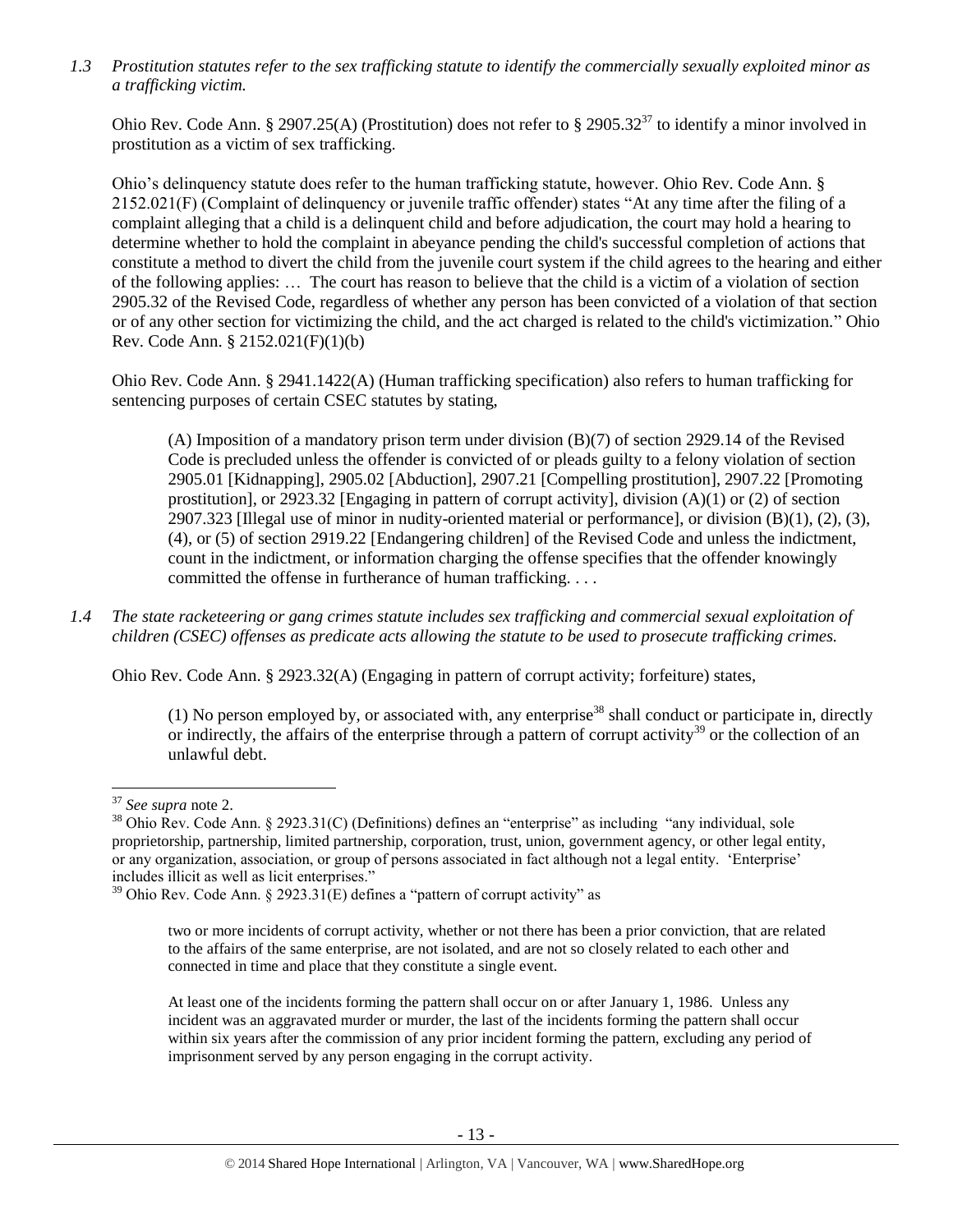*1.3 Prostitution statutes refer to the sex trafficking statute to identify the commercially sexually exploited minor as a trafficking victim.*

Ohio Rev. Code Ann. § 2907.25(A) (Prostitution) does not refer to § 2905.32[37] to identify a minor involved in prostitution as a victim of sex trafficking.

Ohio's delinquency statute does refer to the human trafficking statute, however. Ohio Rev. Code Ann. § 2152.021(F) (Complaint of delinquency or juvenile traffic offender) states "At any time after the filing of a complaint alleging that a child is a delinquent child and before adjudication, the court may hold a hearing to determine whether to hold the complaint in abeyance pending the child's successful completion of actions that constitute a method to divert the child from the juvenile court system if the child agrees to the hearing and either of the following applies: … The court has reason to believe that the child is a victim of a violation of section 2905.32 of the Revised Code, regardless of whether any person has been convicted of a violation of that section or of any other section for victimizing the child, and the act charged is related to the child's victimization." Ohio Rev. Code Ann. § 2152.021(F)(1)(b)

Ohio Rev. Code Ann. § 2941.1422(A) (Human trafficking specification) also refers to human trafficking for sentencing purposes of certain CSEC statutes by stating,

> (A) Imposition of a mandatory prison term under division (B)(7) of section 2929.14 of the Revised Code is precluded unless the offender is convicted of or pleads guilty to a felony violation of section 2905.01 [Kidnapping], 2905.02 [Abduction], 2907.21 [Compelling prostitution], 2907.22 [Promoting prostitution], or 2923.32 [Engaging in pattern of corrupt activity], division (A)(1) or (2) of section 2907.323 [Illegal use of minor in nudity-oriented material or performance], or division (B)(1), (2), (3), (4), or (5) of section 2919.22 [Endangering children] of the Revised Code and unless the indictment, count in the indictment, or information charging the offense specifies that the offender knowingly committed the offense in furtherance of human trafficking. . . .

*1.4 The state racketeering or gang crimes statute includes sex trafficking and commercial sexual exploitation of children (CSEC) offenses as predicate acts allowing the statute to be used to prosecute trafficking crimes.*

Ohio Rev. Code Ann. § 2923.32(A) (Engaging in pattern of corrupt activity; forfeiture) states,

> (1) No person employed by, or associated with, any enterprise[38] shall conduct or participate in, directly or indirectly, the affairs of the enterprise through a pattern of corrupt activity[39] or the collection of an unlawful debt.

---

[37] *See supra* note 2.

[38] Ohio Rev. Code Ann. § 2923.31(C) (Definitions) defines an "enterprise" as including "any individual, sole proprietorship, partnership, limited partnership, corporation, trust, union, government agency, or other legal entity, or any organization, association, or group of persons associated in fact although not a legal entity. 'Enterprise' includes illicit as well as licit enterprises."

[39] Ohio Rev. Code Ann. § 2923.31(E) defines a "pattern of corrupt activity" as

> two or more incidents of corrupt activity, whether or not there has been a prior conviction, that are related to the affairs of the same enterprise, are not isolated, and are not so closely related to each other and connected in time and place that they constitute a single event.
>
> At least one of the incidents forming the pattern shall occur on or after January 1, 1986. Unless any incident was an aggravated murder or murder, the last of the incidents forming the pattern shall occur within six years after the commission of any prior incident forming the pattern, excluding any period of imprisonment served by any person engaging in the corrupt activity.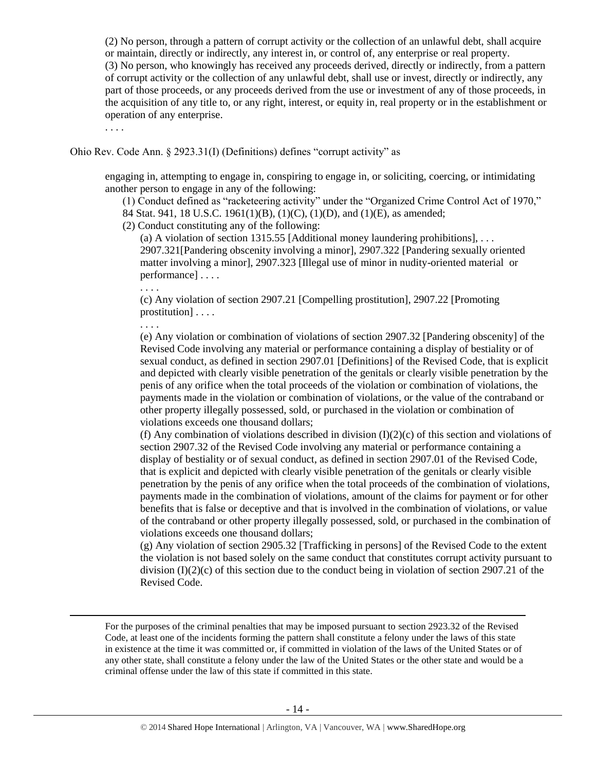> (2) No person, through a pattern of corrupt activity or the collection of an unlawful debt, shall acquire or maintain, directly or indirectly, any interest in, or control of, any enterprise or real property.
> (3) No person, who knowingly has received any proceeds derived, directly or indirectly, from a pattern of corrupt activity or the collection of any unlawful debt, shall use or invest, directly or indirectly, any part of those proceeds, or any proceeds derived from the use or investment of any of those proceeds, in the acquisition of any title to, or any right, interest, or equity in, real property or in the establishment or operation of any enterprise.
> . . . .

Ohio Rev. Code Ann. § 2923.31(I) (Definitions) defines "corrupt activity" as

> engaging in, attempting to engage in, conspiring to engage in, or soliciting, coercing, or intimidating another person to engage in any of the following:
>
> (1) Conduct defined as "racketeering activity" under the "Organized Crime Control Act of 1970," 84 Stat. 941, 18 U.S.C. 1961(1)(B), (1)(C), (1)(D), and (1)(E), as amended;
>
> (2) Conduct constituting any of the following:
>
> (a) A violation of section 1315.55 [Additional money laundering prohibitions], . . . 2907.321[Pandering obscenity involving a minor], 2907.322 [Pandering sexually oriented matter involving a minor], 2907.323 [Illegal use of minor in nudity-oriented material or performance] . . . .
>
> . . . .
>
> (c) Any violation of section 2907.21 [Compelling prostitution], 2907.22 [Promoting prostitution] . . . .
>
> . . . .
>
> (e) Any violation or combination of violations of section 2907.32 [Pandering obscenity] of the Revised Code involving any material or performance containing a display of bestiality or of sexual conduct, as defined in section 2907.01 [Definitions] of the Revised Code, that is explicit and depicted with clearly visible penetration of the genitals or clearly visible penetration by the penis of any orifice when the total proceeds of the violation or combination of violations, the payments made in the violation or combination of violations, or the value of the contraband or other property illegally possessed, sold, or purchased in the violation or combination of violations exceeds one thousand dollars;
>
> (f) Any combination of violations described in division (I)(2)(c) of this section and violations of section 2907.32 of the Revised Code involving any material or performance containing a display of bestiality or of sexual conduct, as defined in section 2907.01 of the Revised Code, that is explicit and depicted with clearly visible penetration of the genitals or clearly visible penetration by the penis of any orifice when the total proceeds of the combination of violations, payments made in the combination of violations, amount of the claims for payment or for other benefits that is false or deceptive and that is involved in the combination of violations, or value of the contraband or other property illegally possessed, sold, or purchased in the combination of violations exceeds one thousand dollars;
>
> (g) Any violation of section 2905.32 [Trafficking in persons] of the Revised Code to the extent the violation is not based solely on the same conduct that constitutes corrupt activity pursuant to division (I)(2)(c) of this section due to the conduct being in violation of section 2907.21 of the Revised Code.

---

For the purposes of the criminal penalties that may be imposed pursuant to section 2923.32 of the Revised Code, at least one of the incidents forming the pattern shall constitute a felony under the laws of this state in existence at the time it was committed or, if committed in violation of the laws of the United States or of any other state, shall constitute a felony under the law of the United States or the other state and would be a criminal offense under the law of this state if committed in this state.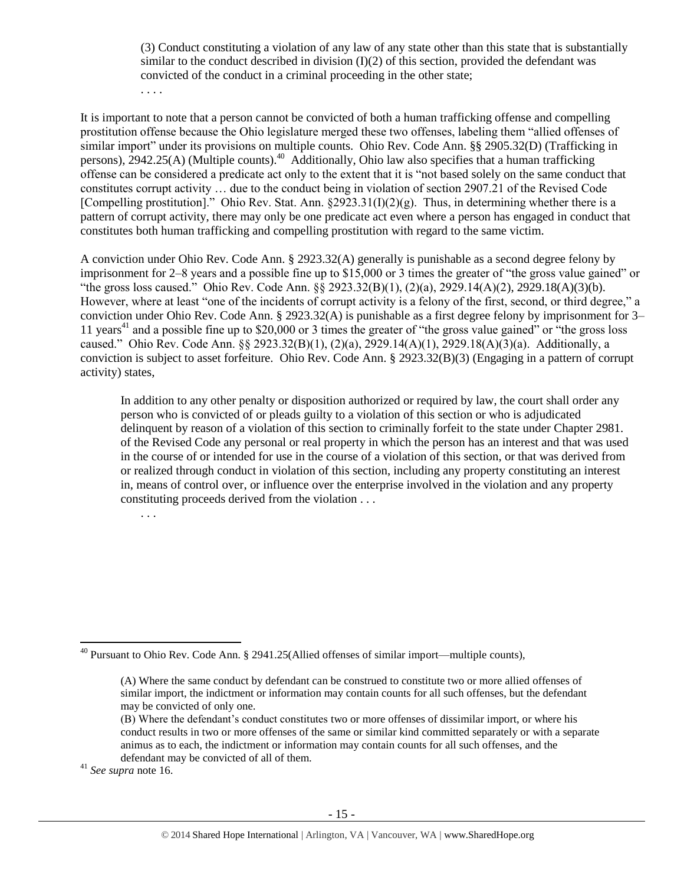> (3) Conduct constituting a violation of any law of any state other than this state that is substantially similar to the conduct described in division (I)(2) of this section, provided the defendant was convicted of the conduct in a criminal proceeding in the other state;
>
> . . . .

It is important to note that a person cannot be convicted of both a human trafficking offense and compelling prostitution offense because the Ohio legislature merged these two offenses, labeling them "allied offenses of similar import" under its provisions on multiple counts. Ohio Rev. Code Ann. §§ 2905.32(D) (Trafficking in persons), 2942.25(A) (Multiple counts).[40] Additionally, Ohio law also specifies that a human trafficking offense can be considered a predicate act only to the extent that it is "not based solely on the same conduct that constitutes corrupt activity … due to the conduct being in violation of section 2907.21 of the Revised Code [Compelling prostitution]." Ohio Rev. Stat. Ann. §2923.31(I)(2)(g). Thus, in determining whether there is a pattern of corrupt activity, there may only be one predicate act even where a person has engaged in conduct that constitutes both human trafficking and compelling prostitution with regard to the same victim.

A conviction under Ohio Rev. Code Ann. § 2923.32(A) generally is punishable as a second degree felony by imprisonment for 2–8 years and a possible fine up to $15,000 or 3 times the greater of "the gross value gained" or "the gross loss caused." Ohio Rev. Code Ann. §§ 2923.32(B)(1), (2)(a), 2929.14(A)(2), 2929.18(A)(3)(b). However, where at least "one of the incidents of corrupt activity is a felony of the first, second, or third degree," a conviction under Ohio Rev. Code Ann. § 2923.32(A) is punishable as a first degree felony by imprisonment for 3–11 years[41] and a possible fine up to $20,000 or 3 times the greater of "the gross value gained" or "the gross loss caused." Ohio Rev. Code Ann. §§ 2923.32(B)(1), (2)(a), 2929.14(A)(1), 2929.18(A)(3)(a). Additionally, a conviction is subject to asset forfeiture. Ohio Rev. Code Ann. § 2923.32(B)(3) (Engaging in a pattern of corrupt activity) states,

> In addition to any other penalty or disposition authorized or required by law, the court shall order any person who is convicted of or pleads guilty to a violation of this section or who is adjudicated delinquent by reason of a violation of this section to criminally forfeit to the state under Chapter 2981. of the Revised Code any personal or real property in which the person has an interest and that was used in the course of or intended for use in the course of a violation of this section, or that was derived from or realized through conduct in violation of this section, including any property constituting an interest in, means of control over, or influence over the enterprise involved in the violation and any property constituting proceeds derived from the violation . . .
>
> . . .

---

[40] Pursuant to Ohio Rev. Code Ann. § 2941.25(Allied offenses of similar import—multiple counts),

> (A) Where the same conduct by defendant can be construed to constitute two or more allied offenses of similar import, the indictment or information may contain counts for all such offenses, but the defendant may be convicted of only one.
>
> (B) Where the defendant's conduct constitutes two or more offenses of dissimilar import, or where his conduct results in two or more offenses of the same or similar kind committed separately or with a separate animus as to each, the indictment or information may contain counts for all such offenses, and the defendant may be convicted of all of them.

[41] *See supra* note 16.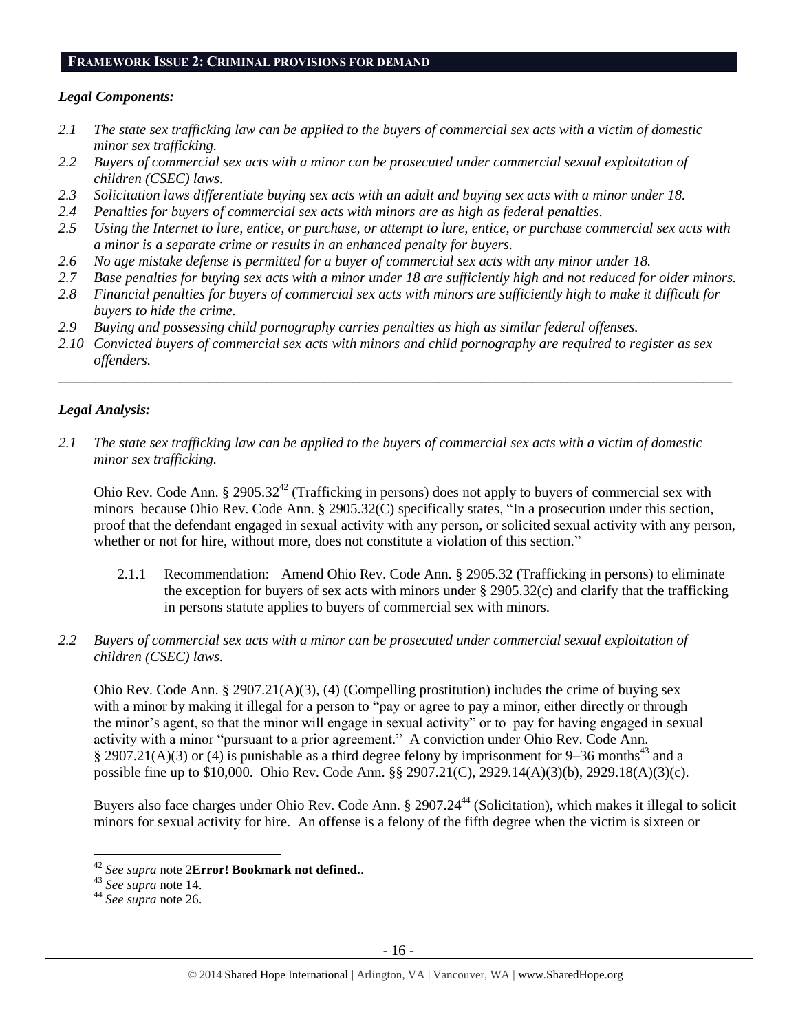## FRAMEWORK ISSUE 2: CRIMINAL PROVISIONS FOR DEMAND

### *Legal Components:*

*2.1 The state sex trafficking law can be applied to the buyers of commercial sex acts with a victim of domestic minor sex trafficking.*

*2.2 Buyers of commercial sex acts with a minor can be prosecuted under commercial sexual exploitation of children (CSEC) laws.*

*2.3 Solicitation laws differentiate buying sex acts with an adult and buying sex acts with a minor under 18.*

*2.4 Penalties for buyers of commercial sex acts with minors are as high as federal penalties.*

*2.5 Using the Internet to lure, entice, or purchase, or attempt to lure, entice, or purchase commercial sex acts with a minor is a separate crime or results in an enhanced penalty for buyers.*

*2.6 No age mistake defense is permitted for a buyer of commercial sex acts with any minor under 18.*

*2.7 Base penalties for buying sex acts with a minor under 18 are sufficiently high and not reduced for older minors.*

*2.8 Financial penalties for buyers of commercial sex acts with minors are sufficiently high to make it difficult for buyers to hide the crime.*

*2.9 Buying and possessing child pornography carries penalties as high as similar federal offenses.*

*2.10 Convicted buyers of commercial sex acts with minors and child pornography are required to register as sex offenders.*

---

### *Legal Analysis:*

*2.1 The state sex trafficking law can be applied to the buyers of commercial sex acts with a victim of domestic minor sex trafficking.*

Ohio Rev. Code Ann. § 2905.32[42] (Trafficking in persons) does not apply to buyers of commercial sex with minors because Ohio Rev. Code Ann. § 2905.32(C) specifically states, "In a prosecution under this section, proof that the defendant engaged in sexual activity with any person, or solicited sexual activity with any person, whether or not for hire, without more, does not constitute a violation of this section."

2.1.1 Recommendation: Amend Ohio Rev. Code Ann. § 2905.32 (Trafficking in persons) to eliminate the exception for buyers of sex acts with minors under § 2905.32(c) and clarify that the trafficking in persons statute applies to buyers of commercial sex with minors.

*2.2 Buyers of commercial sex acts with a minor can be prosecuted under commercial sexual exploitation of children (CSEC) laws.*

Ohio Rev. Code Ann. § 2907.21(A)(3), (4) (Compelling prostitution) includes the crime of buying sex with a minor by making it illegal for a person to "pay or agree to pay a minor, either directly or through the minor's agent, so that the minor will engage in sexual activity" or to pay for having engaged in sexual activity with a minor "pursuant to a prior agreement." A conviction under Ohio Rev. Code Ann. § 2907.21(A)(3) or (4) is punishable as a third degree felony by imprisonment for 9–36 months[43] and a possible fine up to $10,000. Ohio Rev. Code Ann. §§ 2907.21(C), 2929.14(A)(3)(b), 2929.18(A)(3)(c).

Buyers also face charges under Ohio Rev. Code Ann. § 2907.24[44] (Solicitation), which makes it illegal to solicit minors for sexual activity for hire. An offense is a felony of the fifth degree when the victim is sixteen or

---

[42] *See supra* note 2**Error! Bookmark not defined.**.

[43] *See supra* note 14.

[44] *See supra* note 26.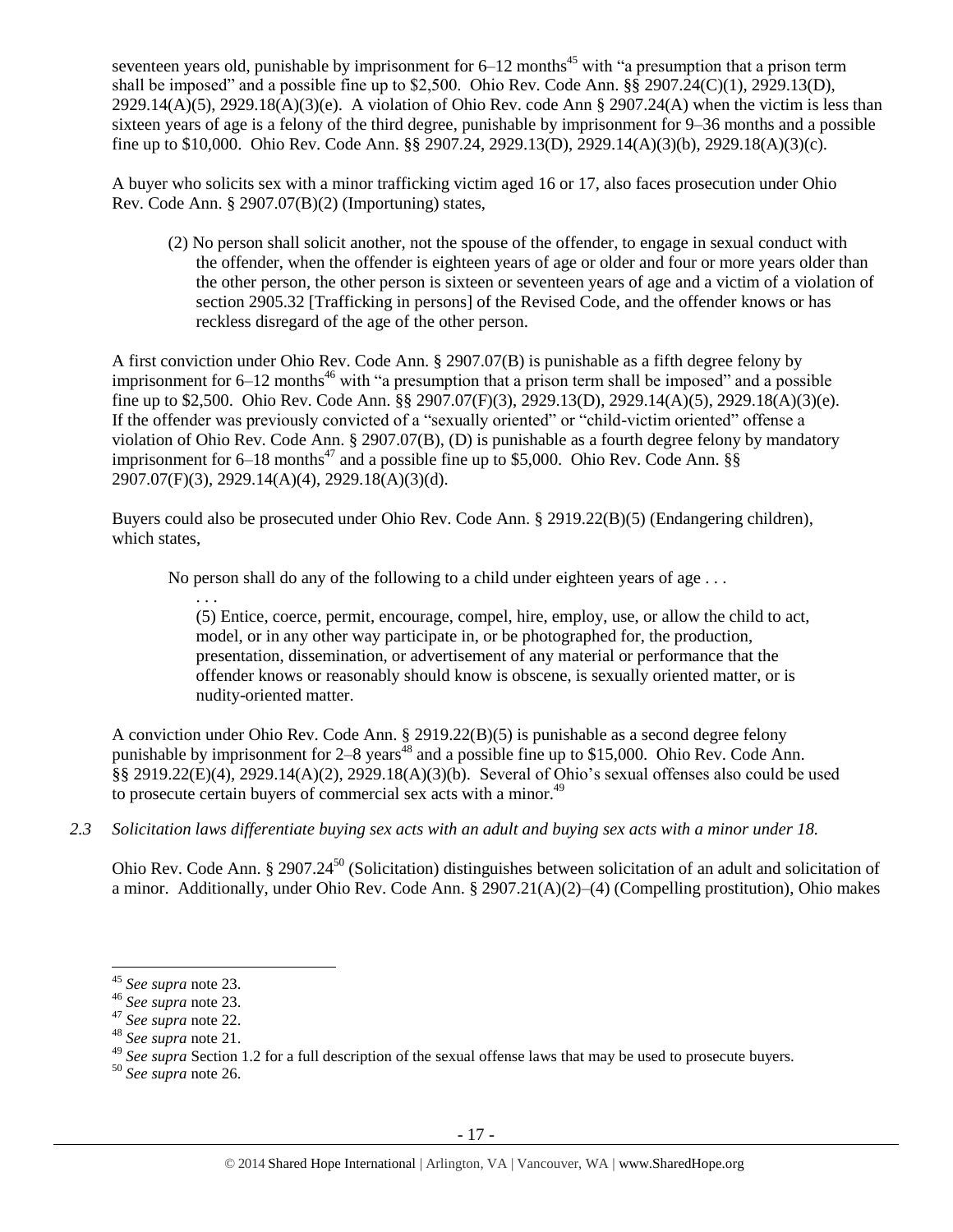seventeen years old, punishable by imprisonment for 6–12 months[45] with "a presumption that a prison term shall be imposed" and a possible fine up to $2,500. Ohio Rev. Code Ann. §§ 2907.24(C)(1), 2929.13(D), 2929.14(A)(5), 2929.18(A)(3)(e). A violation of Ohio Rev. code Ann § 2907.24(A) when the victim is less than sixteen years of age is a felony of the third degree, punishable by imprisonment for 9–36 months and a possible fine up to $10,000. Ohio Rev. Code Ann. §§ 2907.24, 2929.13(D), 2929.14(A)(3)(b), 2929.18(A)(3)(c).

A buyer who solicits sex with a minor trafficking victim aged 16 or 17, also faces prosecution under Ohio Rev. Code Ann. § 2907.07(B)(2) (Importuning) states,

> (2) No person shall solicit another, not the spouse of the offender, to engage in sexual conduct with the offender, when the offender is eighteen years of age or older and four or more years older than the other person, the other person is sixteen or seventeen years of age and a victim of a violation of section 2905.32 [Trafficking in persons] of the Revised Code, and the offender knows or has reckless disregard of the age of the other person.

A first conviction under Ohio Rev. Code Ann. § 2907.07(B) is punishable as a fifth degree felony by imprisonment for 6–12 months[46] with "a presumption that a prison term shall be imposed" and a possible fine up to $2,500. Ohio Rev. Code Ann. §§ 2907.07(F)(3), 2929.13(D), 2929.14(A)(5), 2929.18(A)(3)(e). If the offender was previously convicted of a "sexually oriented" or "child-victim oriented" offense a violation of Ohio Rev. Code Ann. § 2907.07(B), (D) is punishable as a fourth degree felony by mandatory imprisonment for 6–18 months[47] and a possible fine up to $5,000. Ohio Rev. Code Ann. §§ 2907.07(F)(3), 2929.14(A)(4), 2929.18(A)(3)(d).

Buyers could also be prosecuted under Ohio Rev. Code Ann. § 2919.22(B)(5) (Endangering children), which states,

> No person shall do any of the following to a child under eighteen years of age . . .
>
> . . .
>
> (5) Entice, coerce, permit, encourage, compel, hire, employ, use, or allow the child to act, model, or in any other way participate in, or be photographed for, the production, presentation, dissemination, or advertisement of any material or performance that the offender knows or reasonably should know is obscene, is sexually oriented matter, or is nudity-oriented matter.

A conviction under Ohio Rev. Code Ann. § 2919.22(B)(5) is punishable as a second degree felony punishable by imprisonment for 2–8 years[48] and a possible fine up to $15,000. Ohio Rev. Code Ann. §§ 2919.22(E)(4), 2929.14(A)(2), 2929.18(A)(3)(b). Several of Ohio's sexual offenses also could be used to prosecute certain buyers of commercial sex acts with a minor.[49]

*2.3 Solicitation laws differentiate buying sex acts with an adult and buying sex acts with a minor under 18.*

Ohio Rev. Code Ann. § 2907.24[50] (Solicitation) distinguishes between solicitation of an adult and solicitation of a minor. Additionally, under Ohio Rev. Code Ann. § 2907.21(A)(2)–(4) (Compelling prostitution), Ohio makes

---

[45] *See supra* note 23.

[46] *See supra* note 23.

[47] *See supra* note 22.

[48] *See supra* note 21.

[49] *See supra* Section 1.2 for a full description of the sexual offense laws that may be used to prosecute buyers.

[50] *See supra* note 26.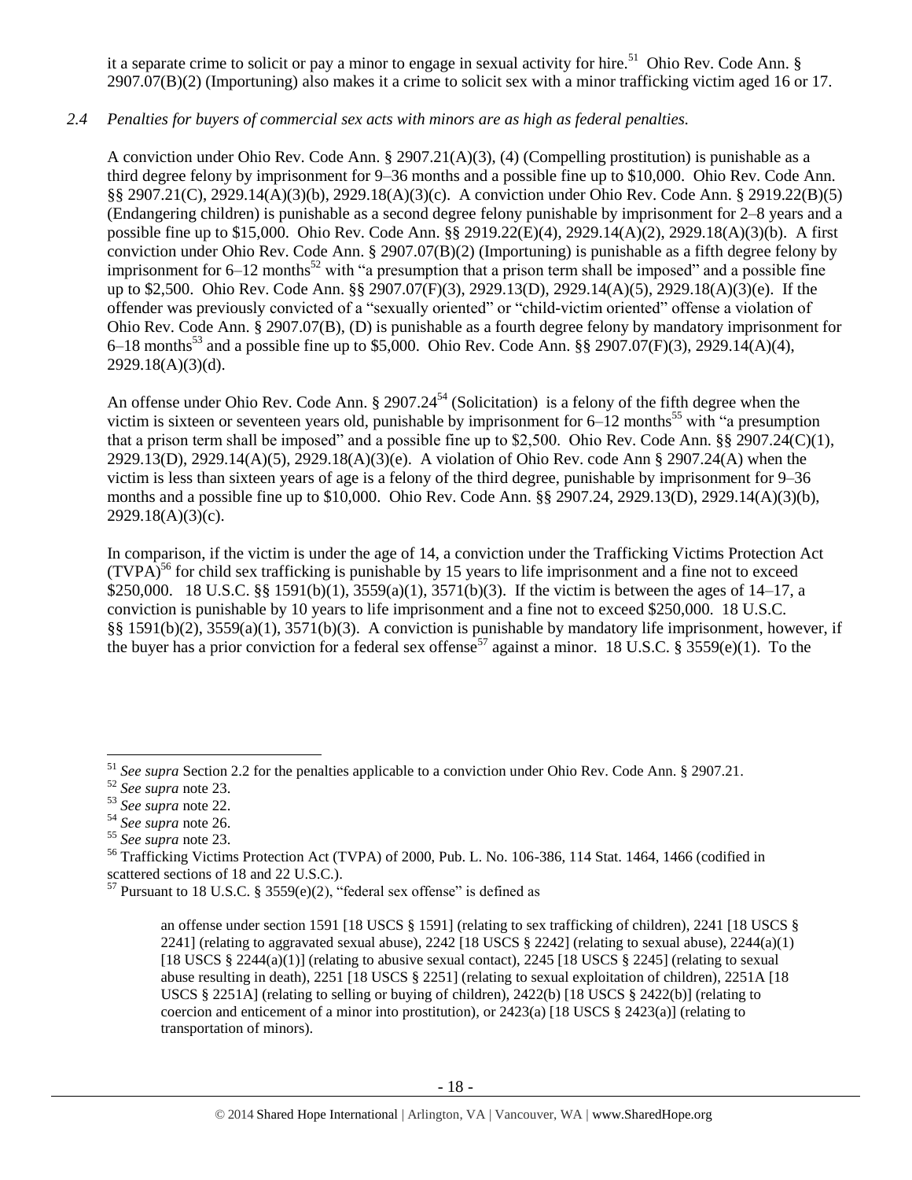it a separate crime to solicit or pay a minor to engage in sexual activity for hire.[51] Ohio Rev. Code Ann. § 2907.07(B)(2) (Importuning) also makes it a crime to solicit sex with a minor trafficking victim aged 16 or 17.

*2.4 Penalties for buyers of commercial sex acts with minors are as high as federal penalties.*

A conviction under Ohio Rev. Code Ann. § 2907.21(A)(3), (4) (Compelling prostitution) is punishable as a third degree felony by imprisonment for 9–36 months and a possible fine up to $10,000. Ohio Rev. Code Ann. §§ 2907.21(C), 2929.14(A)(3)(b), 2929.18(A)(3)(c). A conviction under Ohio Rev. Code Ann. § 2919.22(B)(5) (Endangering children) is punishable as a second degree felony punishable by imprisonment for 2–8 years and a possible fine up to $15,000. Ohio Rev. Code Ann. §§ 2919.22(E)(4), 2929.14(A)(2), 2929.18(A)(3)(b). A first conviction under Ohio Rev. Code Ann. § 2907.07(B)(2) (Importuning) is punishable as a fifth degree felony by imprisonment for 6–12 months[52] with "a presumption that a prison term shall be imposed" and a possible fine up to $2,500. Ohio Rev. Code Ann. §§ 2907.07(F)(3), 2929.13(D), 2929.14(A)(5), 2929.18(A)(3)(e). If the offender was previously convicted of a "sexually oriented" or "child-victim oriented" offense a violation of Ohio Rev. Code Ann. § 2907.07(B), (D) is punishable as a fourth degree felony by mandatory imprisonment for 6–18 months[53] and a possible fine up to $5,000. Ohio Rev. Code Ann. §§ 2907.07(F)(3), 2929.14(A)(4), 2929.18(A)(3)(d).

An offense under Ohio Rev. Code Ann. § 2907.24[54] (Solicitation) is a felony of the fifth degree when the victim is sixteen or seventeen years old, punishable by imprisonment for 6–12 months[55] with "a presumption that a prison term shall be imposed" and a possible fine up to $2,500. Ohio Rev. Code Ann. §§ 2907.24(C)(1), 2929.13(D), 2929.14(A)(5), 2929.18(A)(3)(e). A violation of Ohio Rev. code Ann § 2907.24(A) when the victim is less than sixteen years of age is a felony of the third degree, punishable by imprisonment for 9–36 months and a possible fine up to $10,000. Ohio Rev. Code Ann. §§ 2907.24, 2929.13(D), 2929.14(A)(3)(b), 2929.18(A)(3)(c).

In comparison, if the victim is under the age of 14, a conviction under the Trafficking Victims Protection Act (TVPA)[56] for child sex trafficking is punishable by 15 years to life imprisonment and a fine not to exceed $250,000. 18 U.S.C. §§ 1591(b)(1), 3559(a)(1), 3571(b)(3). If the victim is between the ages of 14–17, a conviction is punishable by 10 years to life imprisonment and a fine not to exceed $250,000. 18 U.S.C. §§ 1591(b)(2), 3559(a)(1), 3571(b)(3). A conviction is punishable by mandatory life imprisonment, however, if the buyer has a prior conviction for a federal sex offense[57] against a minor. 18 U.S.C. § 3559(e)(1). To the

---

[51] *See supra* Section 2.2 for the penalties applicable to a conviction under Ohio Rev. Code Ann. § 2907.21.

[52] *See supra* note 23.

[53] *See supra* note 22.

[54] *See supra* note 26.

[55] *See supra* note 23.

[56] Trafficking Victims Protection Act (TVPA) of 2000, Pub. L. No. 106-386, 114 Stat. 1464, 1466 (codified in scattered sections of 18 and 22 U.S.C.).

[57] Pursuant to 18 U.S.C. § 3559(e)(2), "federal sex offense" is defined as

> an offense under section 1591 [18 USCS § 1591] (relating to sex trafficking of children), 2241 [18 USCS § 2241] (relating to aggravated sexual abuse), 2242 [18 USCS § 2242] (relating to sexual abuse), 2244(a)(1) [18 USCS § 2244(a)(1)] (relating to abusive sexual contact), 2245 [18 USCS § 2245] (relating to sexual abuse resulting in death), 2251 [18 USCS § 2251] (relating to sexual exploitation of children), 2251A [18 USCS § 2251A] (relating to selling or buying of children), 2422(b) [18 USCS § 2422(b)] (relating to coercion and enticement of a minor into prostitution), or 2423(a) [18 USCS § 2423(a)] (relating to transportation of minors).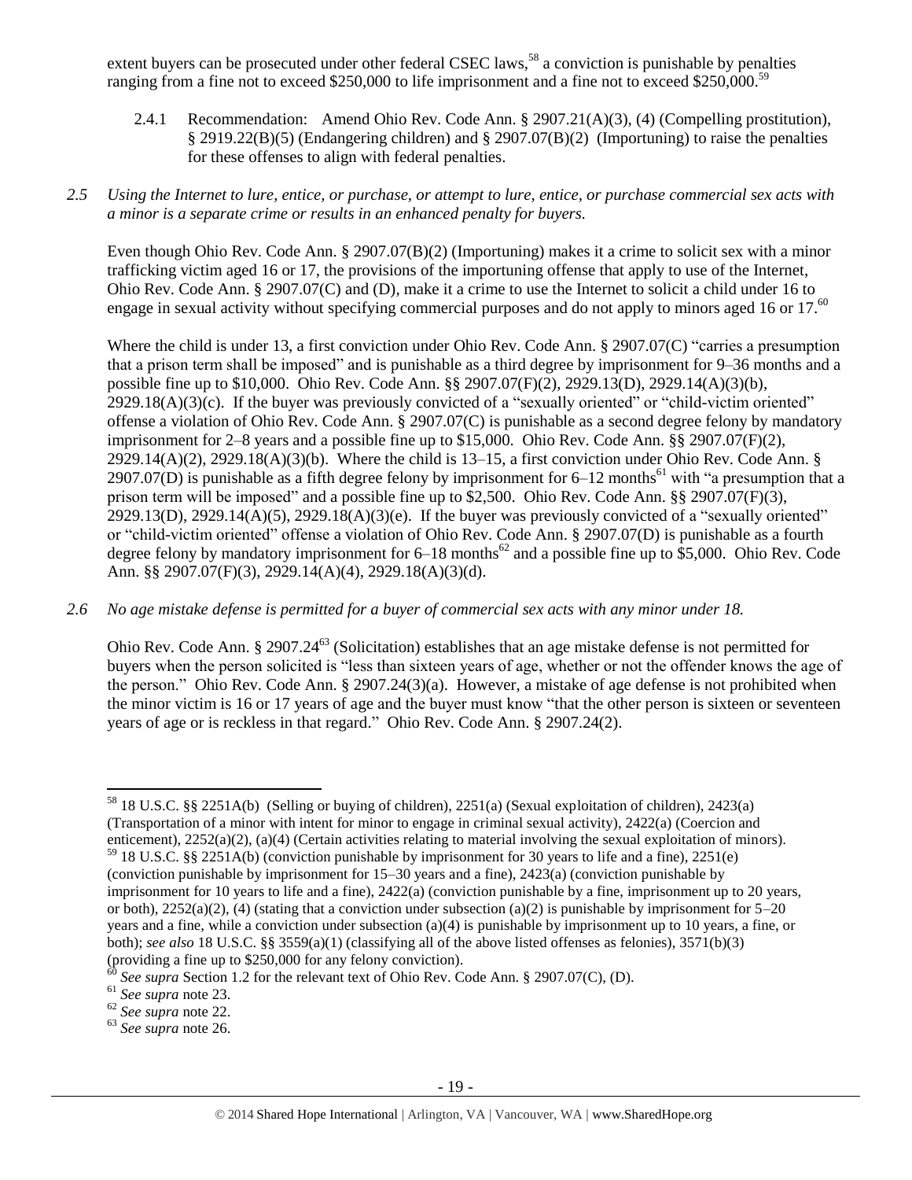extent buyers can be prosecuted under other federal CSEC laws,[58] a conviction is punishable by penalties ranging from a fine not to exceed $250,000 to life imprisonment and a fine not to exceed $250,000.[59]

2.4.1 Recommendation: Amend Ohio Rev. Code Ann. § 2907.21(A)(3), (4) (Compelling prostitution), § 2919.22(B)(5) (Endangering children) and § 2907.07(B)(2) (Importuning) to raise the penalties for these offenses to align with federal penalties.

*2.5 Using the Internet to lure, entice, or purchase, or attempt to lure, entice, or purchase commercial sex acts with a minor is a separate crime or results in an enhanced penalty for buyers.*

Even though Ohio Rev. Code Ann. § 2907.07(B)(2) (Importuning) makes it a crime to solicit sex with a minor trafficking victim aged 16 or 17, the provisions of the importuning offense that apply to use of the Internet, Ohio Rev. Code Ann. § 2907.07(C) and (D), make it a crime to use the Internet to solicit a child under 16 to engage in sexual activity without specifying commercial purposes and do not apply to minors aged 16 or 17.[60]

Where the child is under 13, a first conviction under Ohio Rev. Code Ann. § 2907.07(C) "carries a presumption that a prison term shall be imposed" and is punishable as a third degree by imprisonment for 9–36 months and a possible fine up to $10,000. Ohio Rev. Code Ann. §§ 2907.07(F)(2), 2929.13(D), 2929.14(A)(3)(b), 2929.18(A)(3)(c). If the buyer was previously convicted of a "sexually oriented" or "child-victim oriented" offense a violation of Ohio Rev. Code Ann. § 2907.07(C) is punishable as a second degree felony by mandatory imprisonment for 2–8 years and a possible fine up to $15,000. Ohio Rev. Code Ann. §§ 2907.07(F)(2), 2929.14(A)(2), 2929.18(A)(3)(b). Where the child is 13–15, a first conviction under Ohio Rev. Code Ann. § 2907.07(D) is punishable as a fifth degree felony by imprisonment for 6–12 months[61] with "a presumption that a prison term will be imposed" and a possible fine up to $2,500. Ohio Rev. Code Ann. §§ 2907.07(F)(3), 2929.13(D), 2929.14(A)(5), 2929.18(A)(3)(e). If the buyer was previously convicted of a "sexually oriented" or "child-victim oriented" offense a violation of Ohio Rev. Code Ann. § 2907.07(D) is punishable as a fourth degree felony by mandatory imprisonment for 6–18 months[62] and a possible fine up to $5,000. Ohio Rev. Code Ann. §§ 2907.07(F)(3), 2929.14(A)(4), 2929.18(A)(3)(d).

*2.6 No age mistake defense is permitted for a buyer of commercial sex acts with any minor under 18.*

Ohio Rev. Code Ann. § 2907.24[63] (Solicitation) establishes that an age mistake defense is not permitted for buyers when the person solicited is "less than sixteen years of age, whether or not the offender knows the age of the person." Ohio Rev. Code Ann. § 2907.24(3)(a). However, a mistake of age defense is not prohibited when the minor victim is 16 or 17 years of age and the buyer must know "that the other person is sixteen or seventeen years of age or is reckless in that regard." Ohio Rev. Code Ann. § 2907.24(2).

---

[58] 18 U.S.C. §§ 2251A(b) (Selling or buying of children), 2251(a) (Sexual exploitation of children), 2423(a) (Transportation of a minor with intent for minor to engage in criminal sexual activity), 2422(a) (Coercion and enticement), 2252(a)(2), (a)(4) (Certain activities relating to material involving the sexual exploitation of minors).

[59] 18 U.S.C. §§ 2251A(b) (conviction punishable by imprisonment for 30 years to life and a fine), 2251(e) (conviction punishable by imprisonment for 15–30 years and a fine), 2423(a) (conviction punishable by imprisonment for 10 years to life and a fine), 2422(a) (conviction punishable by a fine, imprisonment up to 20 years, or both), 2252(a)(2), (4) (stating that a conviction under subsection (a)(2) is punishable by imprisonment for 5–20 years and a fine, while a conviction under subsection (a)(4) is punishable by imprisonment up to 10 years, a fine, or both); *see also* 18 U.S.C. §§ 3559(a)(1) (classifying all of the above listed offenses as felonies), 3571(b)(3) (providing a fine up to $250,000 for any felony conviction).

[60] *See supra* Section 1.2 for the relevant text of Ohio Rev. Code Ann. § 2907.07(C), (D).

[61] *See supra* note 23.

[62] *See supra* note 22.

[63] *See supra* note 26.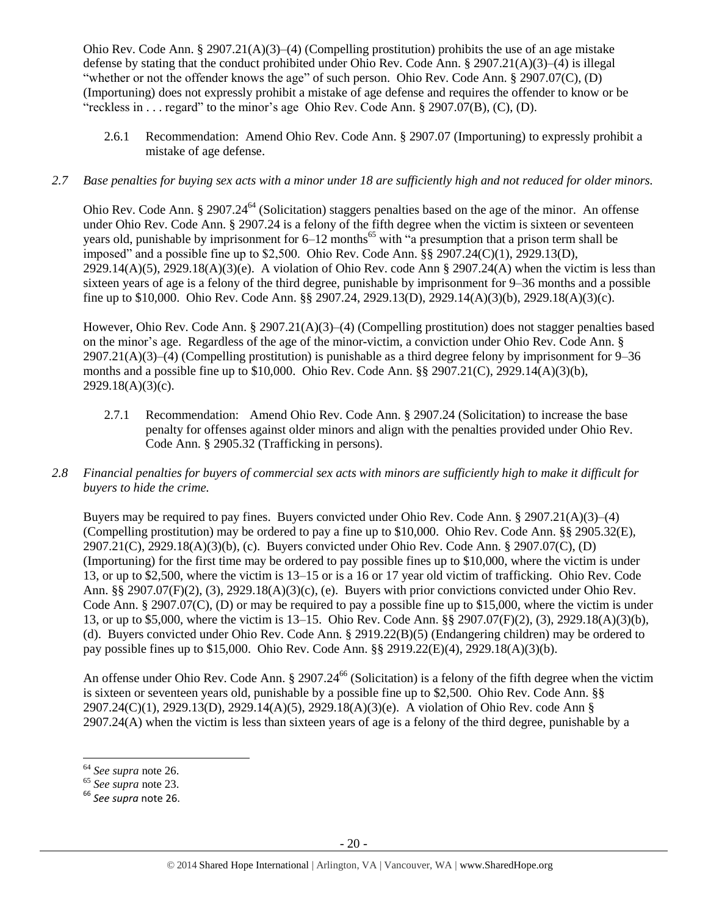Ohio Rev. Code Ann. § 2907.21(A)(3)–(4) (Compelling prostitution) prohibits the use of an age mistake defense by stating that the conduct prohibited under Ohio Rev. Code Ann. § 2907.21(A)(3)–(4) is illegal "whether or not the offender knows the age" of such person. Ohio Rev. Code Ann. § 2907.07(C), (D) (Importuning) does not expressly prohibit a mistake of age defense and requires the offender to know or be "reckless in . . . regard" to the minor's age Ohio Rev. Code Ann. § 2907.07(B), (C), (D).

2.6.1 Recommendation: Amend Ohio Rev. Code Ann. § 2907.07 (Importuning) to expressly prohibit a mistake of age defense.

*2.7 Base penalties for buying sex acts with a minor under 18 are sufficiently high and not reduced for older minors.*

Ohio Rev. Code Ann. § 2907.24[64] (Solicitation) staggers penalties based on the age of the minor. An offense under Ohio Rev. Code Ann. § 2907.24 is a felony of the fifth degree when the victim is sixteen or seventeen years old, punishable by imprisonment for 6–12 months[65] with "a presumption that a prison term shall be imposed" and a possible fine up to $2,500. Ohio Rev. Code Ann. §§ 2907.24(C)(1), 2929.13(D), 2929.14(A)(5), 2929.18(A)(3)(e). A violation of Ohio Rev. code Ann § 2907.24(A) when the victim is less than sixteen years of age is a felony of the third degree, punishable by imprisonment for 9–36 months and a possible fine up to $10,000. Ohio Rev. Code Ann. §§ 2907.24, 2929.13(D), 2929.14(A)(3)(b), 2929.18(A)(3)(c).

However, Ohio Rev. Code Ann. § 2907.21(A)(3)–(4) (Compelling prostitution) does not stagger penalties based on the minor's age. Regardless of the age of the minor-victim, a conviction under Ohio Rev. Code Ann. § 2907.21(A)(3)–(4) (Compelling prostitution) is punishable as a third degree felony by imprisonment for 9–36 months and a possible fine up to $10,000. Ohio Rev. Code Ann. §§ 2907.21(C), 2929.14(A)(3)(b), 2929.18(A)(3)(c).

2.7.1 Recommendation: Amend Ohio Rev. Code Ann. § 2907.24 (Solicitation) to increase the base penalty for offenses against older minors and align with the penalties provided under Ohio Rev. Code Ann. § 2905.32 (Trafficking in persons).

*2.8 Financial penalties for buyers of commercial sex acts with minors are sufficiently high to make it difficult for buyers to hide the crime.*

Buyers may be required to pay fines. Buyers convicted under Ohio Rev. Code Ann. § 2907.21(A)(3)–(4) (Compelling prostitution) may be ordered to pay a fine up to $10,000. Ohio Rev. Code Ann. §§ 2905.32(E), 2907.21(C), 2929.18(A)(3)(b), (c). Buyers convicted under Ohio Rev. Code Ann. § 2907.07(C), (D) (Importuning) for the first time may be ordered to pay possible fines up to $10,000, where the victim is under 13, or up to $2,500, where the victim is 13–15 or is a 16 or 17 year old victim of trafficking. Ohio Rev. Code Ann. §§ 2907.07(F)(2), (3), 2929.18(A)(3)(c), (e). Buyers with prior convictions convicted under Ohio Rev. Code Ann. § 2907.07(C), (D) or may be required to pay a possible fine up to $15,000, where the victim is under 13, or up to $5,000, where the victim is 13–15. Ohio Rev. Code Ann. §§ 2907.07(F)(2), (3), 2929.18(A)(3)(b), (d). Buyers convicted under Ohio Rev. Code Ann. § 2919.22(B)(5) (Endangering children) may be ordered to pay possible fines up to $15,000. Ohio Rev. Code Ann. §§ 2919.22(E)(4), 2929.18(A)(3)(b).

An offense under Ohio Rev. Code Ann. § 2907.24[66] (Solicitation) is a felony of the fifth degree when the victim is sixteen or seventeen years old, punishable by a possible fine up to $2,500. Ohio Rev. Code Ann. §§ 2907.24(C)(1), 2929.13(D), 2929.14(A)(5), 2929.18(A)(3)(e). A violation of Ohio Rev. code Ann § 2907.24(A) when the victim is less than sixteen years of age is a felony of the third degree, punishable by a

---

[64] *See supra* note 26.
[65] *See supra* note 23.
[66] *See supra* note 26.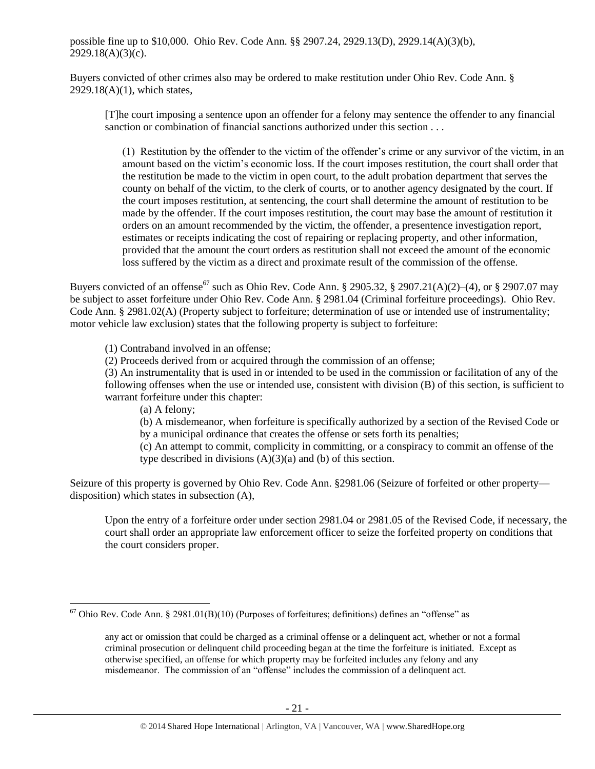possible fine up to $10,000. Ohio Rev. Code Ann. §§ 2907.24, 2929.13(D), 2929.14(A)(3)(b), 2929.18(A)(3)(c).

Buyers convicted of other crimes also may be ordered to make restitution under Ohio Rev. Code Ann. § 2929.18(A)(1), which states,

> [T]he court imposing a sentence upon an offender for a felony may sentence the offender to any financial sanction or combination of financial sanctions authorized under this section . . .
>
> (1) Restitution by the offender to the victim of the offender's crime or any survivor of the victim, in an amount based on the victim's economic loss. If the court imposes restitution, the court shall order that the restitution be made to the victim in open court, to the adult probation department that serves the county on behalf of the victim, to the clerk of courts, or to another agency designated by the court. If the court imposes restitution, at sentencing, the court shall determine the amount of restitution to be made by the offender. If the court imposes restitution, the court may base the amount of restitution it orders on an amount recommended by the victim, the offender, a presentence investigation report, estimates or receipts indicating the cost of repairing or replacing property, and other information, provided that the amount the court orders as restitution shall not exceed the amount of the economic loss suffered by the victim as a direct and proximate result of the commission of the offense.

Buyers convicted of an offense[67] such as Ohio Rev. Code Ann. § 2905.32, § 2907.21(A)(2)–(4), or § 2907.07 may be subject to asset forfeiture under Ohio Rev. Code Ann. § 2981.04 (Criminal forfeiture proceedings). Ohio Rev. Code Ann. § 2981.02(A) (Property subject to forfeiture; determination of use or intended use of instrumentality; motor vehicle law exclusion) states that the following property is subject to forfeiture:

> (1) Contraband involved in an offense;
> (2) Proceeds derived from or acquired through the commission of an offense;
> (3) An instrumentality that is used in or intended to be used in the commission or facilitation of any of the following offenses when the use or intended use, consistent with division (B) of this section, is sufficient to warrant forfeiture under this chapter:
>
> > (a) A felony;
> > (b) A misdemeanor, when forfeiture is specifically authorized by a section of the Revised Code or by a municipal ordinance that creates the offense or sets forth its penalties;
> > (c) An attempt to commit, complicity in committing, or a conspiracy to commit an offense of the type described in divisions (A)(3)(a) and (b) of this section.

Seizure of this property is governed by Ohio Rev. Code Ann. §2981.06 (Seizure of forfeited or other property—disposition) which states in subsection (A),

> Upon the entry of a forfeiture order under section 2981.04 or 2981.05 of the Revised Code, if necessary, the court shall order an appropriate law enforcement officer to seize the forfeited property on conditions that the court considers proper.

---

[67] Ohio Rev. Code Ann. § 2981.01(B)(10) (Purposes of forfeitures; definitions) defines an "offense" as

> any act or omission that could be charged as a criminal offense or a delinquent act, whether or not a formal criminal prosecution or delinquent child proceeding began at the time the forfeiture is initiated. Except as otherwise specified, an offense for which property may be forfeited includes any felony and any misdemeanor. The commission of an "offense" includes the commission of a delinquent act.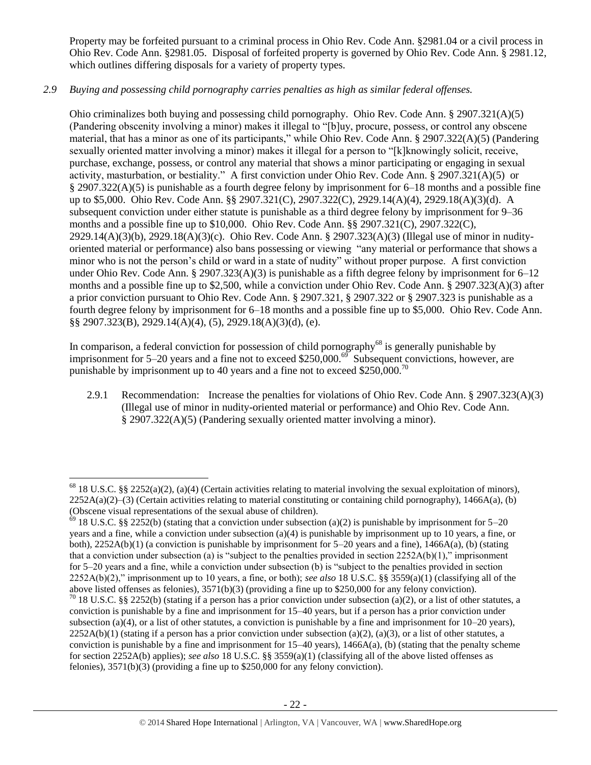Property may be forfeited pursuant to a criminal process in Ohio Rev. Code Ann. §2981.04 or a civil process in Ohio Rev. Code Ann. §2981.05. Disposal of forfeited property is governed by Ohio Rev. Code Ann. § 2981.12, which outlines differing disposals for a variety of property types.

*2.9 Buying and possessing child pornography carries penalties as high as similar federal offenses.*

Ohio criminalizes both buying and possessing child pornography. Ohio Rev. Code Ann. § 2907.321(A)(5) (Pandering obscenity involving a minor) makes it illegal to "[b]uy, procure, possess, or control any obscene material, that has a minor as one of its participants," while Ohio Rev. Code Ann. § 2907.322(A)(5) (Pandering sexually oriented matter involving a minor) makes it illegal for a person to "[k]knowingly solicit, receive, purchase, exchange, possess, or control any material that shows a minor participating or engaging in sexual activity, masturbation, or bestiality." A first conviction under Ohio Rev. Code Ann. § 2907.321(A)(5) or § 2907.322(A)(5) is punishable as a fourth degree felony by imprisonment for 6–18 months and a possible fine up to $5,000. Ohio Rev. Code Ann. §§ 2907.321(C), 2907.322(C), 2929.14(A)(4), 2929.18(A)(3)(d). A subsequent conviction under either statute is punishable as a third degree felony by imprisonment for 9–36 months and a possible fine up to $10,000. Ohio Rev. Code Ann. §§ 2907.321(C), 2907.322(C), 2929.14(A)(3)(b), 2929.18(A)(3)(c). Ohio Rev. Code Ann. § 2907.323(A)(3) (Illegal use of minor in nudity-oriented material or performance) also bans possessing or viewing "any material or performance that shows a minor who is not the person's child or ward in a state of nudity" without proper purpose. A first conviction under Ohio Rev. Code Ann. § 2907.323(A)(3) is punishable as a fifth degree felony by imprisonment for 6–12 months and a possible fine up to $2,500, while a conviction under Ohio Rev. Code Ann. § 2907.323(A)(3) after a prior conviction pursuant to Ohio Rev. Code Ann. § 2907.321, § 2907.322 or § 2907.323 is punishable as a fourth degree felony by imprisonment for 6–18 months and a possible fine up to $5,000. Ohio Rev. Code Ann. §§ 2907.323(B), 2929.14(A)(4), (5), 2929.18(A)(3)(d), (e).

In comparison, a federal conviction for possession of child pornography[68] is generally punishable by imprisonment for 5–20 years and a fine not to exceed $250,000.[69] Subsequent convictions, however, are punishable by imprisonment for up to 40 years and a fine not to exceed $250,000.[70]

2.9.1 Recommendation: Increase the penalties for violations of Ohio Rev. Code Ann. § 2907.323(A)(3) (Illegal use of minor in nudity-oriented material or performance) and Ohio Rev. Code Ann. § 2907.322(A)(5) (Pandering sexually oriented matter involving a minor).

---

[68] 18 U.S.C. §§ 2252(a)(2), (a)(4) (Certain activities relating to material involving the sexual exploitation of minors), 2252A(a)(2)–(3) (Certain activities relating to material constituting or containing child pornography), 1466A(a), (b) (Obscene visual representations of the sexual abuse of children).

[69] 18 U.S.C. §§ 2252(b) (stating that a conviction under subsection (a)(2) is punishable by imprisonment for 5–20 years and a fine, while a conviction under subsection (a)(4) is punishable by imprisonment up to 10 years, a fine, or both), 2252A(b)(1) (a conviction is punishable by imprisonment for 5–20 years and a fine), 1466A(a), (b) (stating that a conviction under subsection (a) is "subject to the penalties provided in section 2252A(b)(1)," imprisonment for 5–20 years and a fine, while a conviction under subsection (b) is "subject to the penalties provided in section 2252A(b)(2)," imprisonment up to 10 years, a fine, or both); *see also* 18 U.S.C. §§ 3559(a)(1) (classifying all of the above listed offenses as felonies), 3571(b)(3) (providing a fine up to $250,000 for any felony conviction).

[70] 18 U.S.C. §§ 2252(b) (stating if a person has a prior conviction under subsection (a)(2), or a list of other statutes, a conviction is punishable by a fine and imprisonment for 15–40 years, but if a person has a prior conviction under subsection (a)(4), or a list of other statutes, a conviction is punishable by a fine and imprisonment for 10–20 years), 2252A(b)(1) (stating if a person has a prior conviction under subsection (a)(2), (a)(3), or a list of other statutes, a conviction is punishable by a fine and imprisonment for 15–40 years), 1466A(a), (b) (stating that the penalty scheme for section 2252A(b) applies); *see also* 18 U.S.C. §§ 3559(a)(1) (classifying all of the above listed offenses as felonies), 3571(b)(3) (providing a fine up to $250,000 for any felony conviction).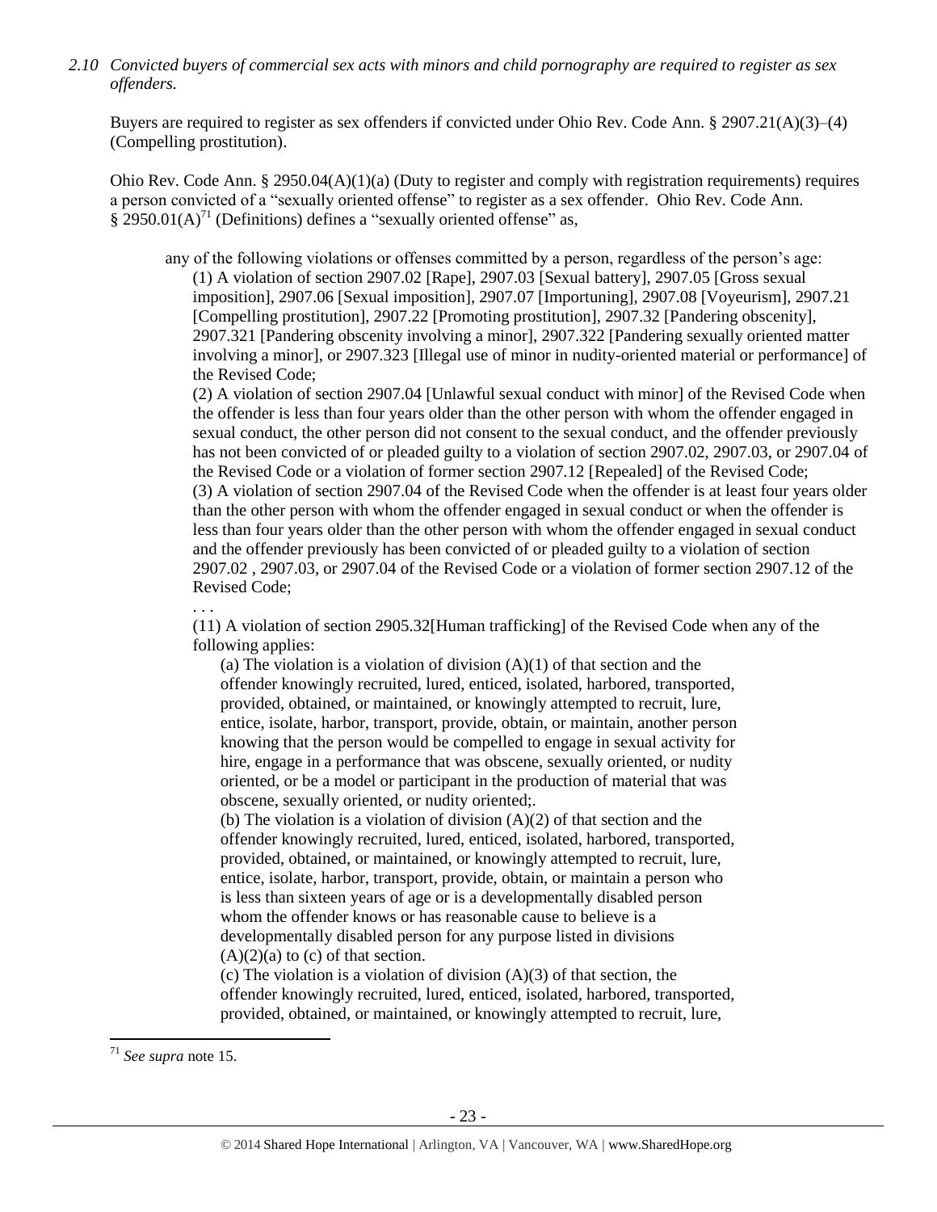*2.10 Convicted buyers of commercial sex acts with minors and child pornography are required to register as sex offenders.*

Buyers are required to register as sex offenders if convicted under Ohio Rev. Code Ann. § 2907.21(A)(3)–(4) (Compelling prostitution).

Ohio Rev. Code Ann. § 2950.04(A)(1)(a) (Duty to register and comply with registration requirements) requires a person convicted of a "sexually oriented offense" to register as a sex offender. Ohio Rev. Code Ann. § 2950.01(A)[71] (Definitions) defines a "sexually oriented offense" as,

> any of the following violations or offenses committed by a person, regardless of the person's age:
>
> (1) A violation of section 2907.02 [Rape], 2907.03 [Sexual battery], 2907.05 [Gross sexual imposition], 2907.06 [Sexual imposition], 2907.07 [Importuning], 2907.08 [Voyeurism], 2907.21 [Compelling prostitution], 2907.22 [Promoting prostitution], 2907.32 [Pandering obscenity], 2907.321 [Pandering obscenity involving a minor], 2907.322 [Pandering sexually oriented matter involving a minor], or 2907.323 [Illegal use of minor in nudity-oriented material or performance] of the Revised Code;
>
> (2) A violation of section 2907.04 [Unlawful sexual conduct with minor] of the Revised Code when the offender is less than four years older than the other person with whom the offender engaged in sexual conduct, the other person did not consent to the sexual conduct, and the offender previously has not been convicted of or pleaded guilty to a violation of section 2907.02, 2907.03, or 2907.04 of the Revised Code or a violation of former section 2907.12 [Repealed] of the Revised Code;
>
> (3) A violation of section 2907.04 of the Revised Code when the offender is at least four years older than the other person with whom the offender engaged in sexual conduct or when the offender is less than four years older than the other person with whom the offender engaged in sexual conduct and the offender previously has been convicted of or pleaded guilty to a violation of section 2907.02 , 2907.03, or 2907.04 of the Revised Code or a violation of former section 2907.12 of the Revised Code;
>
> . . .
>
> (11) A violation of section 2905.32[Human trafficking] of the Revised Code when any of the following applies:
>
> (a) The violation is a violation of division (A)(1) of that section and the offender knowingly recruited, lured, enticed, isolated, harbored, transported, provided, obtained, or maintained, or knowingly attempted to recruit, lure, entice, isolate, harbor, transport, provide, obtain, or maintain, another person knowing that the person would be compelled to engage in sexual activity for hire, engage in a performance that was obscene, sexually oriented, or nudity oriented, or be a model or participant in the production of material that was obscene, sexually oriented, or nudity oriented;.
>
> (b) The violation is a violation of division (A)(2) of that section and the offender knowingly recruited, lured, enticed, isolated, harbored, transported, provided, obtained, or maintained, or knowingly attempted to recruit, lure, entice, isolate, harbor, transport, provide, obtain, or maintain a person who is less than sixteen years of age or is a developmentally disabled person whom the offender knows or has reasonable cause to believe is a developmentally disabled person for any purpose listed in divisions (A)(2)(a) to (c) of that section.
>
> (c) The violation is a violation of division (A)(3) of that section, the offender knowingly recruited, lured, enticed, isolated, harbored, transported, provided, obtained, or maintained, or knowingly attempted to recruit, lure,

---

[71] *See supra* note 15.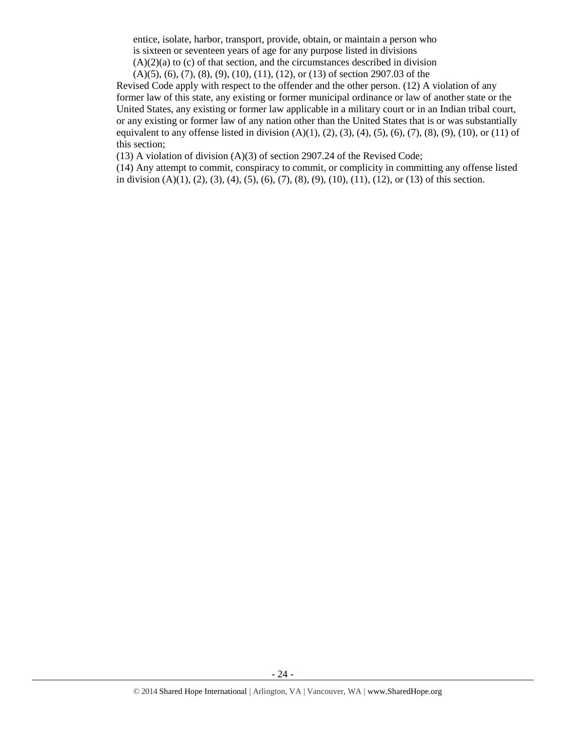entice, isolate, harbor, transport, provide, obtain, or maintain a person who is sixteen or seventeen years of age for any purpose listed in divisions (A)(2)(a) to (c) of that section, and the circumstances described in division (A)(5), (6), (7), (8), (9), (10), (11), (12), or (13) of section 2907.03 of the Revised Code apply with respect to the offender and the other person. (12) A violation of any former law of this state, any existing or former municipal ordinance or law of another state or the United States, any existing or former law applicable in a military court or in an Indian tribal court, or any existing or former law of any nation other than the United States that is or was substantially equivalent to any offense listed in division (A)(1), (2), (3), (4), (5), (6), (7), (8), (9), (10), or (11) of this section;

(13) A violation of division (A)(3) of section 2907.24 of the Revised Code;

(14) Any attempt to commit, conspiracy to commit, or complicity in committing any offense listed in division (A)(1), (2), (3), (4), (5), (6), (7), (8), (9), (10), (11), (12), or (13) of this section.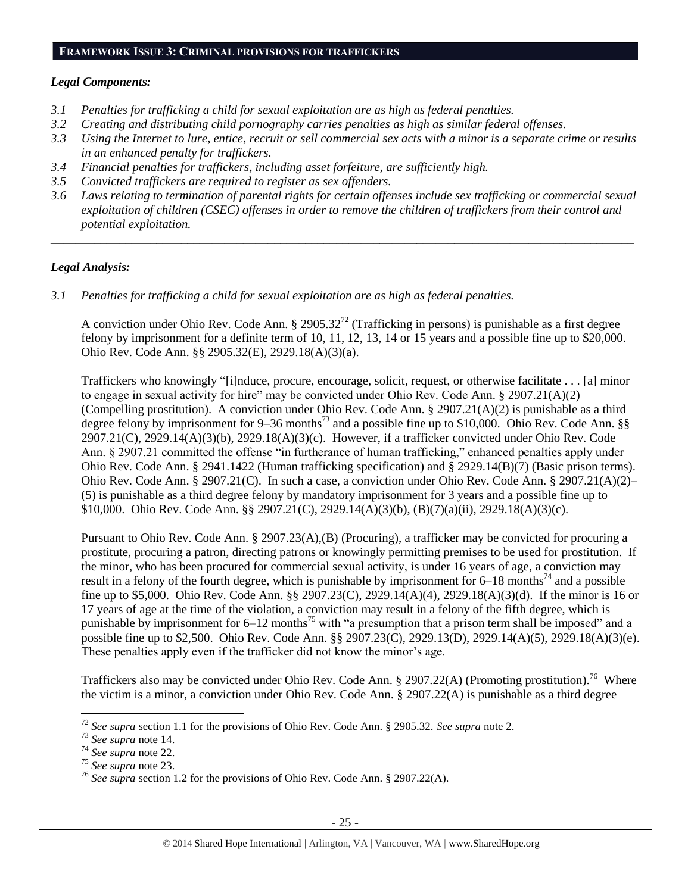## FRAMEWORK ISSUE 3: CRIMINAL PROVISIONS FOR TRAFFICKERS

### *Legal Components:*

- *3.1 Penalties for trafficking a child for sexual exploitation are as high as federal penalties.*
- *3.2 Creating and distributing child pornography carries penalties as high as similar federal offenses.*
- *3.3 Using the Internet to lure, entice, recruit or sell commercial sex acts with a minor is a separate crime or results in an enhanced penalty for traffickers.*
- *3.4 Financial penalties for traffickers, including asset forfeiture, are sufficiently high.*
- *3.5 Convicted traffickers are required to register as sex offenders.*
- *3.6 Laws relating to termination of parental rights for certain offenses include sex trafficking or commercial sexual exploitation of children (CSEC) offenses in order to remove the children of traffickers from their control and potential exploitation.*

---

### *Legal Analysis:*

*3.1 Penalties for trafficking a child for sexual exploitation are as high as federal penalties.*

A conviction under Ohio Rev. Code Ann. § 2905.32[72] (Trafficking in persons) is punishable as a first degree felony by imprisonment for a definite term of 10, 11, 12, 13, 14 or 15 years and a possible fine up to $20,000. Ohio Rev. Code Ann. §§ 2905.32(E), 2929.18(A)(3)(a).

Traffickers who knowingly "[i]nduce, procure, encourage, solicit, request, or otherwise facilitate . . . [a] minor to engage in sexual activity for hire" may be convicted under Ohio Rev. Code Ann. § 2907.21(A)(2) (Compelling prostitution). A conviction under Ohio Rev. Code Ann. § 2907.21(A)(2) is punishable as a third degree felony by imprisonment for 9–36 months[73] and a possible fine up to $10,000. Ohio Rev. Code Ann. §§ 2907.21(C), 2929.14(A)(3)(b), 2929.18(A)(3)(c). However, if a trafficker convicted under Ohio Rev. Code Ann. § 2907.21 committed the offense "in furtherance of human trafficking," enhanced penalties apply under Ohio Rev. Code Ann. § 2941.1422 (Human trafficking specification) and § 2929.14(B)(7) (Basic prison terms). Ohio Rev. Code Ann. § 2907.21(C). In such a case, a conviction under Ohio Rev. Code Ann. § 2907.21(A)(2)–(5) is punishable as a third degree felony by mandatory imprisonment for 3 years and a possible fine up to $10,000. Ohio Rev. Code Ann. §§ 2907.21(C), 2929.14(A)(3)(b), (B)(7)(a)(ii), 2929.18(A)(3)(c).

Pursuant to Ohio Rev. Code Ann. § 2907.23(A),(B) (Procuring), a trafficker may be convicted for procuring a prostitute, procuring a patron, directing patrons or knowingly permitting premises to be used for prostitution. If the minor, who has been procured for commercial sexual activity, is under 16 years of age, a conviction may result in a felony of the fourth degree, which is punishable by imprisonment for 6–18 months[74] and a possible fine up to $5,000. Ohio Rev. Code Ann. §§ 2907.23(C), 2929.14(A)(4), 2929.18(A)(3)(d). If the minor is 16 or 17 years of age at the time of the violation, a conviction may result in a felony of the fifth degree, which is punishable by imprisonment for 6–12 months[75] with "a presumption that a prison term shall be imposed" and a possible fine up to $2,500. Ohio Rev. Code Ann. §§ 2907.23(C), 2929.13(D), 2929.14(A)(5), 2929.18(A)(3)(e). These penalties apply even if the trafficker did not know the minor's age.

Traffickers also may be convicted under Ohio Rev. Code Ann. § 2907.22(A) (Promoting prostitution).[76] Where the victim is a minor, a conviction under Ohio Rev. Code Ann. § 2907.22(A) is punishable as a third degree

---

[72] *See supra* section 1.1 for the provisions of Ohio Rev. Code Ann. § 2905.32. *See supra* note 2.

[73] *See supra* note 14.

[74] *See supra* note 22.

[75] *See supra* note 23.

[76] *See supra* section 1.2 for the provisions of Ohio Rev. Code Ann. § 2907.22(A).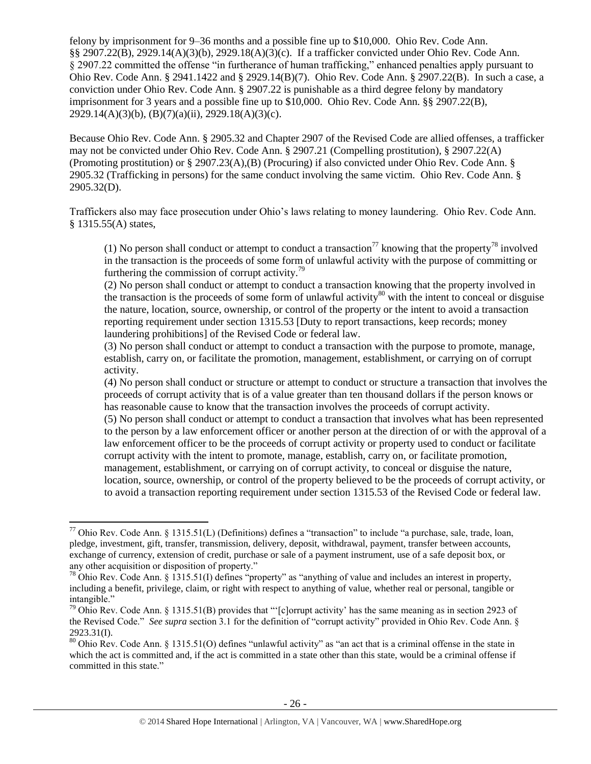felony by imprisonment for 9–36 months and a possible fine up to $10,000. Ohio Rev. Code Ann. §§ 2907.22(B), 2929.14(A)(3)(b), 2929.18(A)(3)(c). If a trafficker convicted under Ohio Rev. Code Ann. § 2907.22 committed the offense "in furtherance of human trafficking," enhanced penalties apply pursuant to Ohio Rev. Code Ann. § 2941.1422 and § 2929.14(B)(7). Ohio Rev. Code Ann. § 2907.22(B). In such a case, a conviction under Ohio Rev. Code Ann. § 2907.22 is punishable as a third degree felony by mandatory imprisonment for 3 years and a possible fine up to $10,000. Ohio Rev. Code Ann. §§ 2907.22(B), 2929.14(A)(3)(b), (B)(7)(a)(ii), 2929.18(A)(3)(c).

Because Ohio Rev. Code Ann. § 2905.32 and Chapter 2907 of the Revised Code are allied offenses, a trafficker may not be convicted under Ohio Rev. Code Ann. § 2907.21 (Compelling prostitution), § 2907.22(A) (Promoting prostitution) or § 2907.23(A),(B) (Procuring) if also convicted under Ohio Rev. Code Ann. § 2905.32 (Trafficking in persons) for the same conduct involving the same victim. Ohio Rev. Code Ann. § 2905.32(D).

Traffickers also may face prosecution under Ohio's laws relating to money laundering. Ohio Rev. Code Ann. § 1315.55(A) states,

> (1) No person shall conduct or attempt to conduct a transaction[77] knowing that the property[78] involved in the transaction is the proceeds of some form of unlawful activity with the purpose of committing or furthering the commission of corrupt activity.[79]
>
> (2) No person shall conduct or attempt to conduct a transaction knowing that the property involved in the transaction is the proceeds of some form of unlawful activity[80] with the intent to conceal or disguise the nature, location, source, ownership, or control of the property or the intent to avoid a transaction reporting requirement under section 1315.53 [Duty to report transactions, keep records; money laundering prohibitions] of the Revised Code or federal law.
>
> (3) No person shall conduct or attempt to conduct a transaction with the purpose to promote, manage, establish, carry on, or facilitate the promotion, management, establishment, or carrying on of corrupt activity.
>
> (4) No person shall conduct or structure or attempt to conduct or structure a transaction that involves the proceeds of corrupt activity that is of a value greater than ten thousand dollars if the person knows or has reasonable cause to know that the transaction involves the proceeds of corrupt activity.
>
> (5) No person shall conduct or attempt to conduct a transaction that involves what has been represented to the person by a law enforcement officer or another person at the direction of or with the approval of a law enforcement officer to be the proceeds of corrupt activity or property used to conduct or facilitate corrupt activity with the intent to promote, manage, establish, carry on, or facilitate promotion, management, establishment, or carrying on of corrupt activity, to conceal or disguise the nature, location, source, ownership, or control of the property believed to be the proceeds of corrupt activity, or to avoid a transaction reporting requirement under section 1315.53 of the Revised Code or federal law.

---

[77] Ohio Rev. Code Ann. § 1315.51(L) (Definitions) defines a "transaction" to include "a purchase, sale, trade, loan, pledge, investment, gift, transfer, transmission, delivery, deposit, withdrawal, payment, transfer between accounts, exchange of currency, extension of credit, purchase or sale of a payment instrument, use of a safe deposit box, or any other acquisition or disposition of property."

[78] Ohio Rev. Code Ann. § 1315.51(I) defines "property" as "anything of value and includes an interest in property, including a benefit, privilege, claim, or right with respect to anything of value, whether real or personal, tangible or intangible."

[79] Ohio Rev. Code Ann. § 1315.51(B) provides that "'[c]orrupt activity' has the same meaning as in section 2923 of the Revised Code." *See supra* section 3.1 for the definition of "corrupt activity" provided in Ohio Rev. Code Ann. § 2923.31(I).

[80] Ohio Rev. Code Ann. § 1315.51(O) defines "unlawful activity" as "an act that is a criminal offense in the state in which the act is committed and, if the act is committed in a state other than this state, would be a criminal offense if committed in this state."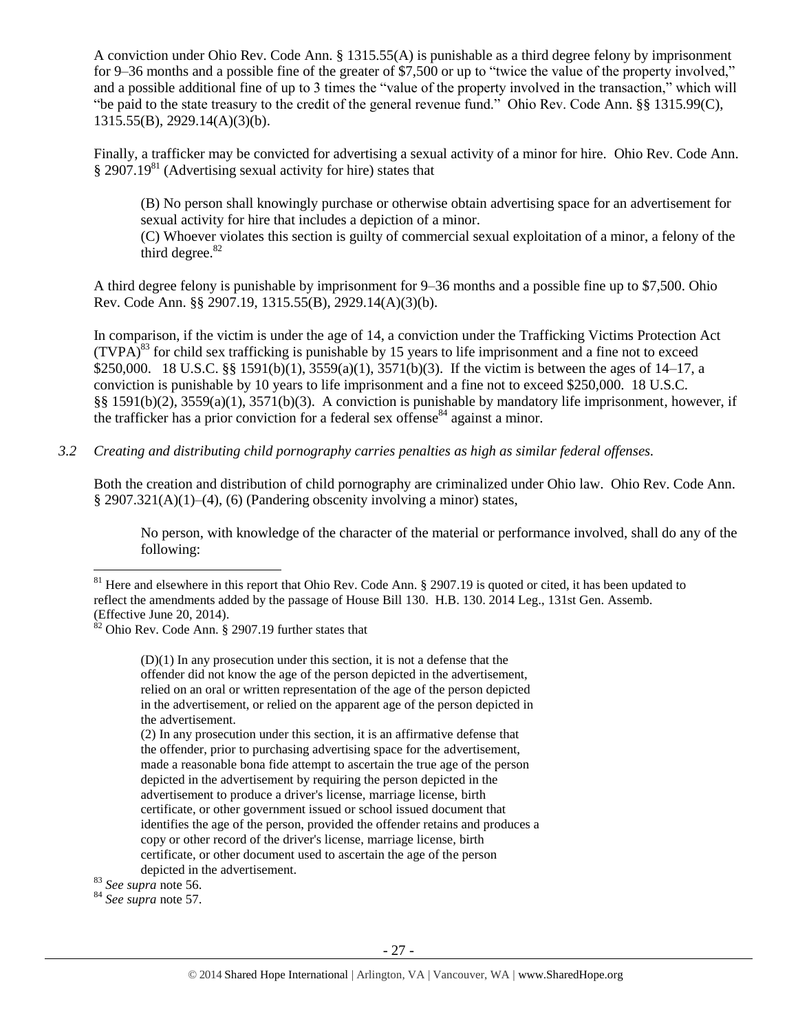A conviction under Ohio Rev. Code Ann. § 1315.55(A) is punishable as a third degree felony by imprisonment for 9–36 months and a possible fine of the greater of $7,500 or up to "twice the value of the property involved," and a possible additional fine of up to 3 times the "value of the property involved in the transaction," which will "be paid to the state treasury to the credit of the general revenue fund." Ohio Rev. Code Ann. §§ 1315.99(C), 1315.55(B), 2929.14(A)(3)(b).

Finally, a trafficker may be convicted for advertising a sexual activity of a minor for hire. Ohio Rev. Code Ann. § 2907.19[81] (Advertising sexual activity for hire) states that

> (B) No person shall knowingly purchase or otherwise obtain advertising space for an advertisement for sexual activity for hire that includes a depiction of a minor.
> (C) Whoever violates this section is guilty of commercial sexual exploitation of a minor, a felony of the third degree.[82]

A third degree felony is punishable by imprisonment for 9–36 months and a possible fine up to $7,500. Ohio Rev. Code Ann. §§ 2907.19, 1315.55(B), 2929.14(A)(3)(b).

In comparison, if the victim is under the age of 14, a conviction under the Trafficking Victims Protection Act (TVPA)[83] for child sex trafficking is punishable by 15 years to life imprisonment and a fine not to exceed $250,000. 18 U.S.C. §§ 1591(b)(1), 3559(a)(1), 3571(b)(3). If the victim is between the ages of 14–17, a conviction is punishable by 10 years to life imprisonment and a fine not to exceed $250,000. 18 U.S.C. §§ 1591(b)(2), 3559(a)(1), 3571(b)(3). A conviction is punishable by mandatory life imprisonment, however, if the trafficker has a prior conviction for a federal sex offense[84] against a minor.

*3.2 Creating and distributing child pornography carries penalties as high as similar federal offenses.*

Both the creation and distribution of child pornography are criminalized under Ohio law. Ohio Rev. Code Ann. § 2907.321(A)(1)–(4), (6) (Pandering obscenity involving a minor) states,

> No person, with knowledge of the character of the material or performance involved, shall do any of the following:

---

[81] Here and elsewhere in this report that Ohio Rev. Code Ann. § 2907.19 is quoted or cited, it has been updated to reflect the amendments added by the passage of House Bill 130. H.B. 130. 2014 Leg., 131st Gen. Assemb. (Effective June 20, 2014).

[82] Ohio Rev. Code Ann. § 2907.19 further states that

> (D)(1) In any prosecution under this section, it is not a defense that the offender did not know the age of the person depicted in the advertisement, relied on an oral or written representation of the age of the person depicted in the advertisement, or relied on the apparent age of the person depicted in the advertisement.
> (2) In any prosecution under this section, it is an affirmative defense that the offender, prior to purchasing advertising space for the advertisement, made a reasonable bona fide attempt to ascertain the true age of the person depicted in the advertisement by requiring the person depicted in the advertisement to produce a driver's license, marriage license, birth certificate, or other government issued or school issued document that identifies the age of the person, provided the offender retains and produces a copy or other record of the driver's license, marriage license, birth certificate, or other document used to ascertain the age of the person depicted in the advertisement.

[83] *See supra* note 56.

[84] *See supra* note 57.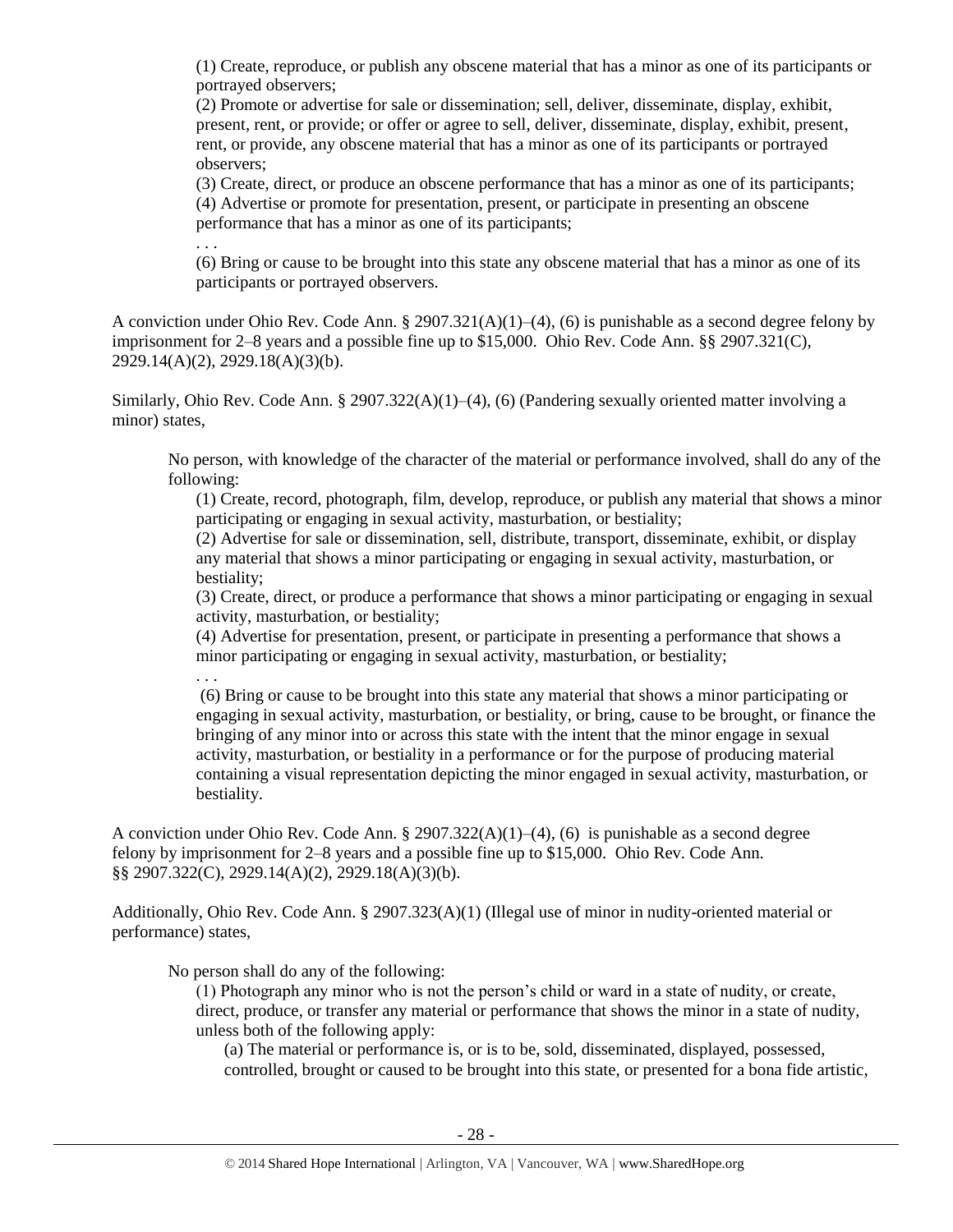(1) Create, reproduce, or publish any obscene material that has a minor as one of its participants or portrayed observers;

(2) Promote or advertise for sale or dissemination; sell, deliver, disseminate, display, exhibit, present, rent, or provide; or offer or agree to sell, deliver, disseminate, display, exhibit, present, rent, or provide, any obscene material that has a minor as one of its participants or portrayed observers;

(3) Create, direct, or produce an obscene performance that has a minor as one of its participants;

(4) Advertise or promote for presentation, present, or participate in presenting an obscene performance that has a minor as one of its participants;

. . .

(6) Bring or cause to be brought into this state any obscene material that has a minor as one of its participants or portrayed observers.

A conviction under Ohio Rev. Code Ann. § 2907.321(A)(1)–(4), (6) is punishable as a second degree felony by imprisonment for 2–8 years and a possible fine up to $15,000. Ohio Rev. Code Ann. §§ 2907.321(C), 2929.14(A)(2), 2929.18(A)(3)(b).

Similarly, Ohio Rev. Code Ann. § 2907.322(A)(1)–(4), (6) (Pandering sexually oriented matter involving a minor) states,

> No person, with knowledge of the character of the material or performance involved, shall do any of the following:
>
> (1) Create, record, photograph, film, develop, reproduce, or publish any material that shows a minor participating or engaging in sexual activity, masturbation, or bestiality;
>
> (2) Advertise for sale or dissemination, sell, distribute, transport, disseminate, exhibit, or display any material that shows a minor participating or engaging in sexual activity, masturbation, or bestiality;
>
> (3) Create, direct, or produce a performance that shows a minor participating or engaging in sexual activity, masturbation, or bestiality;
>
> (4) Advertise for presentation, present, or participate in presenting a performance that shows a minor participating or engaging in sexual activity, masturbation, or bestiality;
>
> . . .
>
> (6) Bring or cause to be brought into this state any material that shows a minor participating or engaging in sexual activity, masturbation, or bestiality, or bring, cause to be brought, or finance the bringing of any minor into or across this state with the intent that the minor engage in sexual activity, masturbation, or bestiality in a performance or for the purpose of producing material containing a visual representation depicting the minor engaged in sexual activity, masturbation, or bestiality.

A conviction under Ohio Rev. Code Ann. § 2907.322(A)(1)–(4), (6) is punishable as a second degree felony by imprisonment for 2–8 years and a possible fine up to $15,000. Ohio Rev. Code Ann. §§ 2907.322(C), 2929.14(A)(2), 2929.18(A)(3)(b).

Additionally, Ohio Rev. Code Ann. § 2907.323(A)(1) (Illegal use of minor in nudity-oriented material or performance) states,

> No person shall do any of the following:
>
> (1) Photograph any minor who is not the person's child or ward in a state of nudity, or create, direct, produce, or transfer any material or performance that shows the minor in a state of nudity, unless both of the following apply:
>
> (a) The material or performance is, or is to be, sold, disseminated, displayed, possessed, controlled, brought or caused to be brought into this state, or presented for a bona fide artistic,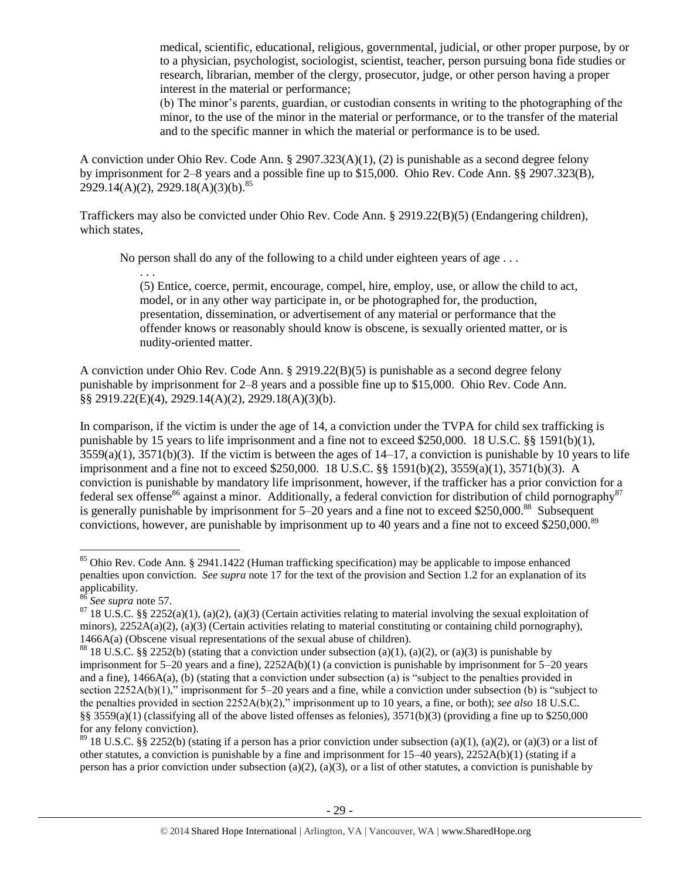> medical, scientific, educational, religious, governmental, judicial, or other proper purpose, by or to a physician, psychologist, sociologist, scientist, teacher, person pursuing bona fide studies or research, librarian, member of the clergy, prosecutor, judge, or other person having a proper interest in the material or performance;
>
> (b) The minor's parents, guardian, or custodian consents in writing to the photographing of the minor, to the use of the minor in the material or performance, or to the transfer of the material and to the specific manner in which the material or performance is to be used.

A conviction under Ohio Rev. Code Ann. § 2907.323(A)(1), (2) is punishable as a second degree felony by imprisonment for 2–8 years and a possible fine up to $15,000. Ohio Rev. Code Ann. §§ 2907.323(B), 2929.14(A)(2), 2929.18(A)(3)(b).[85]

Traffickers may also be convicted under Ohio Rev. Code Ann. § 2919.22(B)(5) (Endangering children), which states,

> No person shall do any of the following to a child under eighteen years of age . . .
>
> . . .
>
> (5) Entice, coerce, permit, encourage, compel, hire, employ, use, or allow the child to act, model, or in any other way participate in, or be photographed for, the production, presentation, dissemination, or advertisement of any material or performance that the offender knows or reasonably should know is obscene, is sexually oriented matter, or is nudity-oriented matter.

A conviction under Ohio Rev. Code Ann. § 2919.22(B)(5) is punishable as a second degree felony punishable by imprisonment for 2–8 years and a possible fine up to $15,000. Ohio Rev. Code Ann. §§ 2919.22(E)(4), 2929.14(A)(2), 2929.18(A)(3)(b).

In comparison, if the victim is under the age of 14, a conviction under the TVPA for child sex trafficking is punishable by 15 years to life imprisonment and a fine not to exceed $250,000. 18 U.S.C. §§ 1591(b)(1), 3559(a)(1), 3571(b)(3). If the victim is between the ages of 14–17, a conviction is punishable by 10 years to life imprisonment and a fine not to exceed $250,000. 18 U.S.C. §§ 1591(b)(2), 3559(a)(1), 3571(b)(3). A conviction is punishable by mandatory life imprisonment, however, if the trafficker has a prior conviction for a federal sex offense[86] against a minor. Additionally, a federal conviction for distribution of child pornography[87] is generally punishable by imprisonment for 5–20 years and a fine not to exceed $250,000.[88] Subsequent convictions, however, are punishable by imprisonment up to 40 years and a fine not to exceed $250,000.[89]

---

[85] Ohio Rev. Code Ann. § 2941.1422 (Human trafficking specification) may be applicable to impose enhanced penalties upon conviction. *See supra* note 17 for the text of the provision and Section 1.2 for an explanation of its applicability.

[86] *See supra* note 57.

[87] 18 U.S.C. §§ 2252(a)(1), (a)(2), (a)(3) (Certain activities relating to material involving the sexual exploitation of minors), 2252A(a)(2), (a)(3) (Certain activities relating to material constituting or containing child pornography), 1466A(a) (Obscene visual representations of the sexual abuse of children).

[88] 18 U.S.C. §§ 2252(b) (stating that a conviction under subsection (a)(1), (a)(2), or (a)(3) is punishable by imprisonment for 5–20 years and a fine), 2252A(b)(1) (a conviction is punishable by imprisonment for 5–20 years and a fine), 1466A(a), (b) (stating that a conviction under subsection (a) is "subject to the penalties provided in section 2252A(b)(1)," imprisonment for 5–20 years and a fine, while a conviction under subsection (b) is "subject to the penalties provided in section 2252A(b)(2)," imprisonment up to 10 years, a fine, or both); *see also* 18 U.S.C. §§ 3559(a)(1) (classifying all of the above listed offenses as felonies), 3571(b)(3) (providing a fine up to $250,000 for any felony conviction).

[89] 18 U.S.C. §§ 2252(b) (stating if a person has a prior conviction under subsection (a)(1), (a)(2), or (a)(3) or a list of other statutes, a conviction is punishable by a fine and imprisonment for 15–40 years), 2252A(b)(1) (stating if a person has a prior conviction under subsection (a)(2), (a)(3), or a list of other statutes, a conviction is punishable by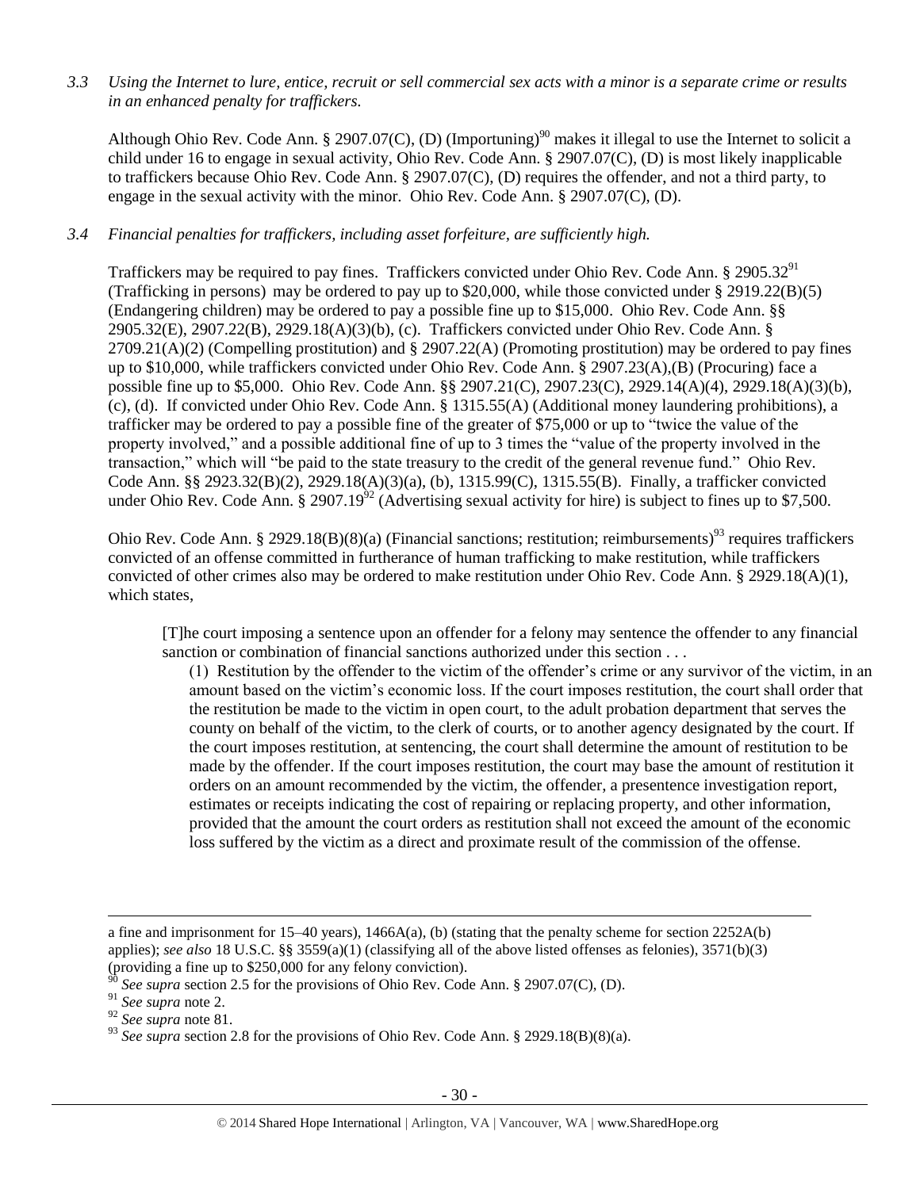*3.3 Using the Internet to lure, entice, recruit or sell commercial sex acts with a minor is a separate crime or results in an enhanced penalty for traffickers.*

Although Ohio Rev. Code Ann. § 2907.07(C), (D) (Importuning)[90] makes it illegal to use the Internet to solicit a child under 16 to engage in sexual activity, Ohio Rev. Code Ann. § 2907.07(C), (D) is most likely inapplicable to traffickers because Ohio Rev. Code Ann. § 2907.07(C), (D) requires the offender, and not a third party, to engage in the sexual activity with the minor. Ohio Rev. Code Ann. § 2907.07(C), (D).

*3.4 Financial penalties for traffickers, including asset forfeiture, are sufficiently high.*

Traffickers may be required to pay fines. Traffickers convicted under Ohio Rev. Code Ann. § 2905.32[91] (Trafficking in persons) may be ordered to pay up to $20,000, while those convicted under § 2919.22(B)(5) (Endangering children) may be ordered to pay a possible fine up to $15,000. Ohio Rev. Code Ann. §§ 2905.32(E), 2907.22(B), 2929.18(A)(3)(b), (c). Traffickers convicted under Ohio Rev. Code Ann. § 2709.21(A)(2) (Compelling prostitution) and § 2907.22(A) (Promoting prostitution) may be ordered to pay fines up to $10,000, while traffickers convicted under Ohio Rev. Code Ann. § 2907.23(A),(B) (Procuring) face a possible fine up to $5,000. Ohio Rev. Code Ann. §§ 2907.21(C), 2907.23(C), 2929.14(A)(4), 2929.18(A)(3)(b), (c), (d). If convicted under Ohio Rev. Code Ann. § 1315.55(A) (Additional money laundering prohibitions), a trafficker may be ordered to pay a possible fine of the greater of $75,000 or up to "twice the value of the property involved," and a possible additional fine of up to 3 times the "value of the property involved in the transaction," which will "be paid to the state treasury to the credit of the general revenue fund." Ohio Rev. Code Ann. §§ 2923.32(B)(2), 2929.18(A)(3)(a), (b), 1315.99(C), 1315.55(B). Finally, a trafficker convicted under Ohio Rev. Code Ann. § 2907.19[92] (Advertising sexual activity for hire) is subject to fines up to $7,500.

Ohio Rev. Code Ann. § 2929.18(B)(8)(a) (Financial sanctions; restitution; reimbursements)[93] requires traffickers convicted of an offense committed in furtherance of human trafficking to make restitution, while traffickers convicted of other crimes also may be ordered to make restitution under Ohio Rev. Code Ann. § 2929.18(A)(1), which states,

> [T]he court imposing a sentence upon an offender for a felony may sentence the offender to any financial sanction or combination of financial sanctions authorized under this section . . .
>
> (1) Restitution by the offender to the victim of the offender's crime or any survivor of the victim, in an amount based on the victim's economic loss. If the court imposes restitution, the court shall order that the restitution be made to the victim in open court, to the adult probation department that serves the county on behalf of the victim, to the clerk of courts, or to another agency designated by the court. If the court imposes restitution, at sentencing, the court shall determine the amount of restitution to be made by the offender. If the court imposes restitution, the court may base the amount of restitution it orders on an amount recommended by the victim, the offender, a presentence investigation report, estimates or receipts indicating the cost of repairing or replacing property, and other information, provided that the amount the court orders as restitution shall not exceed the amount of the economic loss suffered by the victim as a direct and proximate result of the commission of the offense.

---

a fine and imprisonment for 15–40 years), 1466A(a), (b) (stating that the penalty scheme for section 2252A(b) applies); *see also* 18 U.S.C. §§ 3559(a)(1) (classifying all of the above listed offenses as felonies), 3571(b)(3) (providing a fine up to $250,000 for any felony conviction).

[90] *See supra* section 2.5 for the provisions of Ohio Rev. Code Ann. § 2907.07(C), (D).

[91] *See supra* note 2.

[92] *See supra* note 81.

[93] *See supra* section 2.8 for the provisions of Ohio Rev. Code Ann. § 2929.18(B)(8)(a).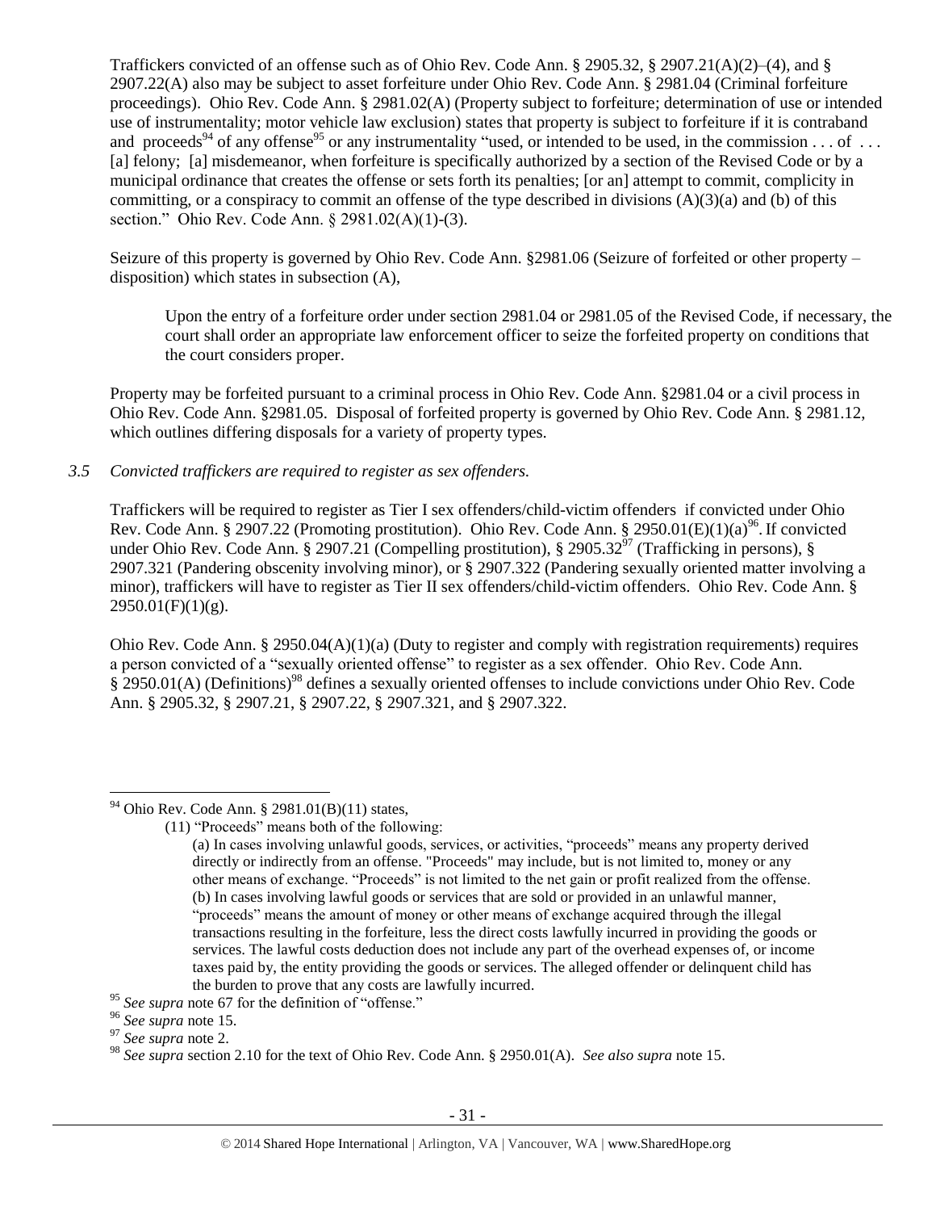Traffickers convicted of an offense such as of Ohio Rev. Code Ann. § 2905.32, § 2907.21(A)(2)–(4), and § 2907.22(A) also may be subject to asset forfeiture under Ohio Rev. Code Ann. § 2981.04 (Criminal forfeiture proceedings). Ohio Rev. Code Ann. § 2981.02(A) (Property subject to forfeiture; determination of use or intended use of instrumentality; motor vehicle law exclusion) states that property is subject to forfeiture if it is contraband and proceeds[94] of any offense[95] or any instrumentality "used, or intended to be used, in the commission . . . of . . . [a] felony; [a] misdemeanor, when forfeiture is specifically authorized by a section of the Revised Code or by a municipal ordinance that creates the offense or sets forth its penalties; [or an] attempt to commit, complicity in committing, or a conspiracy to commit an offense of the type described in divisions (A)(3)(a) and (b) of this section." Ohio Rev. Code Ann. § 2981.02(A)(1)-(3).

Seizure of this property is governed by Ohio Rev. Code Ann. §2981.06 (Seizure of forfeited or other property – disposition) which states in subsection (A),

> Upon the entry of a forfeiture order under section 2981.04 or 2981.05 of the Revised Code, if necessary, the court shall order an appropriate law enforcement officer to seize the forfeited property on conditions that the court considers proper.

Property may be forfeited pursuant to a criminal process in Ohio Rev. Code Ann. §2981.04 or a civil process in Ohio Rev. Code Ann. §2981.05. Disposal of forfeited property is governed by Ohio Rev. Code Ann. § 2981.12, which outlines differing disposals for a variety of property types.

*3.5 Convicted traffickers are required to register as sex offenders.*

Traffickers will be required to register as Tier I sex offenders/child-victim offenders if convicted under Ohio Rev. Code Ann. § 2907.22 (Promoting prostitution). Ohio Rev. Code Ann. § 2950.01(E)(1)(a)[96]. If convicted under Ohio Rev. Code Ann. § 2907.21 (Compelling prostitution), § 2905.32[97] (Trafficking in persons), § 2907.321 (Pandering obscenity involving minor), or § 2907.322 (Pandering sexually oriented matter involving a minor), traffickers will have to register as Tier II sex offenders/child-victim offenders. Ohio Rev. Code Ann. § 2950.01(F)(1)(g).

Ohio Rev. Code Ann. § 2950.04(A)(1)(a) (Duty to register and comply with registration requirements) requires a person convicted of a "sexually oriented offense" to register as a sex offender. Ohio Rev. Code Ann. § 2950.01(A) (Definitions)[98] defines a sexually oriented offenses to include convictions under Ohio Rev. Code Ann. § 2905.32, § 2907.21, § 2907.22, § 2907.321, and § 2907.322.

---

[94] Ohio Rev. Code Ann. § 2981.01(B)(11) states,

> (11) "Proceeds" means both of the following:
>
> (a) In cases involving unlawful goods, services, or activities, "proceeds" means any property derived directly or indirectly from an offense. "Proceeds" may include, but is not limited to, money or any other means of exchange. "Proceeds" is not limited to the net gain or profit realized from the offense.
> (b) In cases involving lawful goods or services that are sold or provided in an unlawful manner, "proceeds" means the amount of money or other means of exchange acquired through the illegal transactions resulting in the forfeiture, less the direct costs lawfully incurred in providing the goods or services. The lawful costs deduction does not include any part of the overhead expenses of, or income taxes paid by, the entity providing the goods or services. The alleged offender or delinquent child has the burden to prove that any costs are lawfully incurred.

[95] *See supra* note 67 for the definition of "offense."

[96] *See supra* note 15.

[97] *See supra* note 2.

[98] *See supra* section 2.10 for the text of Ohio Rev. Code Ann. § 2950.01(A). *See also supra* note 15.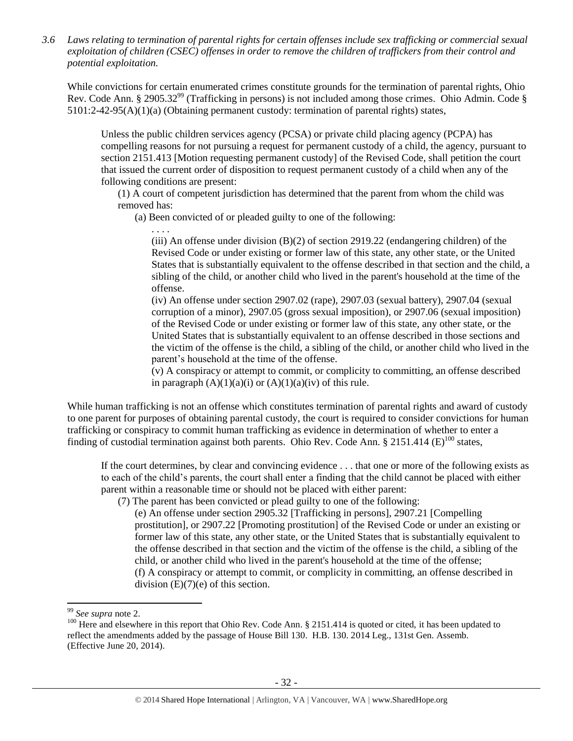*3.6 Laws relating to termination of parental rights for certain offenses include sex trafficking or commercial sexual exploitation of children (CSEC) offenses in order to remove the children of traffickers from their control and potential exploitation.*

While convictions for certain enumerated crimes constitute grounds for the termination of parental rights, Ohio Rev. Code Ann. § 2905.32[99] (Trafficking in persons) is not included among those crimes. Ohio Admin. Code § 5101:2-42-95(A)(1)(a) (Obtaining permanent custody: termination of parental rights) states,

> Unless the public children services agency (PCSA) or private child placing agency (PCPA) has compelling reasons for not pursuing a request for permanent custody of a child, the agency, pursuant to section 2151.413 [Motion requesting permanent custody] of the Revised Code, shall petition the court that issued the current order of disposition to request permanent custody of a child when any of the following conditions are present:
>
> (1) A court of competent jurisdiction has determined that the parent from whom the child was removed has:
>
> (a) Been convicted of or pleaded guilty to one of the following:
>
> . . . .
>
> (iii) An offense under division (B)(2) of section 2919.22 (endangering children) of the Revised Code or under existing or former law of this state, any other state, or the United States that is substantially equivalent to the offense described in that section and the child, a sibling of the child, or another child who lived in the parent's household at the time of the offense.
>
> (iv) An offense under section 2907.02 (rape), 2907.03 (sexual battery), 2907.04 (sexual corruption of a minor), 2907.05 (gross sexual imposition), or 2907.06 (sexual imposition) of the Revised Code or under existing or former law of this state, any other state, or the United States that is substantially equivalent to an offense described in those sections and the victim of the offense is the child, a sibling of the child, or another child who lived in the parent's household at the time of the offense.
>
> (v) A conspiracy or attempt to commit, or complicity to committing, an offense described in paragraph (A)(1)(a)(i) or (A)(1)(a)(iv) of this rule.

While human trafficking is not an offense which constitutes termination of parental rights and award of custody to one parent for purposes of obtaining parental custody, the court is required to consider convictions for human trafficking or conspiracy to commit human trafficking as evidence in determination of whether to enter a finding of custodial termination against both parents. Ohio Rev. Code Ann. § 2151.414 (E)[100] states,

> If the court determines, by clear and convincing evidence . . . that one or more of the following exists as to each of the child's parents, the court shall enter a finding that the child cannot be placed with either parent within a reasonable time or should not be placed with either parent:
>
> (7) The parent has been convicted or plead guilty to one of the following:
>
> (e) An offense under section 2905.32 [Trafficking in persons], 2907.21 [Compelling prostitution], or 2907.22 [Promoting prostitution] of the Revised Code or under an existing or former law of this state, any other state, or the United States that is substantially equivalent to the offense described in that section and the victim of the offense is the child, a sibling of the child, or another child who lived in the parent's household at the time of the offense;
>
> (f) A conspiracy or attempt to commit, or complicity in committing, an offense described in division (E)(7)(e) of this section.

---

[99] *See supra* note 2.

[100] Here and elsewhere in this report that Ohio Rev. Code Ann. § 2151.414 is quoted or cited, it has been updated to reflect the amendments added by the passage of House Bill 130. H.B. 130. 2014 Leg., 131st Gen. Assemb. (Effective June 20, 2014).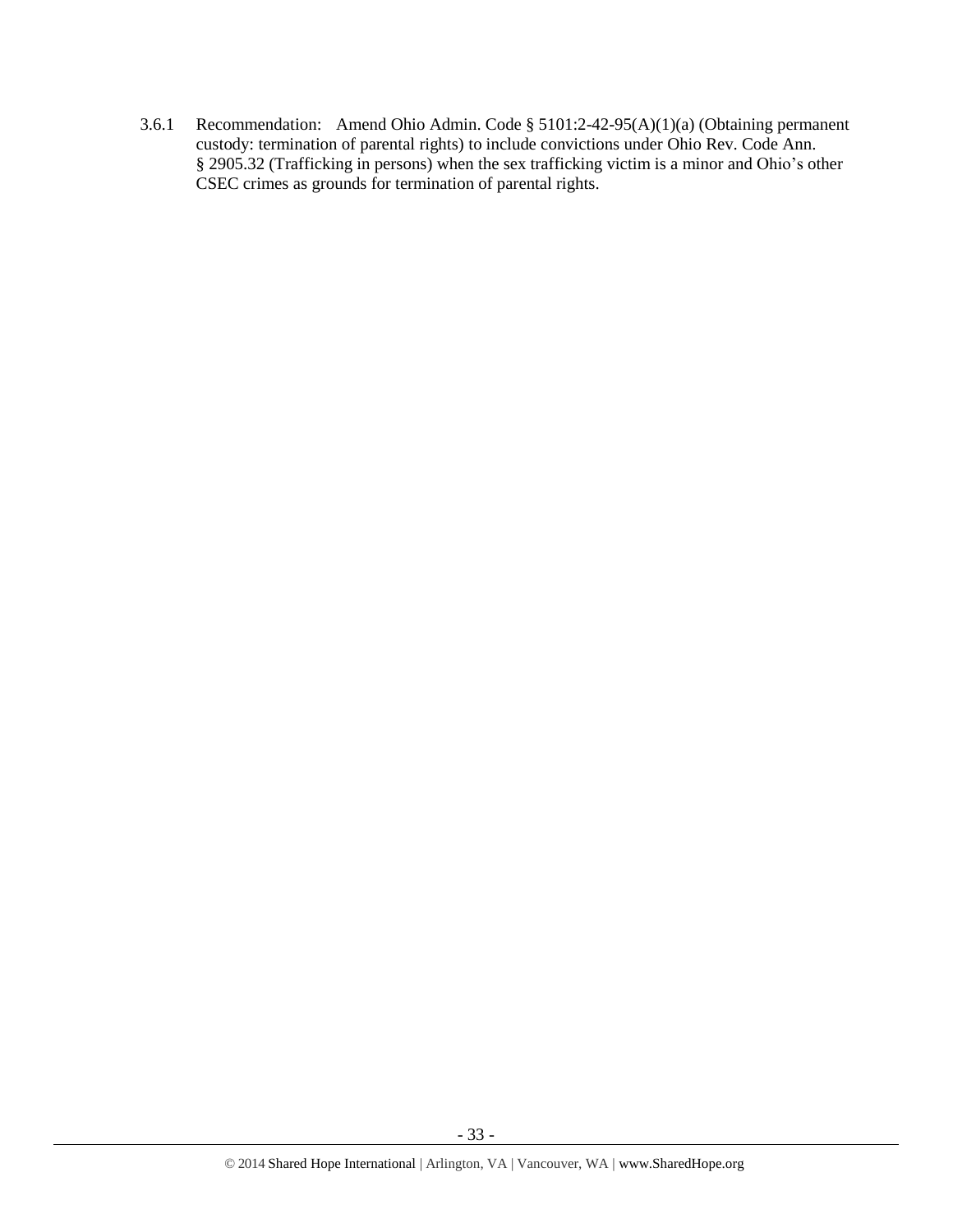3.6.1 Recommendation: Amend Ohio Admin. Code § 5101:2-42-95(A)(1)(a) (Obtaining permanent custody: termination of parental rights) to include convictions under Ohio Rev. Code Ann. § 2905.32 (Trafficking in persons) when the sex trafficking victim is a minor and Ohio's other CSEC crimes as grounds for termination of parental rights.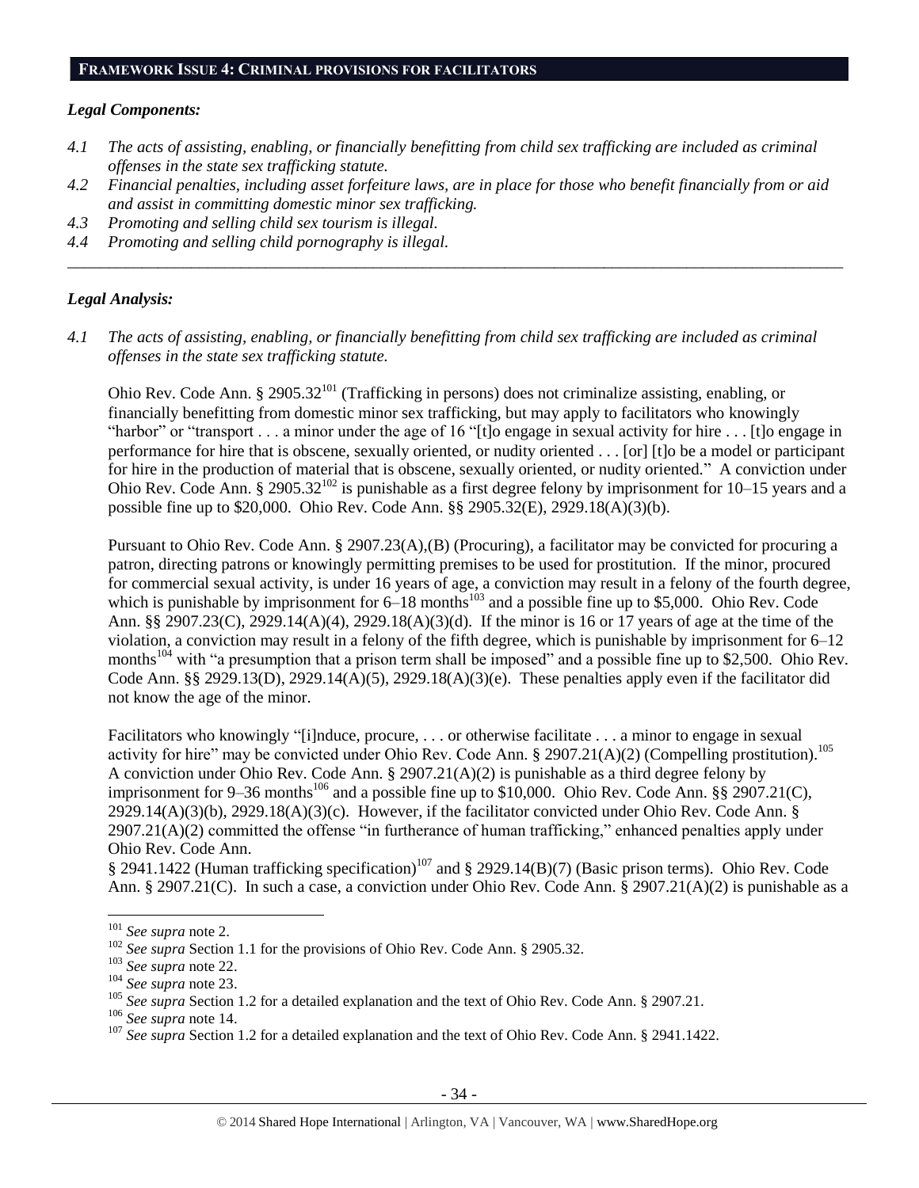## FRAMEWORK ISSUE 4: CRIMINAL PROVISIONS FOR FACILITATORS

### *Legal Components:*

*4.1 The acts of assisting, enabling, or financially benefitting from child sex trafficking are included as criminal offenses in the state sex trafficking statute.*

*4.2 Financial penalties, including asset forfeiture laws, are in place for those who benefit financially from or aid and assist in committing domestic minor sex trafficking.*

*4.3 Promoting and selling child sex tourism is illegal.*

*4.4 Promoting and selling child pornography is illegal.*

---

### *Legal Analysis:*

*4.1 The acts of assisting, enabling, or financially benefitting from child sex trafficking are included as criminal offenses in the state sex trafficking statute.*

Ohio Rev. Code Ann. § 2905.32[101] (Trafficking in persons) does not criminalize assisting, enabling, or financially benefitting from domestic minor sex trafficking, but may apply to facilitators who knowingly "harbor" or "transport . . . a minor under the age of 16 "[t]o engage in sexual activity for hire . . . [t]o engage in performance for hire that is obscene, sexually oriented, or nudity oriented . . . [or] [t]o be a model or participant for hire in the production of material that is obscene, sexually oriented, or nudity oriented." A conviction under Ohio Rev. Code Ann. § 2905.32[102] is punishable as a first degree felony by imprisonment for 10–15 years and a possible fine up to $20,000. Ohio Rev. Code Ann. §§ 2905.32(E), 2929.18(A)(3)(b).

Pursuant to Ohio Rev. Code Ann. § 2907.23(A),(B) (Procuring), a facilitator may be convicted for procuring a patron, directing patrons or knowingly permitting premises to be used for prostitution. If the minor, procured for commercial sexual activity, is under 16 years of age, a conviction may result in a felony of the fourth degree, which is punishable by imprisonment for 6–18 months[103] and a possible fine up to $5,000. Ohio Rev. Code Ann. §§ 2907.23(C), 2929.14(A)(4), 2929.18(A)(3)(d). If the minor is 16 or 17 years of age at the time of the violation, a conviction may result in a felony of the fifth degree, which is punishable by imprisonment for 6–12 months[104] with "a presumption that a prison term shall be imposed" and a possible fine up to $2,500. Ohio Rev. Code Ann. §§ 2929.13(D), 2929.14(A)(5), 2929.18(A)(3)(e). These penalties apply even if the facilitator did not know the age of the minor.

Facilitators who knowingly "[i]nduce, procure, . . . or otherwise facilitate . . . a minor to engage in sexual activity for hire" may be convicted under Ohio Rev. Code Ann. § 2907.21(A)(2) (Compelling prostitution).[105] A conviction under Ohio Rev. Code Ann. § 2907.21(A)(2) is punishable as a third degree felony by imprisonment for 9–36 months[106] and a possible fine up to $10,000. Ohio Rev. Code Ann. §§ 2907.21(C), 2929.14(A)(3)(b), 2929.18(A)(3)(c). However, if the facilitator convicted under Ohio Rev. Code Ann. § 2907.21(A)(2) committed the offense "in furtherance of human trafficking," enhanced penalties apply under Ohio Rev. Code Ann. § 2941.1422 (Human trafficking specification)[107] and § 2929.14(B)(7) (Basic prison terms). Ohio Rev. Code Ann. § 2907.21(C). In such a case, a conviction under Ohio Rev. Code Ann. § 2907.21(A)(2) is punishable as a

---

[101] *See supra* note 2.

[102] *See supra* Section 1.1 for the provisions of Ohio Rev. Code Ann. § 2905.32.

[103] *See supra* note 22.

[104] *See supra* note 23.

[105] *See supra* Section 1.2 for a detailed explanation and the text of Ohio Rev. Code Ann. § 2907.21.

[106] *See supra* note 14.

[107] *See supra* Section 1.2 for a detailed explanation and the text of Ohio Rev. Code Ann. § 2941.1422.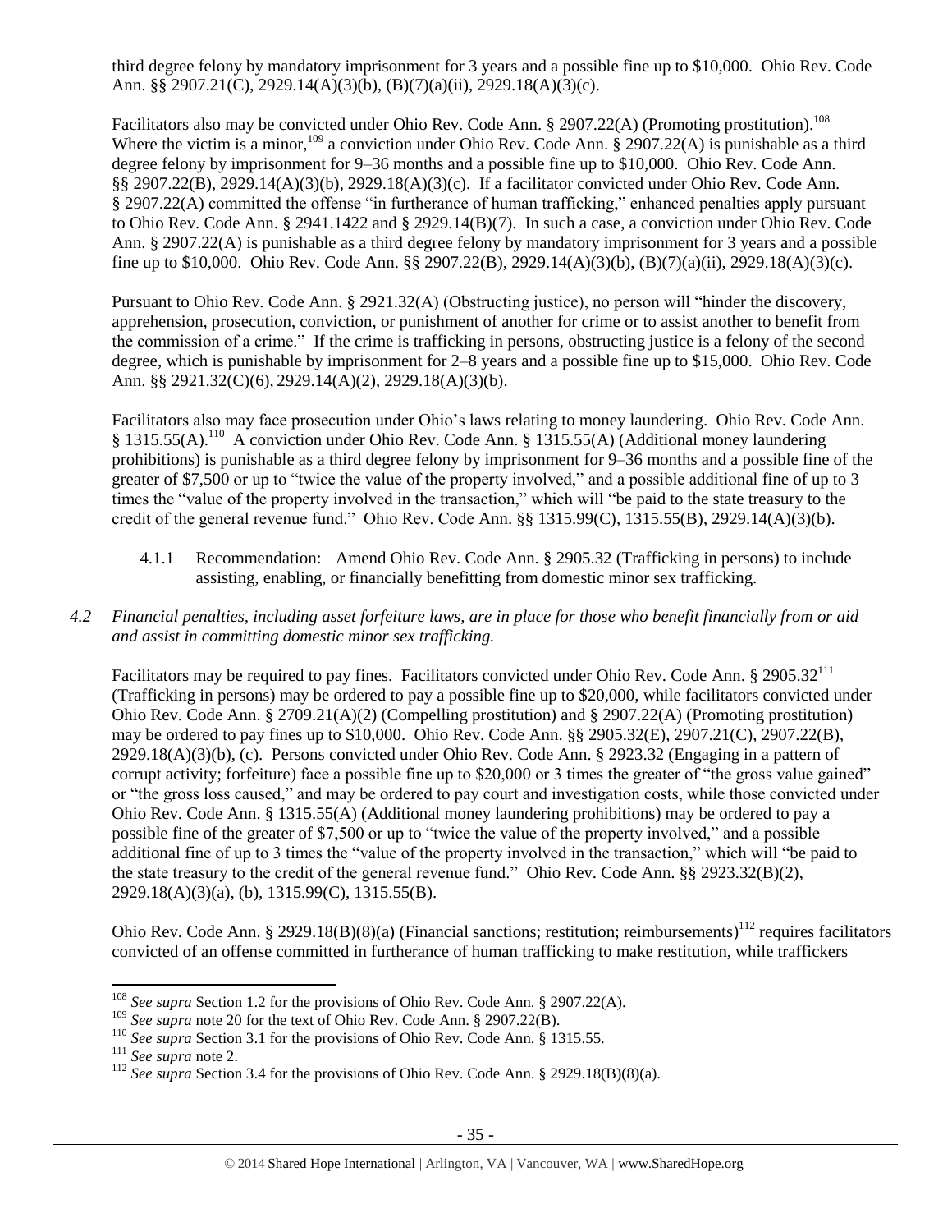third degree felony by mandatory imprisonment for 3 years and a possible fine up to $10,000. Ohio Rev. Code Ann. §§ 2907.21(C), 2929.14(A)(3)(b), (B)(7)(a)(ii), 2929.18(A)(3)(c).

Facilitators also may be convicted under Ohio Rev. Code Ann. § 2907.22(A) (Promoting prostitution).[108] Where the victim is a minor,[109] a conviction under Ohio Rev. Code Ann. § 2907.22(A) is punishable as a third degree felony by imprisonment for 9–36 months and a possible fine up to $10,000. Ohio Rev. Code Ann. §§ 2907.22(B), 2929.14(A)(3)(b), 2929.18(A)(3)(c). If a facilitator convicted under Ohio Rev. Code Ann. § 2907.22(A) committed the offense "in furtherance of human trafficking," enhanced penalties apply pursuant to Ohio Rev. Code Ann. § 2941.1422 and § 2929.14(B)(7). In such a case, a conviction under Ohio Rev. Code Ann. § 2907.22(A) is punishable as a third degree felony by mandatory imprisonment for 3 years and a possible fine up to $10,000. Ohio Rev. Code Ann. §§ 2907.22(B), 2929.14(A)(3)(b), (B)(7)(a)(ii), 2929.18(A)(3)(c).

Pursuant to Ohio Rev. Code Ann. § 2921.32(A) (Obstructing justice), no person will "hinder the discovery, apprehension, prosecution, conviction, or punishment of another for crime or to assist another to benefit from the commission of a crime." If the crime is trafficking in persons, obstructing justice is a felony of the second degree, which is punishable by imprisonment for 2–8 years and a possible fine up to $15,000. Ohio Rev. Code Ann. §§ 2921.32(C)(6), 2929.14(A)(2), 2929.18(A)(3)(b).

Facilitators also may face prosecution under Ohio's laws relating to money laundering. Ohio Rev. Code Ann. § 1315.55(A).[110] A conviction under Ohio Rev. Code Ann. § 1315.55(A) (Additional money laundering prohibitions) is punishable as a third degree felony by imprisonment for 9–36 months and a possible fine of the greater of $7,500 or up to "twice the value of the property involved," and a possible additional fine of up to 3 times the "value of the property involved in the transaction," which will "be paid to the state treasury to the credit of the general revenue fund." Ohio Rev. Code Ann. §§ 1315.99(C), 1315.55(B), 2929.14(A)(3)(b).

4.1.1 Recommendation: Amend Ohio Rev. Code Ann. § 2905.32 (Trafficking in persons) to include assisting, enabling, or financially benefitting from domestic minor sex trafficking.

*4.2 Financial penalties, including asset forfeiture laws, are in place for those who benefit financially from or aid and assist in committing domestic minor sex trafficking.*

Facilitators may be required to pay fines. Facilitators convicted under Ohio Rev. Code Ann. § 2905.32[111] (Trafficking in persons) may be ordered to pay a possible fine up to $20,000, while facilitators convicted under Ohio Rev. Code Ann. § 2709.21(A)(2) (Compelling prostitution) and § 2907.22(A) (Promoting prostitution) may be ordered to pay fines up to $10,000. Ohio Rev. Code Ann. §§ 2905.32(E), 2907.21(C), 2907.22(B), 2929.18(A)(3)(b), (c). Persons convicted under Ohio Rev. Code Ann. § 2923.32 (Engaging in a pattern of corrupt activity; forfeiture) face a possible fine up to $20,000 or 3 times the greater of "the gross value gained" or "the gross loss caused," and may be ordered to pay court and investigation costs, while those convicted under Ohio Rev. Code Ann. § 1315.55(A) (Additional money laundering prohibitions) may be ordered to pay a possible fine of the greater of $7,500 or up to "twice the value of the property involved," and a possible additional fine of up to 3 times the "value of the property involved in the transaction," which will "be paid to the state treasury to the credit of the general revenue fund." Ohio Rev. Code Ann. §§ 2923.32(B)(2), 2929.18(A)(3)(a), (b), 1315.99(C), 1315.55(B).

Ohio Rev. Code Ann. § 2929.18(B)(8)(a) (Financial sanctions; restitution; reimbursements)[112] requires facilitators convicted of an offense committed in furtherance of human trafficking to make restitution, while traffickers

[108] *See supra* Section 1.2 for the provisions of Ohio Rev. Code Ann. § 2907.22(A).

[109] *See supra* note 20 for the text of Ohio Rev. Code Ann. § 2907.22(B).

[110] *See supra* Section 3.1 for the provisions of Ohio Rev. Code Ann. § 1315.55.

[111] *See supra* note 2.

[112] *See supra* Section 3.4 for the provisions of Ohio Rev. Code Ann. § 2929.18(B)(8)(a).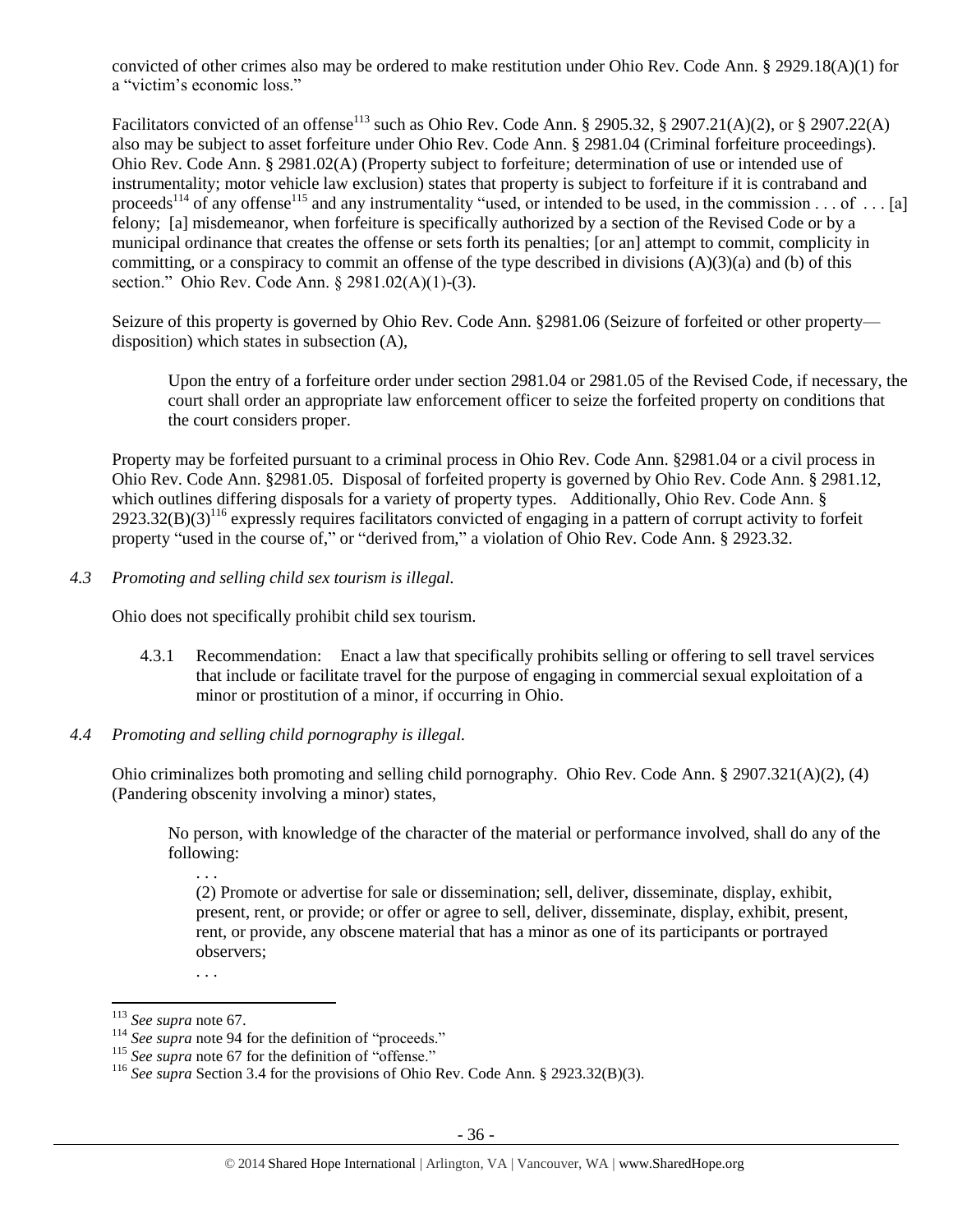convicted of other crimes also may be ordered to make restitution under Ohio Rev. Code Ann. § 2929.18(A)(1) for a "victim's economic loss."

Facilitators convicted of an offense[113] such as Ohio Rev. Code Ann. § 2905.32, § 2907.21(A)(2), or § 2907.22(A) also may be subject to asset forfeiture under Ohio Rev. Code Ann. § 2981.04 (Criminal forfeiture proceedings). Ohio Rev. Code Ann. § 2981.02(A) (Property subject to forfeiture; determination of use or intended use of instrumentality; motor vehicle law exclusion) states that property is subject to forfeiture if it is contraband and proceeds[114] of any offense[115] and any instrumentality "used, or intended to be used, in the commission . . . of . . . [a] felony; [a] misdemeanor, when forfeiture is specifically authorized by a section of the Revised Code or by a municipal ordinance that creates the offense or sets forth its penalties; [or an] attempt to commit, complicity in committing, or a conspiracy to commit an offense of the type described in divisions (A)(3)(a) and (b) of this section." Ohio Rev. Code Ann. § 2981.02(A)(1)-(3).

Seizure of this property is governed by Ohio Rev. Code Ann. §2981.06 (Seizure of forfeited or other property—disposition) which states in subsection (A),

> Upon the entry of a forfeiture order under section 2981.04 or 2981.05 of the Revised Code, if necessary, the court shall order an appropriate law enforcement officer to seize the forfeited property on conditions that the court considers proper.

Property may be forfeited pursuant to a criminal process in Ohio Rev. Code Ann. §2981.04 or a civil process in Ohio Rev. Code Ann. §2981.05. Disposal of forfeited property is governed by Ohio Rev. Code Ann. § 2981.12, which outlines differing disposals for a variety of property types. Additionally, Ohio Rev. Code Ann. § 2923.32(B)(3)[116] expressly requires facilitators convicted of engaging in a pattern of corrupt activity to forfeit property "used in the course of," or "derived from," a violation of Ohio Rev. Code Ann. § 2923.32.

*4.3 Promoting and selling child sex tourism is illegal.*

Ohio does not specifically prohibit child sex tourism.

4.3.1 Recommendation: Enact a law that specifically prohibits selling or offering to sell travel services that include or facilitate travel for the purpose of engaging in commercial sexual exploitation of a minor or prostitution of a minor, if occurring in Ohio.

*4.4 Promoting and selling child pornography is illegal.*

Ohio criminalizes both promoting and selling child pornography. Ohio Rev. Code Ann. § 2907.321(A)(2), (4) (Pandering obscenity involving a minor) states,

> No person, with knowledge of the character of the material or performance involved, shall do any of the following:
>
> . . .
>
> (2) Promote or advertise for sale or dissemination; sell, deliver, disseminate, display, exhibit, present, rent, or provide; or offer or agree to sell, deliver, disseminate, display, exhibit, present, rent, or provide, any obscene material that has a minor as one of its participants or portrayed observers;
>
> . . .

---

[113] *See supra* note 67.
[114] *See supra* note 94 for the definition of "proceeds."
[115] *See supra* note 67 for the definition of "offense."
[116] *See supra* Section 3.4 for the provisions of Ohio Rev. Code Ann. § 2923.32(B)(3).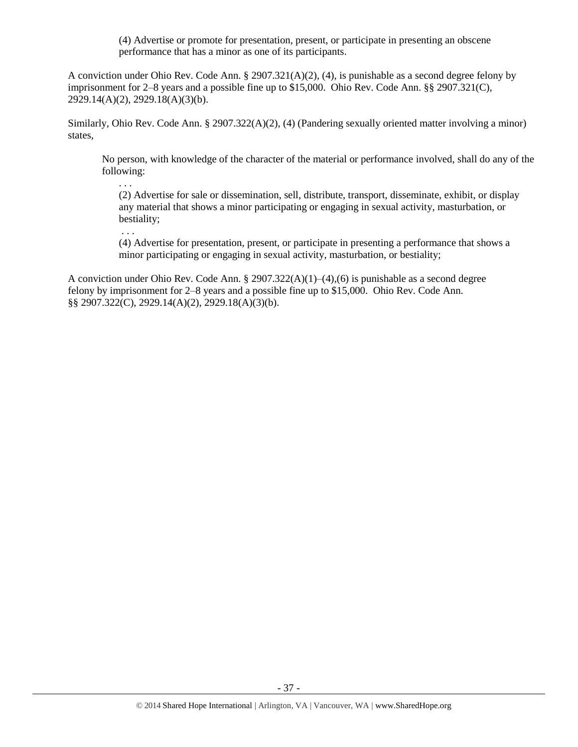> (4) Advertise or promote for presentation, present, or participate in presenting an obscene performance that has a minor as one of its participants.

A conviction under Ohio Rev. Code Ann. § 2907.321(A)(2), (4), is punishable as a second degree felony by imprisonment for 2–8 years and a possible fine up to $15,000. Ohio Rev. Code Ann. §§ 2907.321(C), 2929.14(A)(2), 2929.18(A)(3)(b).

Similarly, Ohio Rev. Code Ann. § 2907.322(A)(2), (4) (Pandering sexually oriented matter involving a minor) states,

> No person, with knowledge of the character of the material or performance involved, shall do any of the following:
>
> . . .
>
> (2) Advertise for sale or dissemination, sell, distribute, transport, disseminate, exhibit, or display any material that shows a minor participating or engaging in sexual activity, masturbation, or bestiality;
>
> . . .
>
> (4) Advertise for presentation, present, or participate in presenting a performance that shows a minor participating or engaging in sexual activity, masturbation, or bestiality;

A conviction under Ohio Rev. Code Ann. § 2907.322(A)(1)–(4),(6) is punishable as a second degree felony by imprisonment for 2–8 years and a possible fine up to $15,000. Ohio Rev. Code Ann. §§ 2907.322(C), 2929.14(A)(2), 2929.18(A)(3)(b).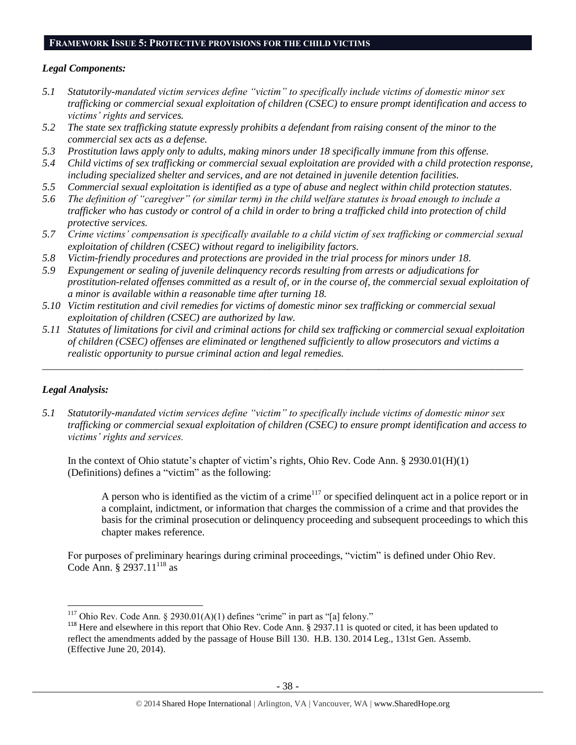## FRAMEWORK ISSUE 5: PROTECTIVE PROVISIONS FOR THE CHILD VICTIMS

### *Legal Components:*

*5.1 Statutorily-mandated victim services define "victim" to specifically include victims of domestic minor sex trafficking or commercial sexual exploitation of children (CSEC) to ensure prompt identification and access to victims' rights and services.*

*5.2 The state sex trafficking statute expressly prohibits a defendant from raising consent of the minor to the commercial sex acts as a defense.*

*5.3 Prostitution laws apply only to adults, making minors under 18 specifically immune from this offense.*

*5.4 Child victims of sex trafficking or commercial sexual exploitation are provided with a child protection response, including specialized shelter and services, and are not detained in juvenile detention facilities.*

*5.5 Commercial sexual exploitation is identified as a type of abuse and neglect within child protection statutes.*

*5.6 The definition of "caregiver" (or similar term) in the child welfare statutes is broad enough to include a trafficker who has custody or control of a child in order to bring a trafficked child into protection of child protective services.*

*5.7 Crime victims' compensation is specifically available to a child victim of sex trafficking or commercial sexual exploitation of children (CSEC) without regard to ineligibility factors.*

*5.8 Victim-friendly procedures and protections are provided in the trial process for minors under 18.*

*5.9 Expungement or sealing of juvenile delinquency records resulting from arrests or adjudications for prostitution-related offenses committed as a result of, or in the course of, the commercial sexual exploitation of a minor is available within a reasonable time after turning 18.*

*5.10 Victim restitution and civil remedies for victims of domestic minor sex trafficking or commercial sexual exploitation of children (CSEC) are authorized by law.*

*5.11 Statutes of limitations for civil and criminal actions for child sex trafficking or commercial sexual exploitation of children (CSEC) offenses are eliminated or lengthened sufficiently to allow prosecutors and victims a realistic opportunity to pursue criminal action and legal remedies.*

---

### *Legal Analysis:*

*5.1 Statutorily-mandated victim services define "victim" to specifically include victims of domestic minor sex trafficking or commercial sexual exploitation of children (CSEC) to ensure prompt identification and access to victims' rights and services.*

In the context of Ohio statute's chapter of victim's rights, Ohio Rev. Code Ann. § 2930.01(H)(1) (Definitions) defines a "victim" as the following:

> A person who is identified as the victim of a crime[117] or specified delinquent act in a police report or in a complaint, indictment, or information that charges the commission of a crime and that provides the basis for the criminal prosecution or delinquency proceeding and subsequent proceedings to which this chapter makes reference.

For purposes of preliminary hearings during criminal proceedings, "victim" is defined under Ohio Rev. Code Ann. § 2937.11[118] as

---

[117] Ohio Rev. Code Ann. § 2930.01(A)(1) defines "crime" in part as "[a] felony."

[118] Here and elsewhere in this report that Ohio Rev. Code Ann. § 2937.11 is quoted or cited, it has been updated to reflect the amendments added by the passage of House Bill 130. H.B. 130. 2014 Leg., 131st Gen. Assemb. (Effective June 20, 2014).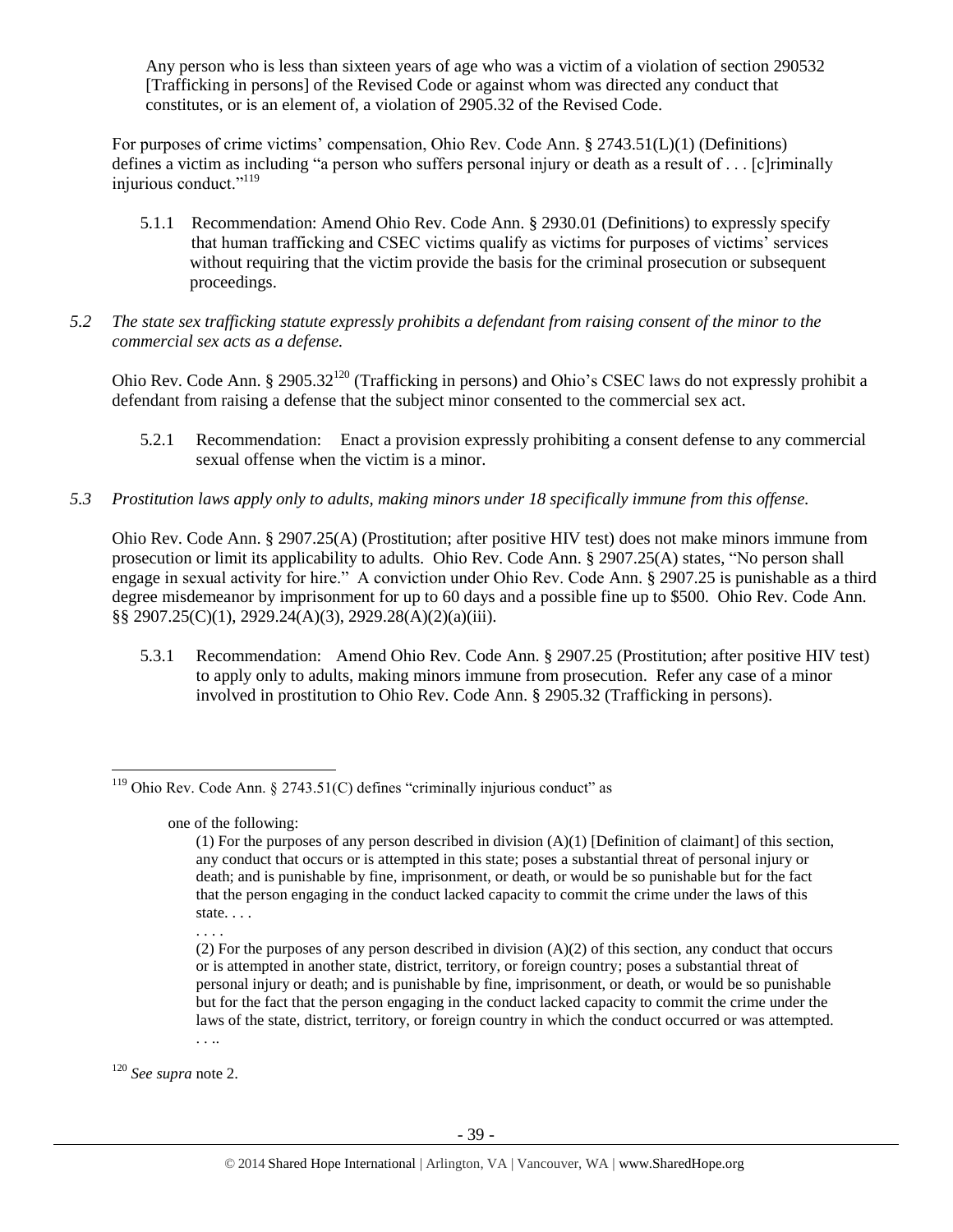Any person who is less than sixteen years of age who was a victim of a violation of section 290532 [Trafficking in persons] of the Revised Code or against whom was directed any conduct that constitutes, or is an element of, a violation of 2905.32 of the Revised Code.

For purposes of crime victims' compensation, Ohio Rev. Code Ann. § 2743.51(L)(1) (Definitions) defines a victim as including "a person who suffers personal injury or death as a result of . . . [c]riminally injurious conduct."[119]

5.1.1 Recommendation: Amend Ohio Rev. Code Ann. § 2930.01 (Definitions) to expressly specify that human trafficking and CSEC victims qualify as victims for purposes of victims' services without requiring that the victim provide the basis for the criminal prosecution or subsequent proceedings.

*5.2 The state sex trafficking statute expressly prohibits a defendant from raising consent of the minor to the commercial sex acts as a defense.*

Ohio Rev. Code Ann. § 2905.32[120] (Trafficking in persons) and Ohio's CSEC laws do not expressly prohibit a defendant from raising a defense that the subject minor consented to the commercial sex act.

5.2.1 Recommendation: Enact a provision expressly prohibiting a consent defense to any commercial sexual offense when the victim is a minor.

*5.3 Prostitution laws apply only to adults, making minors under 18 specifically immune from this offense.*

Ohio Rev. Code Ann. § 2907.25(A) (Prostitution; after positive HIV test) does not make minors immune from prosecution or limit its applicability to adults. Ohio Rev. Code Ann. § 2907.25(A) states, "No person shall engage in sexual activity for hire." A conviction under Ohio Rev. Code Ann. § 2907.25 is punishable as a third degree misdemeanor by imprisonment for up to 60 days and a possible fine up to $500. Ohio Rev. Code Ann. §§ 2907.25(C)(1), 2929.24(A)(3), 2929.28(A)(2)(a)(iii).

5.3.1 Recommendation: Amend Ohio Rev. Code Ann. § 2907.25 (Prostitution; after positive HIV test) to apply only to adults, making minors immune from prosecution. Refer any case of a minor involved in prostitution to Ohio Rev. Code Ann. § 2905.32 (Trafficking in persons).

---

[119] Ohio Rev. Code Ann. § 2743.51(C) defines "criminally injurious conduct" as

> one of the following:
>
> (1) For the purposes of any person described in division (A)(1) [Definition of claimant] of this section, any conduct that occurs or is attempted in this state; poses a substantial threat of personal injury or death; and is punishable by fine, imprisonment, or death, or would be so punishable but for the fact that the person engaging in the conduct lacked capacity to commit the crime under the laws of this state. . . .
>
> . . . .
>
> (2) For the purposes of any person described in division (A)(2) of this section, any conduct that occurs or is attempted in another state, district, territory, or foreign country; poses a substantial threat of personal injury or death; and is punishable by fine, imprisonment, or death, or would be so punishable but for the fact that the person engaging in the conduct lacked capacity to commit the crime under the laws of the state, district, territory, or foreign country in which the conduct occurred or was attempted. . . ..

[120] *See supra* note 2.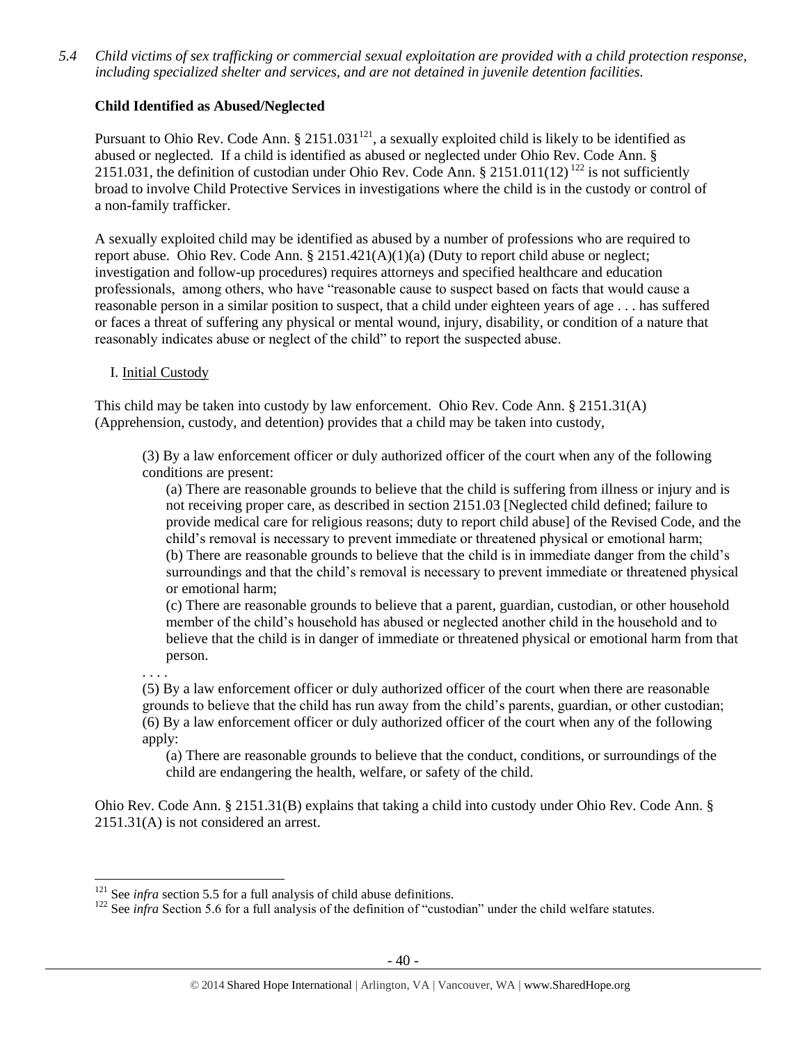*5.4 Child victims of sex trafficking or commercial sexual exploitation are provided with a child protection response, including specialized shelter and services, and are not detained in juvenile detention facilities.*

**Child Identified as Abused/Neglected**

Pursuant to Ohio Rev. Code Ann. § 2151.031[121], a sexually exploited child is likely to be identified as abused or neglected. If a child is identified as abused or neglected under Ohio Rev. Code Ann. § 2151.031, the definition of custodian under Ohio Rev. Code Ann. § 2151.011(12)[122] is not sufficiently broad to involve Child Protective Services in investigations where the child is in the custody or control of a non-family trafficker.

A sexually exploited child may be identified as abused by a number of professions who are required to report abuse. Ohio Rev. Code Ann. § 2151.421(A)(1)(a) (Duty to report child abuse or neglect; investigation and follow-up procedures) requires attorneys and specified healthcare and education professionals, among others, who have "reasonable cause to suspect based on facts that would cause a reasonable person in a similar position to suspect, that a child under eighteen years of age . . . has suffered or faces a threat of suffering any physical or mental wound, injury, disability, or condition of a nature that reasonably indicates abuse or neglect of the child" to report the suspected abuse.

I. Initial Custody

This child may be taken into custody by law enforcement. Ohio Rev. Code Ann. § 2151.31(A) (Apprehension, custody, and detention) provides that a child may be taken into custody,

> (3) By a law enforcement officer or duly authorized officer of the court when any of the following conditions are present:
>
> > (a) There are reasonable grounds to believe that the child is suffering from illness or injury and is not receiving proper care, as described in section 2151.03 [Neglected child defined; failure to provide medical care for religious reasons; duty to report child abuse] of the Revised Code, and the child's removal is necessary to prevent immediate or threatened physical or emotional harm;
> > (b) There are reasonable grounds to believe that the child is in immediate danger from the child's surroundings and that the child's removal is necessary to prevent immediate or threatened physical or emotional harm;
> > (c) There are reasonable grounds to believe that a parent, guardian, custodian, or other household member of the child's household has abused or neglected another child in the household and to believe that the child is in danger of immediate or threatened physical or emotional harm from that person.
>
> . . . .
>
> (5) By a law enforcement officer or duly authorized officer of the court when there are reasonable grounds to believe that the child has run away from the child's parents, guardian, or other custodian;
> (6) By a law enforcement officer or duly authorized officer of the court when any of the following apply:
>
> > (a) There are reasonable grounds to believe that the conduct, conditions, or surroundings of the child are endangering the health, welfare, or safety of the child.

Ohio Rev. Code Ann. § 2151.31(B) explains that taking a child into custody under Ohio Rev. Code Ann. § 2151.31(A) is not considered an arrest.

---

[121] See *infra* section 5.5 for a full analysis of child abuse definitions.

[122] See *infra* Section 5.6 for a full analysis of the definition of "custodian" under the child welfare statutes.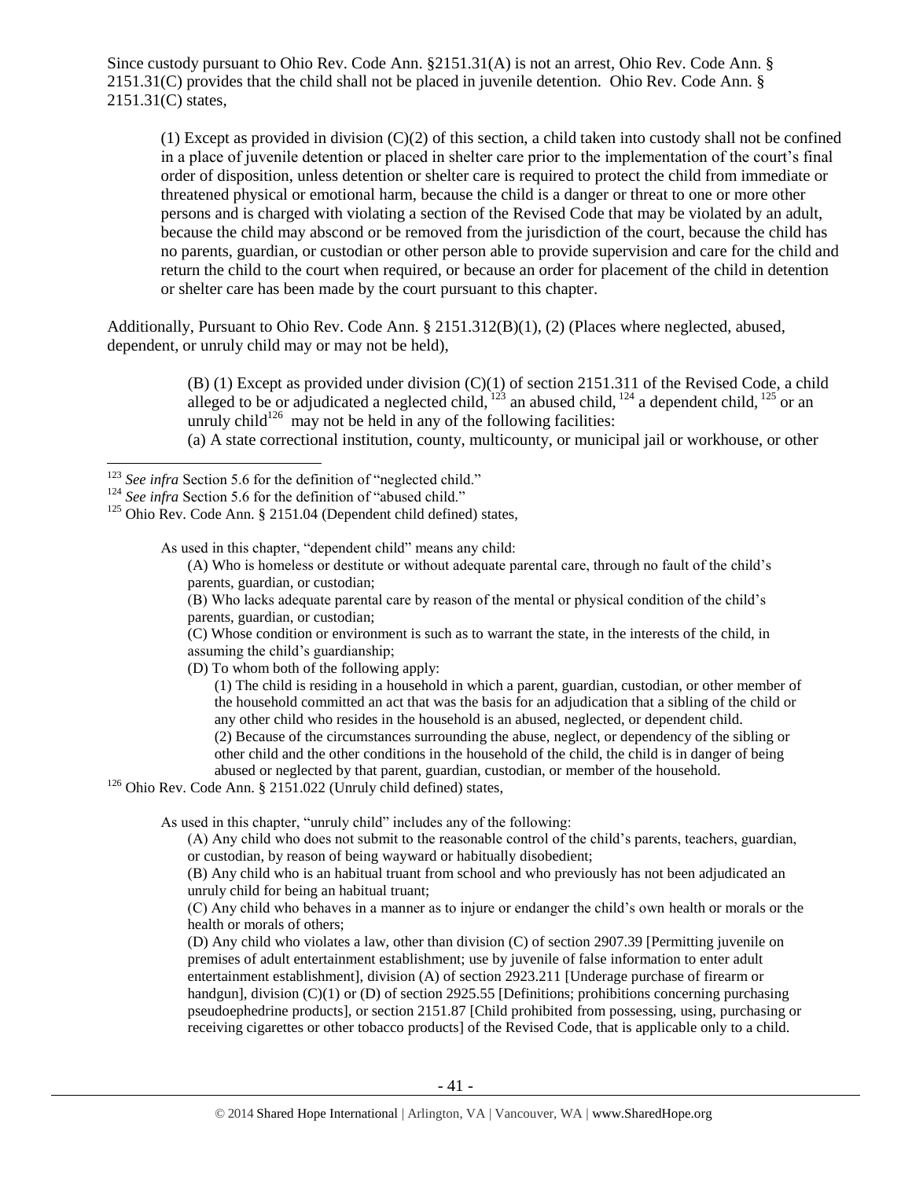Since custody pursuant to Ohio Rev. Code Ann. §2151.31(A) is not an arrest, Ohio Rev. Code Ann. § 2151.31(C) provides that the child shall not be placed in juvenile detention. Ohio Rev. Code Ann. § 2151.31(C) states,

> (1) Except as provided in division (C)(2) of this section, a child taken into custody shall not be confined in a place of juvenile detention or placed in shelter care prior to the implementation of the court's final order of disposition, unless detention or shelter care is required to protect the child from immediate or threatened physical or emotional harm, because the child is a danger or threat to one or more other persons and is charged with violating a section of the Revised Code that may be violated by an adult, because the child may abscond or be removed from the jurisdiction of the court, because the child has no parents, guardian, or custodian or other person able to provide supervision and care for the child and return the child to the court when required, or because an order for placement of the child in detention or shelter care has been made by the court pursuant to this chapter.

Additionally, Pursuant to Ohio Rev. Code Ann. § 2151.312(B)(1), (2) (Places where neglected, abused, dependent, or unruly child may or may not be held),

> (B) (1) Except as provided under division (C)(1) of section 2151.311 of the Revised Code, a child alleged to be or adjudicated a neglected child, [123] an abused child, [124] a dependent child, [125] or an unruly child[126] may not be held in any of the following facilities:
> (a) A state correctional institution, county, multicounty, or municipal jail or workhouse, or other

---

[123] *See infra* Section 5.6 for the definition of "neglected child."

[124] *See infra* Section 5.6 for the definition of "abused child."

[125] Ohio Rev. Code Ann. § 2151.04 (Dependent child defined) states,

> As used in this chapter, "dependent child" means any child:
> (A) Who is homeless or destitute or without adequate parental care, through no fault of the child's parents, guardian, or custodian;
> (B) Who lacks adequate parental care by reason of the mental or physical condition of the child's parents, guardian, or custodian;
> (C) Whose condition or environment is such as to warrant the state, in the interests of the child, in assuming the child's guardianship;
> (D) To whom both of the following apply:
> (1) The child is residing in a household in which a parent, guardian, custodian, or other member of the household committed an act that was the basis for an adjudication that a sibling of the child or any other child who resides in the household is an abused, neglected, or dependent child.
> (2) Because of the circumstances surrounding the abuse, neglect, or dependency of the sibling or other child and the other conditions in the household of the child, the child is in danger of being abused or neglected by that parent, guardian, custodian, or member of the household.

[126] Ohio Rev. Code Ann. § 2151.022 (Unruly child defined) states,

> As used in this chapter, "unruly child" includes any of the following:
> (A) Any child who does not submit to the reasonable control of the child's parents, teachers, guardian, or custodian, by reason of being wayward or habitually disobedient;
> (B) Any child who is an habitual truant from school and who previously has not been adjudicated an unruly child for being an habitual truant;
> (C) Any child who behaves in a manner as to injure or endanger the child's own health or morals or the health or morals of others;
> (D) Any child who violates a law, other than division (C) of section 2907.39 [Permitting juvenile on premises of adult entertainment establishment; use by juvenile of false information to enter adult entertainment establishment], division (A) of section 2923.211 [Underage purchase of firearm or handgun], division (C)(1) or (D) of section 2925.55 [Definitions; prohibitions concerning purchasing pseudoephedrine products], or section 2151.87 [Child prohibited from possessing, using, purchasing or receiving cigarettes or other tobacco products] of the Revised Code, that is applicable only to a child.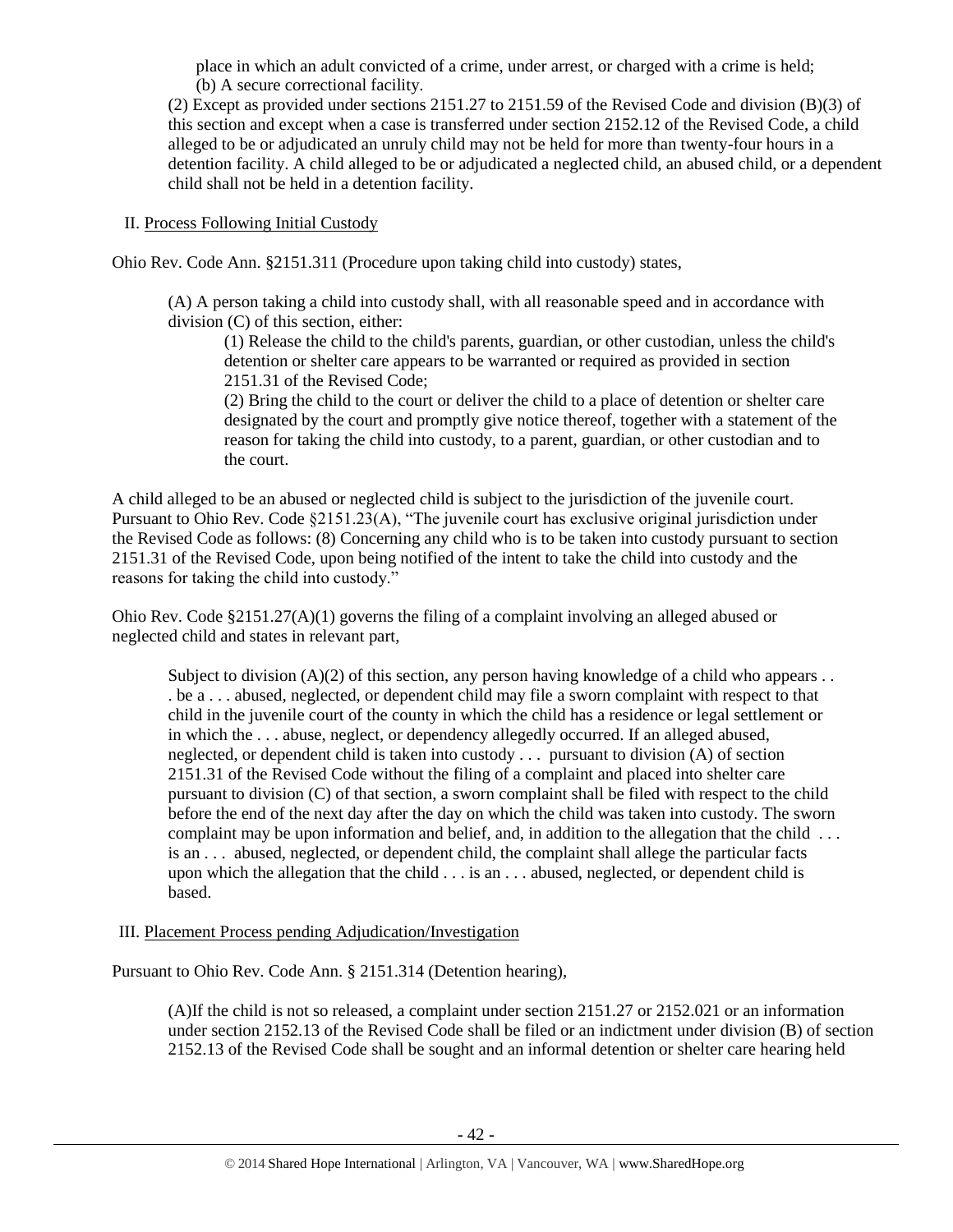place in which an adult convicted of a crime, under arrest, or charged with a crime is held;
(b) A secure correctional facility.

(2) Except as provided under sections 2151.27 to 2151.59 of the Revised Code and division (B)(3) of this section and except when a case is transferred under section 2152.12 of the Revised Code, a child alleged to be or adjudicated an unruly child may not be held for more than twenty-four hours in a detention facility. A child alleged to be or adjudicated a neglected child, an abused child, or a dependent child shall not be held in a detention facility.

II. Process Following Initial Custody

Ohio Rev. Code Ann. §2151.311 (Procedure upon taking child into custody) states,

> (A) A person taking a child into custody shall, with all reasonable speed and in accordance with division (C) of this section, either:
>
> (1) Release the child to the child's parents, guardian, or other custodian, unless the child's detention or shelter care appears to be warranted or required as provided in section 2151.31 of the Revised Code;
>
> (2) Bring the child to the court or deliver the child to a place of detention or shelter care designated by the court and promptly give notice thereof, together with a statement of the reason for taking the child into custody, to a parent, guardian, or other custodian and to the court.

A child alleged to be an abused or neglected child is subject to the jurisdiction of the juvenile court. Pursuant to Ohio Rev. Code §2151.23(A), "The juvenile court has exclusive original jurisdiction under the Revised Code as follows: (8) Concerning any child who is to be taken into custody pursuant to section 2151.31 of the Revised Code, upon being notified of the intent to take the child into custody and the reasons for taking the child into custody."

Ohio Rev. Code §2151.27(A)(1) governs the filing of a complaint involving an alleged abused or neglected child and states in relevant part,

> Subject to division (A)(2) of this section, any person having knowledge of a child who appears . . . be a . . . abused, neglected, or dependent child may file a sworn complaint with respect to that child in the juvenile court of the county in which the child has a residence or legal settlement or in which the . . . abuse, neglect, or dependency allegedly occurred. If an alleged abused, neglected, or dependent child is taken into custody . . . pursuant to division (A) of section 2151.31 of the Revised Code without the filing of a complaint and placed into shelter care pursuant to division (C) of that section, a sworn complaint shall be filed with respect to the child before the end of the next day after the day on which the child was taken into custody. The sworn complaint may be upon information and belief, and, in addition to the allegation that the child . . . is an . . . abused, neglected, or dependent child, the complaint shall allege the particular facts upon which the allegation that the child . . . is an . . . abused, neglected, or dependent child is based.

III. Placement Process pending Adjudication/Investigation

Pursuant to Ohio Rev. Code Ann. § 2151.314 (Detention hearing),

> (A)If the child is not so released, a complaint under section 2151.27 or 2152.021 or an information under section 2152.13 of the Revised Code shall be filed or an indictment under division (B) of section 2152.13 of the Revised Code shall be sought and an informal detention or shelter care hearing held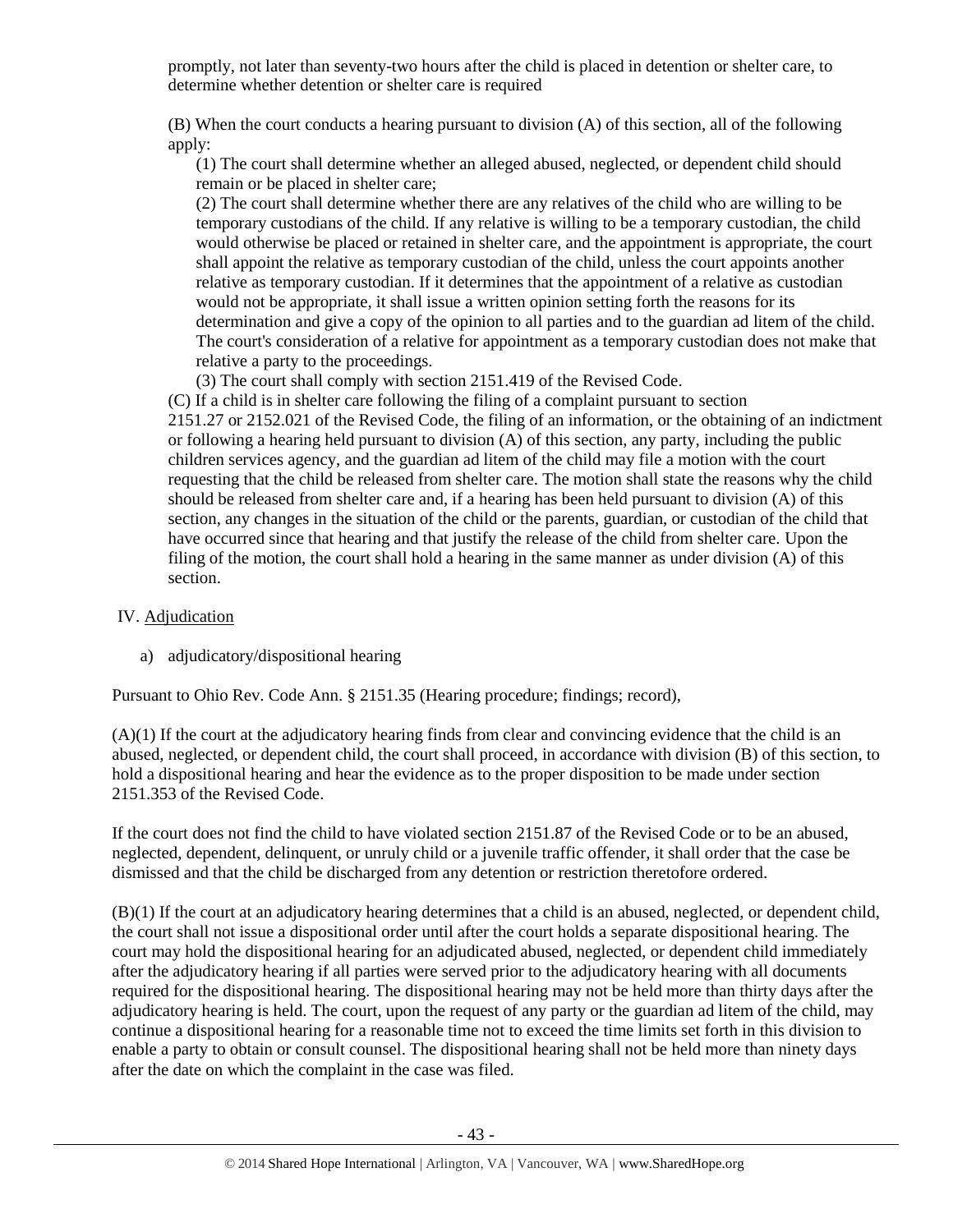promptly, not later than seventy-two hours after the child is placed in detention or shelter care, to determine whether detention or shelter care is required

(B) When the court conducts a hearing pursuant to division (A) of this section, all of the following apply:

(1) The court shall determine whether an alleged abused, neglected, or dependent child should remain or be placed in shelter care;

(2) The court shall determine whether there are any relatives of the child who are willing to be temporary custodians of the child. If any relative is willing to be a temporary custodian, the child would otherwise be placed or retained in shelter care, and the appointment is appropriate, the court shall appoint the relative as temporary custodian of the child, unless the court appoints another relative as temporary custodian. If it determines that the appointment of a relative as custodian would not be appropriate, it shall issue a written opinion setting forth the reasons for its determination and give a copy of the opinion to all parties and to the guardian ad litem of the child. The court's consideration of a relative for appointment as a temporary custodian does not make that relative a party to the proceedings.

(3) The court shall comply with section 2151.419 of the Revised Code.

(C) If a child is in shelter care following the filing of a complaint pursuant to section 2151.27 or 2152.021 of the Revised Code, the filing of an information, or the obtaining of an indictment or following a hearing held pursuant to division (A) of this section, any party, including the public children services agency, and the guardian ad litem of the child may file a motion with the court requesting that the child be released from shelter care. The motion shall state the reasons why the child should be released from shelter care and, if a hearing has been held pursuant to division (A) of this section, any changes in the situation of the child or the parents, guardian, or custodian of the child that have occurred since that hearing and that justify the release of the child from shelter care. Upon the filing of the motion, the court shall hold a hearing in the same manner as under division (A) of this section.

IV. Adjudication

a) adjudicatory/dispositional hearing

Pursuant to Ohio Rev. Code Ann. § 2151.35 (Hearing procedure; findings; record),

(A)(1) If the court at the adjudicatory hearing finds from clear and convincing evidence that the child is an abused, neglected, or dependent child, the court shall proceed, in accordance with division (B) of this section, to hold a dispositional hearing and hear the evidence as to the proper disposition to be made under section 2151.353 of the Revised Code.

If the court does not find the child to have violated section 2151.87 of the Revised Code or to be an abused, neglected, dependent, delinquent, or unruly child or a juvenile traffic offender, it shall order that the case be dismissed and that the child be discharged from any detention or restriction theretofore ordered.

(B)(1) If the court at an adjudicatory hearing determines that a child is an abused, neglected, or dependent child, the court shall not issue a dispositional order until after the court holds a separate dispositional hearing. The court may hold the dispositional hearing for an adjudicated abused, neglected, or dependent child immediately after the adjudicatory hearing if all parties were served prior to the adjudicatory hearing with all documents required for the dispositional hearing. The dispositional hearing may not be held more than thirty days after the adjudicatory hearing is held. The court, upon the request of any party or the guardian ad litem of the child, may continue a dispositional hearing for a reasonable time not to exceed the time limits set forth in this division to enable a party to obtain or consult counsel. The dispositional hearing shall not be held more than ninety days after the date on which the complaint in the case was filed.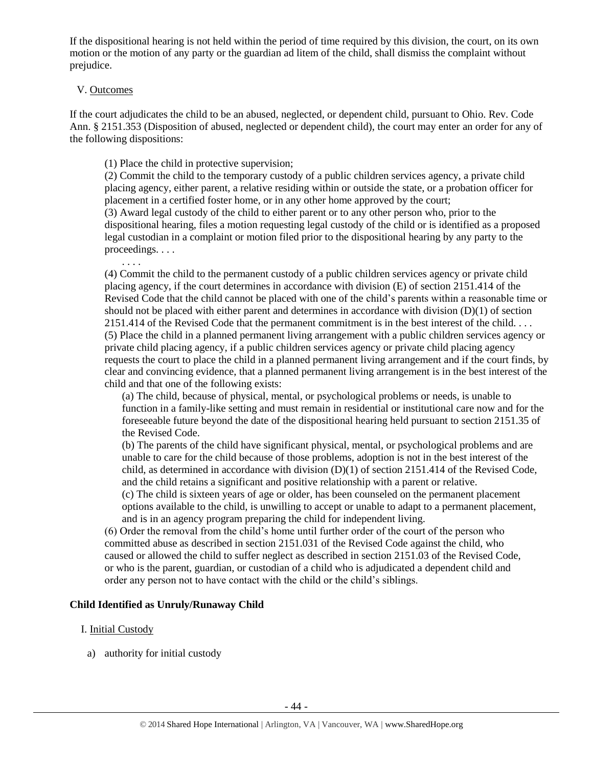If the dispositional hearing is not held within the period of time required by this division, the court, on its own motion or the motion of any party or the guardian ad litem of the child, shall dismiss the complaint without prejudice.

V. Outcomes

If the court adjudicates the child to be an abused, neglected, or dependent child, pursuant to Ohio. Rev. Code Ann. § 2151.353 (Disposition of abused, neglected or dependent child), the court may enter an order for any of the following dispositions:

> (1) Place the child in protective supervision;
> (2) Commit the child to the temporary custody of a public children services agency, a private child placing agency, either parent, a relative residing within or outside the state, or a probation officer for placement in a certified foster home, or in any other home approved by the court;
> (3) Award legal custody of the child to either parent or to any other person who, prior to the dispositional hearing, files a motion requesting legal custody of the child or is identified as a proposed legal custodian in a complaint or motion filed prior to the dispositional hearing by any party to the proceedings. . . .
> . . . .
> (4) Commit the child to the permanent custody of a public children services agency or private child placing agency, if the court determines in accordance with division (E) of section 2151.414 of the Revised Code that the child cannot be placed with one of the child's parents within a reasonable time or should not be placed with either parent and determines in accordance with division (D)(1) of section 2151.414 of the Revised Code that the permanent commitment is in the best interest of the child. . . .
> (5) Place the child in a planned permanent living arrangement with a public children services agency or private child placing agency, if a public children services agency or private child placing agency requests the court to place the child in a planned permanent living arrangement and if the court finds, by clear and convincing evidence, that a planned permanent living arrangement is in the best interest of the child and that one of the following exists:
>> (a) The child, because of physical, mental, or psychological problems or needs, is unable to function in a family-like setting and must remain in residential or institutional care now and for the foreseeable future beyond the date of the dispositional hearing held pursuant to section 2151.35 of the Revised Code.
>> (b) The parents of the child have significant physical, mental, or psychological problems and are unable to care for the child because of those problems, adoption is not in the best interest of the child, as determined in accordance with division (D)(1) of section 2151.414 of the Revised Code, and the child retains a significant and positive relationship with a parent or relative.
>> (c) The child is sixteen years of age or older, has been counseled on the permanent placement options available to the child, is unwilling to accept or unable to adapt to a permanent placement, and is in an agency program preparing the child for independent living.
>
> (6) Order the removal from the child's home until further order of the court of the person who committed abuse as described in section 2151.031 of the Revised Code against the child, who caused or allowed the child to suffer neglect as described in section 2151.03 of the Revised Code, or who is the parent, guardian, or custodian of a child who is adjudicated a dependent child and order any person not to have contact with the child or the child's siblings.

**Child Identified as Unruly/Runaway Child**

I. Initial Custody

a) authority for initial custody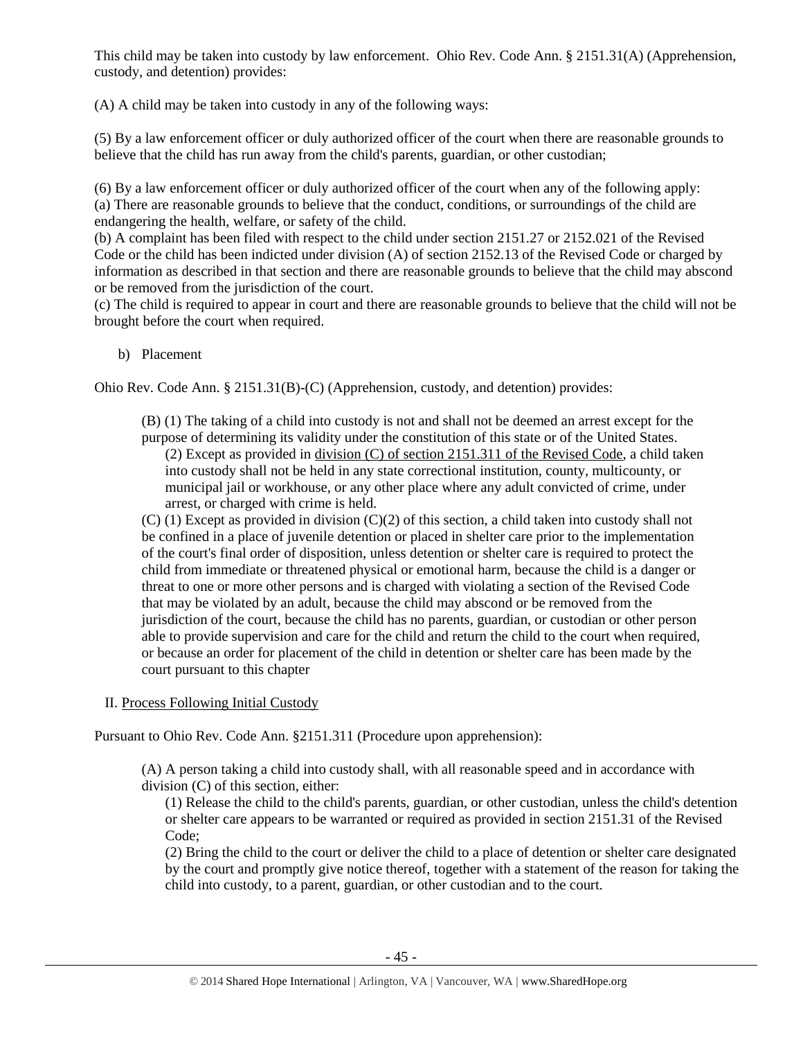This child may be taken into custody by law enforcement. Ohio Rev. Code Ann. § 2151.31(A) (Apprehension, custody, and detention) provides:

(A) A child may be taken into custody in any of the following ways:

(5) By a law enforcement officer or duly authorized officer of the court when there are reasonable grounds to believe that the child has run away from the child's parents, guardian, or other custodian;

(6) By a law enforcement officer or duly authorized officer of the court when any of the following apply:
(a) There are reasonable grounds to believe that the conduct, conditions, or surroundings of the child are endangering the health, welfare, or safety of the child.
(b) A complaint has been filed with respect to the child under section 2151.27 or 2152.021 of the Revised Code or the child has been indicted under division (A) of section 2152.13 of the Revised Code or charged by information as described in that section and there are reasonable grounds to believe that the child may abscond or be removed from the jurisdiction of the court.
(c) The child is required to appear in court and there are reasonable grounds to believe that the child will not be brought before the court when required.

b) Placement

Ohio Rev. Code Ann. § 2151.31(B)-(C) (Apprehension, custody, and detention) provides:

> (B) (1) The taking of a child into custody is not and shall not be deemed an arrest except for the purpose of determining its validity under the constitution of this state or of the United States.
>
> > (2) Except as provided in division (C) of section 2151.311 of the Revised Code, a child taken into custody shall not be held in any state correctional institution, county, multicounty, or municipal jail or workhouse, or any other place where any adult convicted of crime, under arrest, or charged with crime is held.
>
> (C) (1) Except as provided in division (C)(2) of this section, a child taken into custody shall not be confined in a place of juvenile detention or placed in shelter care prior to the implementation of the court's final order of disposition, unless detention or shelter care is required to protect the child from immediate or threatened physical or emotional harm, because the child is a danger or threat to one or more other persons and is charged with violating a section of the Revised Code that may be violated by an adult, because the child may abscond or be removed from the jurisdiction of the court, because the child has no parents, guardian, or custodian or other person able to provide supervision and care for the child and return the child to the court when required, or because an order for placement of the child in detention or shelter care has been made by the court pursuant to this chapter

II. Process Following Initial Custody

Pursuant to Ohio Rev. Code Ann. §2151.311 (Procedure upon apprehension):

> (A) A person taking a child into custody shall, with all reasonable speed and in accordance with division (C) of this section, either:
>
> > (1) Release the child to the child's parents, guardian, or other custodian, unless the child's detention or shelter care appears to be warranted or required as provided in section 2151.31 of the Revised Code;
> >
> > (2) Bring the child to the court or deliver the child to a place of detention or shelter care designated by the court and promptly give notice thereof, together with a statement of the reason for taking the child into custody, to a parent, guardian, or other custodian and to the court.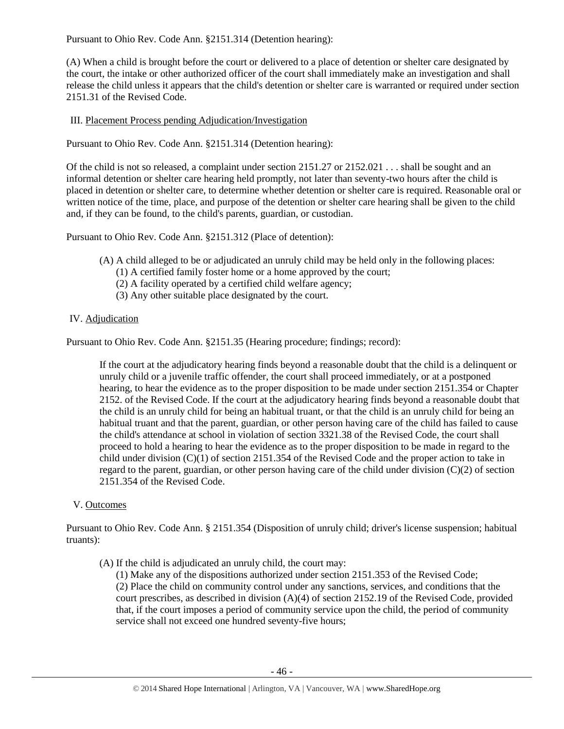Pursuant to Ohio Rev. Code Ann. §2151.314 (Detention hearing):

(A) When a child is brought before the court or delivered to a place of detention or shelter care designated by the court, the intake or other authorized officer of the court shall immediately make an investigation and shall release the child unless it appears that the child's detention or shelter care is warranted or required under section 2151.31 of the Revised Code.

III. Placement Process pending Adjudication/Investigation

Pursuant to Ohio Rev. Code Ann. §2151.314 (Detention hearing):

Of the child is not so released, a complaint under section 2151.27 or 2152.021 . . . shall be sought and an informal detention or shelter care hearing held promptly, not later than seventy-two hours after the child is placed in detention or shelter care, to determine whether detention or shelter care is required. Reasonable oral or written notice of the time, place, and purpose of the detention or shelter care hearing shall be given to the child and, if they can be found, to the child's parents, guardian, or custodian.

Pursuant to Ohio Rev. Code Ann. §2151.312 (Place of detention):

> (A) A child alleged to be or adjudicated an unruly child may be held only in the following places:
> > (1) A certified family foster home or a home approved by the court;
> > (2) A facility operated by a certified child welfare agency;
> > (3) Any other suitable place designated by the court.

IV. Adjudication

Pursuant to Ohio Rev. Code Ann. §2151.35 (Hearing procedure; findings; record):

> If the court at the adjudicatory hearing finds beyond a reasonable doubt that the child is a delinquent or unruly child or a juvenile traffic offender, the court shall proceed immediately, or at a postponed hearing, to hear the evidence as to the proper disposition to be made under section 2151.354 or Chapter 2152. of the Revised Code. If the court at the adjudicatory hearing finds beyond a reasonable doubt that the child is an unruly child for being an habitual truant, or that the child is an unruly child for being an habitual truant and that the parent, guardian, or other person having care of the child has failed to cause the child's attendance at school in violation of section 3321.38 of the Revised Code, the court shall proceed to hold a hearing to hear the evidence as to the proper disposition to be made in regard to the child under division (C)(1) of section 2151.354 of the Revised Code and the proper action to take in regard to the parent, guardian, or other person having care of the child under division (C)(2) of section 2151.354 of the Revised Code.

V. Outcomes

Pursuant to Ohio Rev. Code Ann. § 2151.354 (Disposition of unruly child; driver's license suspension; habitual truants):

> (A) If the child is adjudicated an unruly child, the court may:
> > (1) Make any of the dispositions authorized under section 2151.353 of the Revised Code;
> > (2) Place the child on community control under any sanctions, services, and conditions that the court prescribes, as described in division (A)(4) of section 2152.19 of the Revised Code, provided that, if the court imposes a period of community service upon the child, the period of community service shall not exceed one hundred seventy-five hours;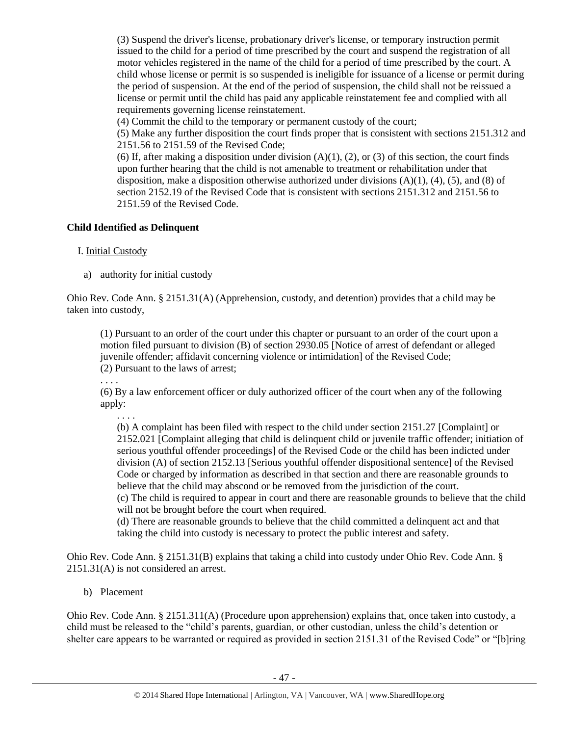(3) Suspend the driver's license, probationary driver's license, or temporary instruction permit issued to the child for a period of time prescribed by the court and suspend the registration of all motor vehicles registered in the name of the child for a period of time prescribed by the court. A child whose license or permit is so suspended is ineligible for issuance of a license or permit during the period of suspension. At the end of the period of suspension, the child shall not be reissued a license or permit until the child has paid any applicable reinstatement fee and complied with all requirements governing license reinstatement.
(4) Commit the child to the temporary or permanent custody of the court;
(5) Make any further disposition the court finds proper that is consistent with sections 2151.312 and 2151.56 to 2151.59 of the Revised Code;
(6) If, after making a disposition under division (A)(1), (2), or (3) of this section, the court finds upon further hearing that the child is not amenable to treatment or rehabilitation under that disposition, make a disposition otherwise authorized under divisions (A)(1), (4), (5), and (8) of section 2152.19 of the Revised Code that is consistent with sections 2151.312 and 2151.56 to 2151.59 of the Revised Code.

**Child Identified as Delinquent**

I. Initial Custody

a) authority for initial custody

Ohio Rev. Code Ann. § 2151.31(A) (Apprehension, custody, and detention) provides that a child may be taken into custody,

> (1) Pursuant to an order of the court under this chapter or pursuant to an order of the court upon a motion filed pursuant to division (B) of section 2930.05 [Notice of arrest of defendant or alleged juvenile offender; affidavit concerning violence or intimidation] of the Revised Code;
> (2) Pursuant to the laws of arrest;
> . . . .
> (6) By a law enforcement officer or duly authorized officer of the court when any of the following apply:
> . . . .
> (b) A complaint has been filed with respect to the child under section 2151.27 [Complaint] or 2152.021 [Complaint alleging that child is delinquent child or juvenile traffic offender; initiation of serious youthful offender proceedings] of the Revised Code or the child has been indicted under division (A) of section 2152.13 [Serious youthful offender dispositional sentence] of the Revised Code or charged by information as described in that section and there are reasonable grounds to believe that the child may abscond or be removed from the jurisdiction of the court.
> (c) The child is required to appear in court and there are reasonable grounds to believe that the child will not be brought before the court when required.
> (d) There are reasonable grounds to believe that the child committed a delinquent act and that taking the child into custody is necessary to protect the public interest and safety.

Ohio Rev. Code Ann. § 2151.31(B) explains that taking a child into custody under Ohio Rev. Code Ann. § 2151.31(A) is not considered an arrest.

b) Placement

Ohio Rev. Code Ann. § 2151.311(A) (Procedure upon apprehension) explains that, once taken into custody, a child must be released to the "child's parents, guardian, or other custodian, unless the child's detention or shelter care appears to be warranted or required as provided in section 2151.31 of the Revised Code" or "[b]ring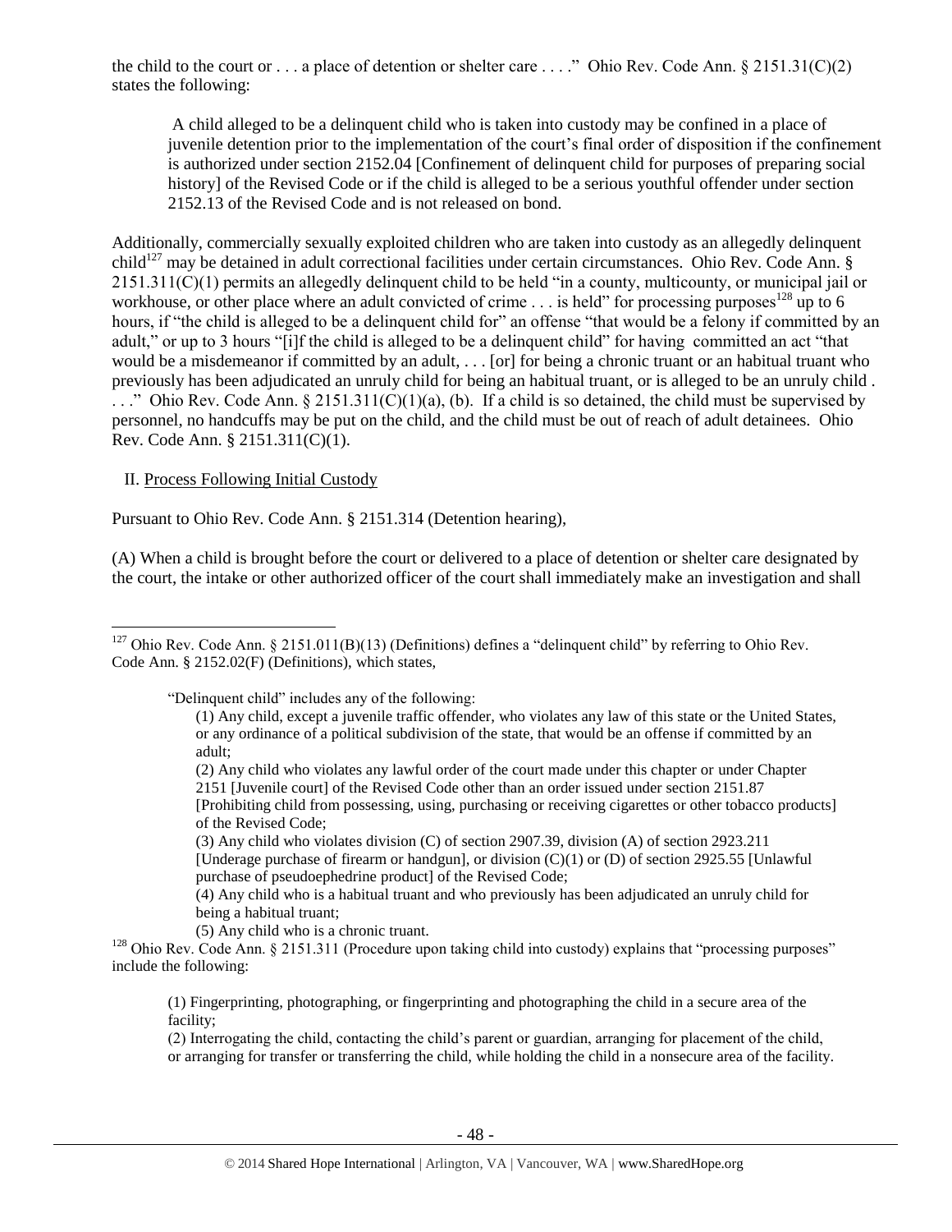the child to the court or . . . a place of detention or shelter care . . . ." Ohio Rev. Code Ann. § 2151.31(C)(2) states the following:

> A child alleged to be a delinquent child who is taken into custody may be confined in a place of juvenile detention prior to the implementation of the court's final order of disposition if the confinement is authorized under section 2152.04 [Confinement of delinquent child for purposes of preparing social history] of the Revised Code or if the child is alleged to be a serious youthful offender under section 2152.13 of the Revised Code and is not released on bond.

Additionally, commercially sexually exploited children who are taken into custody as an allegedly delinquent child[127] may be detained in adult correctional facilities under certain circumstances. Ohio Rev. Code Ann. § 2151.311(C)(1) permits an allegedly delinquent child to be held "in a county, multicounty, or municipal jail or workhouse, or other place where an adult convicted of crime . . . is held" for processing purposes[128] up to 6 hours, if "the child is alleged to be a delinquent child for" an offense "that would be a felony if committed by an adult," or up to 3 hours "[i]f the child is alleged to be a delinquent child" for having committed an act "that would be a misdemeanor if committed by an adult, . . . [or] for being a chronic truant or an habitual truant who previously has been adjudicated an unruly child for being an habitual truant, or is alleged to be an unruly child . . . ." Ohio Rev. Code Ann. § 2151.311(C)(1)(a), (b). If a child is so detained, the child must be supervised by personnel, no handcuffs may be put on the child, and the child must be out of reach of adult detainees. Ohio Rev. Code Ann. § 2151.311(C)(1).

II. Process Following Initial Custody

Pursuant to Ohio Rev. Code Ann. § 2151.314 (Detention hearing),

(A) When a child is brought before the court or delivered to a place of detention or shelter care designated by the court, the intake or other authorized officer of the court shall immediately make an investigation and shall

---

[127] Ohio Rev. Code Ann. § 2151.011(B)(13) (Definitions) defines a "delinquent child" by referring to Ohio Rev. Code Ann. § 2152.02(F) (Definitions), which states,

> "Delinquent child" includes any of the following:
>
> (1) Any child, except a juvenile traffic offender, who violates any law of this state or the United States, or any ordinance of a political subdivision of the state, that would be an offense if committed by an adult;
>
> (2) Any child who violates any lawful order of the court made under this chapter or under Chapter 2151 [Juvenile court] of the Revised Code other than an order issued under section 2151.87 [Prohibiting child from possessing, using, purchasing or receiving cigarettes or other tobacco products] of the Revised Code;
>
> (3) Any child who violates division (C) of section 2907.39, division (A) of section 2923.211 [Underage purchase of firearm or handgun], or division (C)(1) or (D) of section 2925.55 [Unlawful purchase of pseudoephedrine product] of the Revised Code;
>
> (4) Any child who is a habitual truant and who previously has been adjudicated an unruly child for being a habitual truant;
>
> (5) Any child who is a chronic truant.

[128] Ohio Rev. Code Ann. § 2151.311 (Procedure upon taking child into custody) explains that "processing purposes" include the following:

> (1) Fingerprinting, photographing, or fingerprinting and photographing the child in a secure area of the facility;
>
> (2) Interrogating the child, contacting the child's parent or guardian, arranging for placement of the child, or arranging for transfer or transferring the child, while holding the child in a nonsecure area of the facility.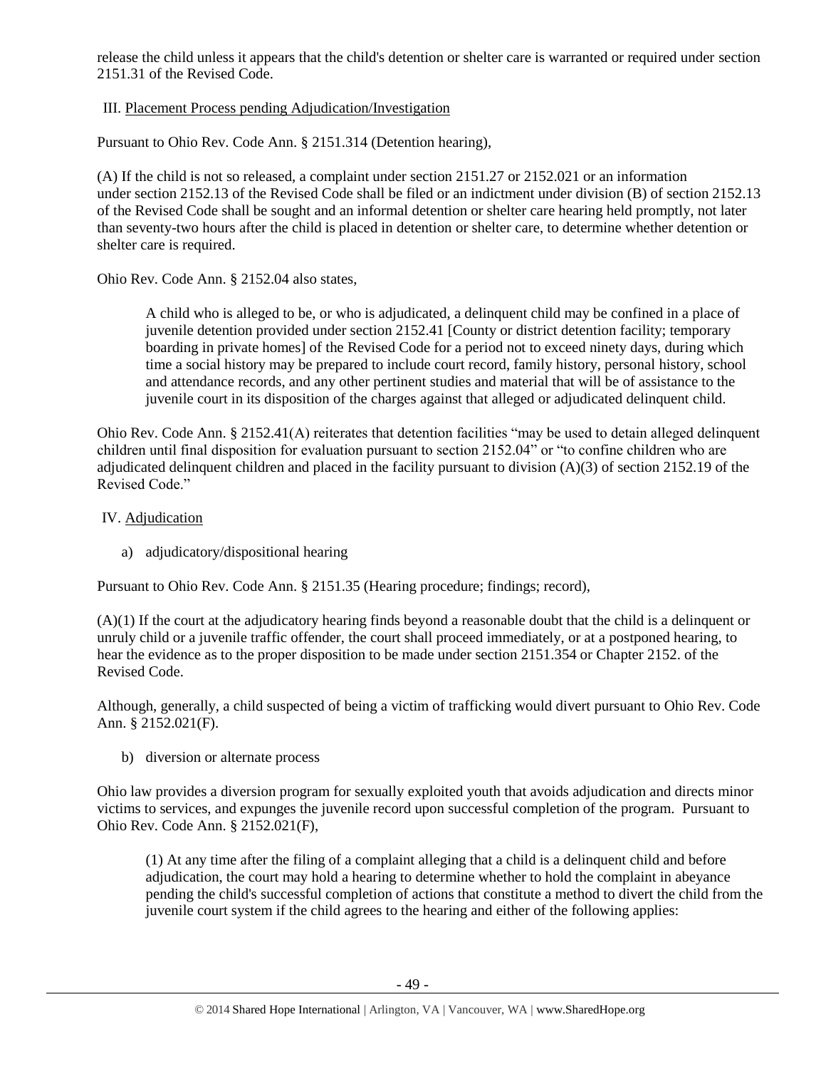release the child unless it appears that the child's detention or shelter care is warranted or required under section 2151.31 of the Revised Code.

III. Placement Process pending Adjudication/Investigation

Pursuant to Ohio Rev. Code Ann. § 2151.314 (Detention hearing),

(A) If the child is not so released, a complaint under section 2151.27 or 2152.021 or an information under section 2152.13 of the Revised Code shall be filed or an indictment under division (B) of section 2152.13 of the Revised Code shall be sought and an informal detention or shelter care hearing held promptly, not later than seventy-two hours after the child is placed in detention or shelter care, to determine whether detention or shelter care is required.

Ohio Rev. Code Ann. § 2152.04 also states,

> A child who is alleged to be, or who is adjudicated, a delinquent child may be confined in a place of juvenile detention provided under section 2152.41 [County or district detention facility; temporary boarding in private homes] of the Revised Code for a period not to exceed ninety days, during which time a social history may be prepared to include court record, family history, personal history, school and attendance records, and any other pertinent studies and material that will be of assistance to the juvenile court in its disposition of the charges against that alleged or adjudicated delinquent child.

Ohio Rev. Code Ann. § 2152.41(A) reiterates that detention facilities "may be used to detain alleged delinquent children until final disposition for evaluation pursuant to section 2152.04" or "to confine children who are adjudicated delinquent children and placed in the facility pursuant to division (A)(3) of section 2152.19 of the Revised Code."

IV. Adjudication

a) adjudicatory/dispositional hearing

Pursuant to Ohio Rev. Code Ann. § 2151.35 (Hearing procedure; findings; record),

(A)(1) If the court at the adjudicatory hearing finds beyond a reasonable doubt that the child is a delinquent or unruly child or a juvenile traffic offender, the court shall proceed immediately, or at a postponed hearing, to hear the evidence as to the proper disposition to be made under section 2151.354 or Chapter 2152. of the Revised Code.

Although, generally, a child suspected of being a victim of trafficking would divert pursuant to Ohio Rev. Code Ann. § 2152.021(F).

b) diversion or alternate process

Ohio law provides a diversion program for sexually exploited youth that avoids adjudication and directs minor victims to services, and expunges the juvenile record upon successful completion of the program. Pursuant to Ohio Rev. Code Ann. § 2152.021(F),

> (1) At any time after the filing of a complaint alleging that a child is a delinquent child and before adjudication, the court may hold a hearing to determine whether to hold the complaint in abeyance pending the child's successful completion of actions that constitute a method to divert the child from the juvenile court system if the child agrees to the hearing and either of the following applies: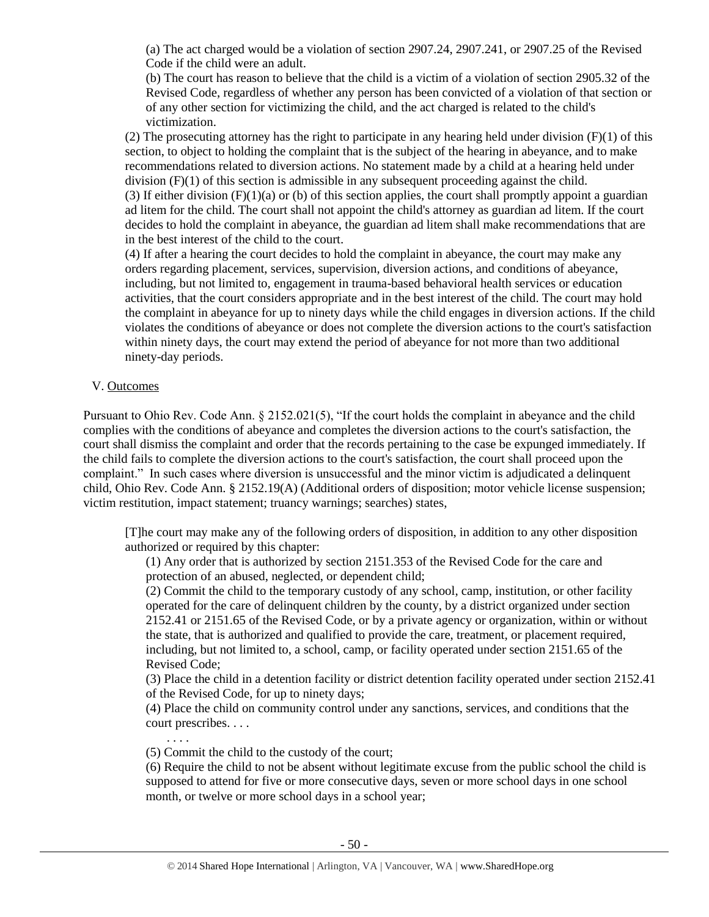(a) The act charged would be a violation of section 2907.24, 2907.241, or 2907.25 of the Revised Code if the child were an adult.

(b) The court has reason to believe that the child is a victim of a violation of section 2905.32 of the Revised Code, regardless of whether any person has been convicted of a violation of that section or of any other section for victimizing the child, and the act charged is related to the child's victimization.

(2) The prosecuting attorney has the right to participate in any hearing held under division (F)(1) of this section, to object to holding the complaint that is the subject of the hearing in abeyance, and to make recommendations related to diversion actions. No statement made by a child at a hearing held under division (F)(1) of this section is admissible in any subsequent proceeding against the child.

(3) If either division (F)(1)(a) or (b) of this section applies, the court shall promptly appoint a guardian ad litem for the child. The court shall not appoint the child's attorney as guardian ad litem. If the court decides to hold the complaint in abeyance, the guardian ad litem shall make recommendations that are in the best interest of the child to the court.

(4) If after a hearing the court decides to hold the complaint in abeyance, the court may make any orders regarding placement, services, supervision, diversion actions, and conditions of abeyance, including, but not limited to, engagement in trauma-based behavioral health services or education activities, that the court considers appropriate and in the best interest of the child. The court may hold the complaint in abeyance for up to ninety days while the child engages in diversion actions. If the child violates the conditions of abeyance or does not complete the diversion actions to the court's satisfaction within ninety days, the court may extend the period of abeyance for not more than two additional ninety-day periods.

V. Outcomes

Pursuant to Ohio Rev. Code Ann. § 2152.021(5), "If the court holds the complaint in abeyance and the child complies with the conditions of abeyance and completes the diversion actions to the court's satisfaction, the court shall dismiss the complaint and order that the records pertaining to the case be expunged immediately. If the child fails to complete the diversion actions to the court's satisfaction, the court shall proceed upon the complaint." In such cases where diversion is unsuccessful and the minor victim is adjudicated a delinquent child, Ohio Rev. Code Ann. § 2152.19(A) (Additional orders of disposition; motor vehicle license suspension; victim restitution, impact statement; truancy warnings; searches) states,

> [T]he court may make any of the following orders of disposition, in addition to any other disposition authorized or required by this chapter:
>
> (1) Any order that is authorized by section 2151.353 of the Revised Code for the care and protection of an abused, neglected, or dependent child;
>
> (2) Commit the child to the temporary custody of any school, camp, institution, or other facility operated for the care of delinquent children by the county, by a district organized under section 2152.41 or 2151.65 of the Revised Code, or by a private agency or organization, within or without the state, that is authorized and qualified to provide the care, treatment, or placement required, including, but not limited to, a school, camp, or facility operated under section 2151.65 of the Revised Code;
>
> (3) Place the child in a detention facility or district detention facility operated under section 2152.41 of the Revised Code, for up to ninety days;
>
> (4) Place the child on community control under any sanctions, services, and conditions that the court prescribes. . . .
>
> . . . .
>
> (5) Commit the child to the custody of the court;
>
> (6) Require the child to not be absent without legitimate excuse from the public school the child is supposed to attend for five or more consecutive days, seven or more school days in one school month, or twelve or more school days in a school year;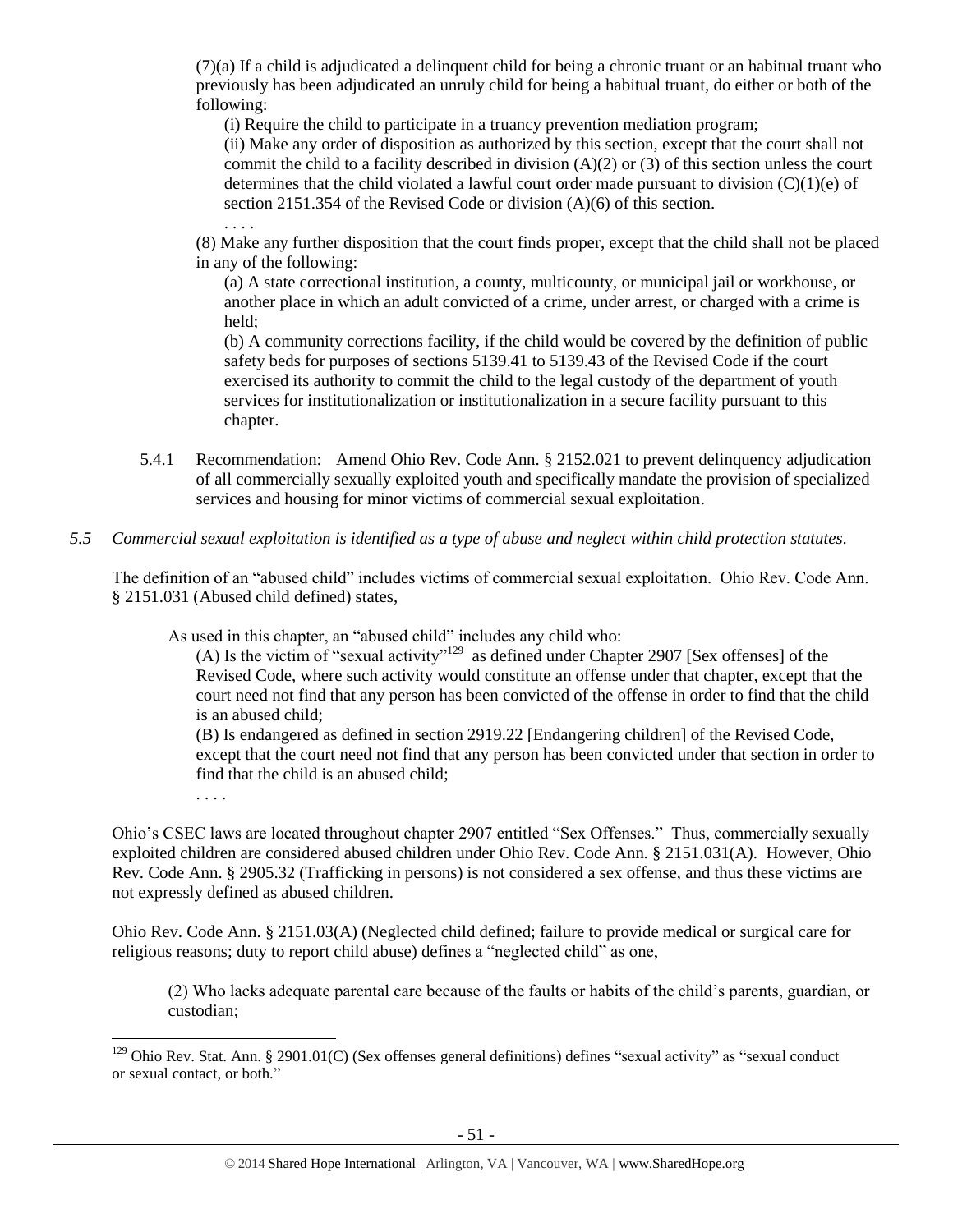(7)(a) If a child is adjudicated a delinquent child for being a chronic truant or an habitual truant who previously has been adjudicated an unruly child for being a habitual truant, do either or both of the following:

(i) Require the child to participate in a truancy prevention mediation program;

(ii) Make any order of disposition as authorized by this section, except that the court shall not commit the child to a facility described in division (A)(2) or (3) of this section unless the court determines that the child violated a lawful court order made pursuant to division (C)(1)(e) of section 2151.354 of the Revised Code or division (A)(6) of this section.

. . . .

(8) Make any further disposition that the court finds proper, except that the child shall not be placed in any of the following:

(a) A state correctional institution, a county, multicounty, or municipal jail or workhouse, or another place in which an adult convicted of a crime, under arrest, or charged with a crime is held;

(b) A community corrections facility, if the child would be covered by the definition of public safety beds for purposes of sections 5139.41 to 5139.43 of the Revised Code if the court exercised its authority to commit the child to the legal custody of the department of youth services for institutionalization or institutionalization in a secure facility pursuant to this chapter.

5.4.1 Recommendation: Amend Ohio Rev. Code Ann. § 2152.021 to prevent delinquency adjudication of all commercially sexually exploited youth and specifically mandate the provision of specialized services and housing for minor victims of commercial sexual exploitation.

*5.5 Commercial sexual exploitation is identified as a type of abuse and neglect within child protection statutes.*

The definition of an "abused child" includes victims of commercial sexual exploitation. Ohio Rev. Code Ann. § 2151.031 (Abused child defined) states,

> As used in this chapter, an "abused child" includes any child who:
>
> (A) Is the victim of "sexual activity"[129] as defined under Chapter 2907 [Sex offenses] of the Revised Code, where such activity would constitute an offense under that chapter, except that the court need not find that any person has been convicted of the offense in order to find that the child is an abused child;
>
> (B) Is endangered as defined in section 2919.22 [Endangering children] of the Revised Code, except that the court need not find that any person has been convicted under that section in order to find that the child is an abused child;
>
> . . . .

Ohio's CSEC laws are located throughout chapter 2907 entitled "Sex Offenses." Thus, commercially sexually exploited children are considered abused children under Ohio Rev. Code Ann. § 2151.031(A). However, Ohio Rev. Code Ann. § 2905.32 (Trafficking in persons) is not considered a sex offense, and thus these victims are not expressly defined as abused children.

Ohio Rev. Code Ann. § 2151.03(A) (Neglected child defined; failure to provide medical or surgical care for religious reasons; duty to report child abuse) defines a "neglected child" as one,

> (2) Who lacks adequate parental care because of the faults or habits of the child's parents, guardian, or custodian;

---

[129] Ohio Rev. Stat. Ann. § 2901.01(C) (Sex offenses general definitions) defines "sexual activity" as "sexual conduct or sexual contact, or both."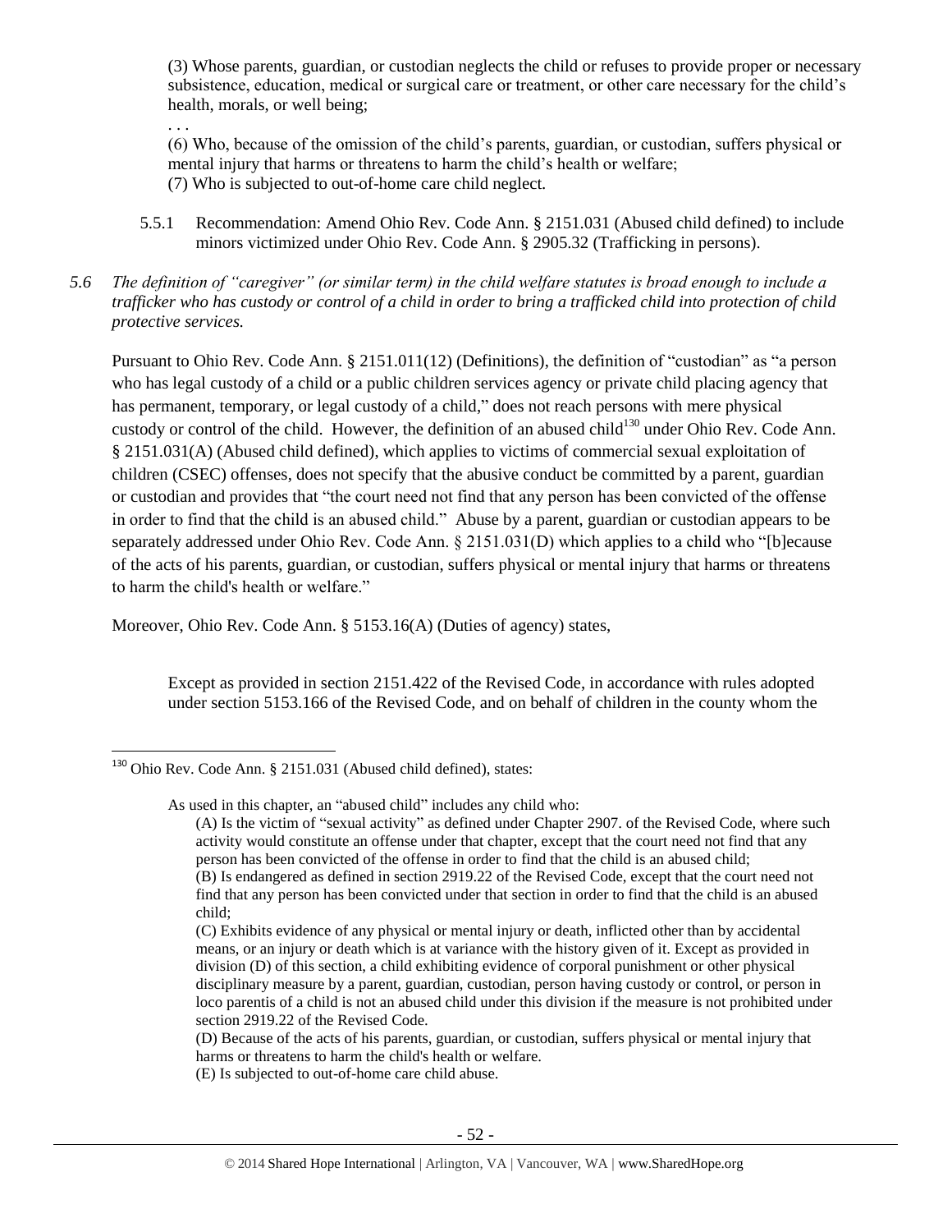(3) Whose parents, guardian, or custodian neglects the child or refuses to provide proper or necessary subsistence, education, medical or surgical care or treatment, or other care necessary for the child's health, morals, or well being;

. . .

(6) Who, because of the omission of the child's parents, guardian, or custodian, suffers physical or mental injury that harms or threatens to harm the child's health or welfare;
(7) Who is subjected to out-of-home care child neglect.

5.5.1 Recommendation: Amend Ohio Rev. Code Ann. § 2151.031 (Abused child defined) to include minors victimized under Ohio Rev. Code Ann. § 2905.32 (Trafficking in persons).

*5.6 The definition of "caregiver" (or similar term) in the child welfare statutes is broad enough to include a trafficker who has custody or control of a child in order to bring a trafficked child into protection of child protective services.*

Pursuant to Ohio Rev. Code Ann. § 2151.011(12) (Definitions), the definition of "custodian" as "a person who has legal custody of a child or a public children services agency or private child placing agency that has permanent, temporary, or legal custody of a child," does not reach persons with mere physical custody or control of the child. However, the definition of an abused child[130] under Ohio Rev. Code Ann. § 2151.031(A) (Abused child defined), which applies to victims of commercial sexual exploitation of children (CSEC) offenses, does not specify that the abusive conduct be committed by a parent, guardian or custodian and provides that "the court need not find that any person has been convicted of the offense in order to find that the child is an abused child." Abuse by a parent, guardian or custodian appears to be separately addressed under Ohio Rev. Code Ann. § 2151.031(D) which applies to a child who "[b]ecause of the acts of his parents, guardian, or custodian, suffers physical or mental injury that harms or threatens to harm the child's health or welfare."

Moreover, Ohio Rev. Code Ann. § 5153.16(A) (Duties of agency) states,

> Except as provided in section 2151.422 of the Revised Code, in accordance with rules adopted under section 5153.166 of the Revised Code, and on behalf of children in the county whom the

---

[130] Ohio Rev. Code Ann. § 2151.031 (Abused child defined), states:

> As used in this chapter, an "abused child" includes any child who:
> (A) Is the victim of "sexual activity" as defined under Chapter 2907. of the Revised Code, where such activity would constitute an offense under that chapter, except that the court need not find that any person has been convicted of the offense in order to find that the child is an abused child;
> (B) Is endangered as defined in section 2919.22 of the Revised Code, except that the court need not find that any person has been convicted under that section in order to find that the child is an abused child;
> (C) Exhibits evidence of any physical or mental injury or death, inflicted other than by accidental means, or an injury or death which is at variance with the history given of it. Except as provided in division (D) of this section, a child exhibiting evidence of corporal punishment or other physical disciplinary measure by a parent, guardian, custodian, person having custody or control, or person in loco parentis of a child is not an abused child under this division if the measure is not prohibited under section 2919.22 of the Revised Code.
> (D) Because of the acts of his parents, guardian, or custodian, suffers physical or mental injury that harms or threatens to harm the child's health or welfare.
> (E) Is subjected to out-of-home care child abuse.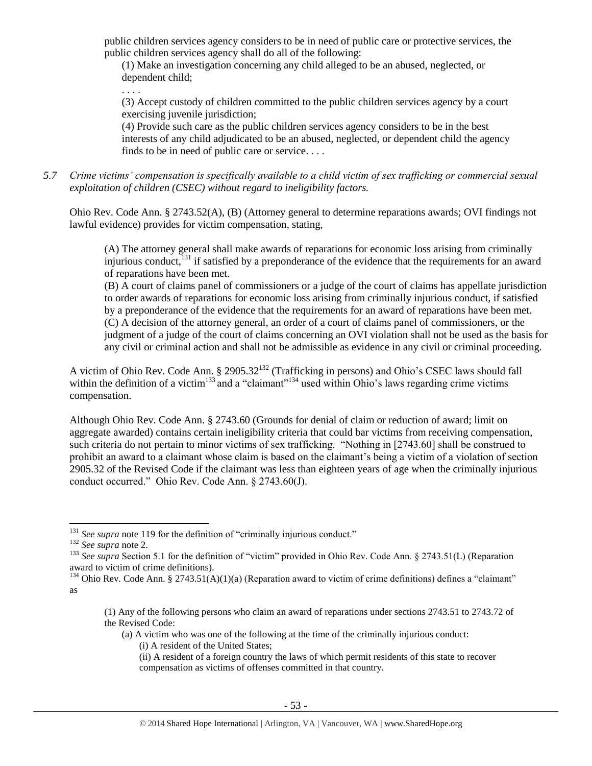public children services agency considers to be in need of public care or protective services, the public children services agency shall do all of the following:

> (1) Make an investigation concerning any child alleged to be an abused, neglected, or dependent child;
>
> . . . .
>
> (3) Accept custody of children committed to the public children services agency by a court exercising juvenile jurisdiction;
>
> (4) Provide such care as the public children services agency considers to be in the best interests of any child adjudicated to be an abused, neglected, or dependent child the agency finds to be in need of public care or service. . . .

*5.7 Crime victims' compensation is specifically available to a child victim of sex trafficking or commercial sexual exploitation of children (CSEC) without regard to ineligibility factors.*

Ohio Rev. Code Ann. § 2743.52(A), (B) (Attorney general to determine reparations awards; OVI findings not lawful evidence) provides for victim compensation, stating,

> (A) The attorney general shall make awards of reparations for economic loss arising from criminally injurious conduct,[131] if satisfied by a preponderance of the evidence that the requirements for an award of reparations have been met.
>
> (B) A court of claims panel of commissioners or a judge of the court of claims has appellate jurisdiction to order awards of reparations for economic loss arising from criminally injurious conduct, if satisfied by a preponderance of the evidence that the requirements for an award of reparations have been met.
>
> (C) A decision of the attorney general, an order of a court of claims panel of commissioners, or the judgment of a judge of the court of claims concerning an OVI violation shall not be used as the basis for any civil or criminal action and shall not be admissible as evidence in any civil or criminal proceeding.

A victim of Ohio Rev. Code Ann. § 2905.32[132] (Trafficking in persons) and Ohio's CSEC laws should fall within the definition of a victim[133] and a "claimant"[134] used within Ohio's laws regarding crime victims compensation.

Although Ohio Rev. Code Ann. § 2743.60 (Grounds for denial of claim or reduction of award; limit on aggregate awarded) contains certain ineligibility criteria that could bar victims from receiving compensation, such criteria do not pertain to minor victims of sex trafficking. "Nothing in [2743.60] shall be construed to prohibit an award to a claimant whose claim is based on the claimant's being a victim of a violation of section 2905.32 of the Revised Code if the claimant was less than eighteen years of age when the criminally injurious conduct occurred." Ohio Rev. Code Ann. § 2743.60(J).

---

[131] *See supra* note 119 for the definition of "criminally injurious conduct."

[132] *See supra* note 2.

[133] *See supra* Section 5.1 for the definition of "victim" provided in Ohio Rev. Code Ann. § 2743.51(L) (Reparation award to victim of crime definitions).

[134] Ohio Rev. Code Ann. § 2743.51(A)(1)(a) (Reparation award to victim of crime definitions) defines a "claimant" as

> (1) Any of the following persons who claim an award of reparations under sections 2743.51 to 2743.72 of the Revised Code:
>
> (a) A victim who was one of the following at the time of the criminally injurious conduct:
>
> (i) A resident of the United States;
>
> (ii) A resident of a foreign country the laws of which permit residents of this state to recover compensation as victims of offenses committed in that country.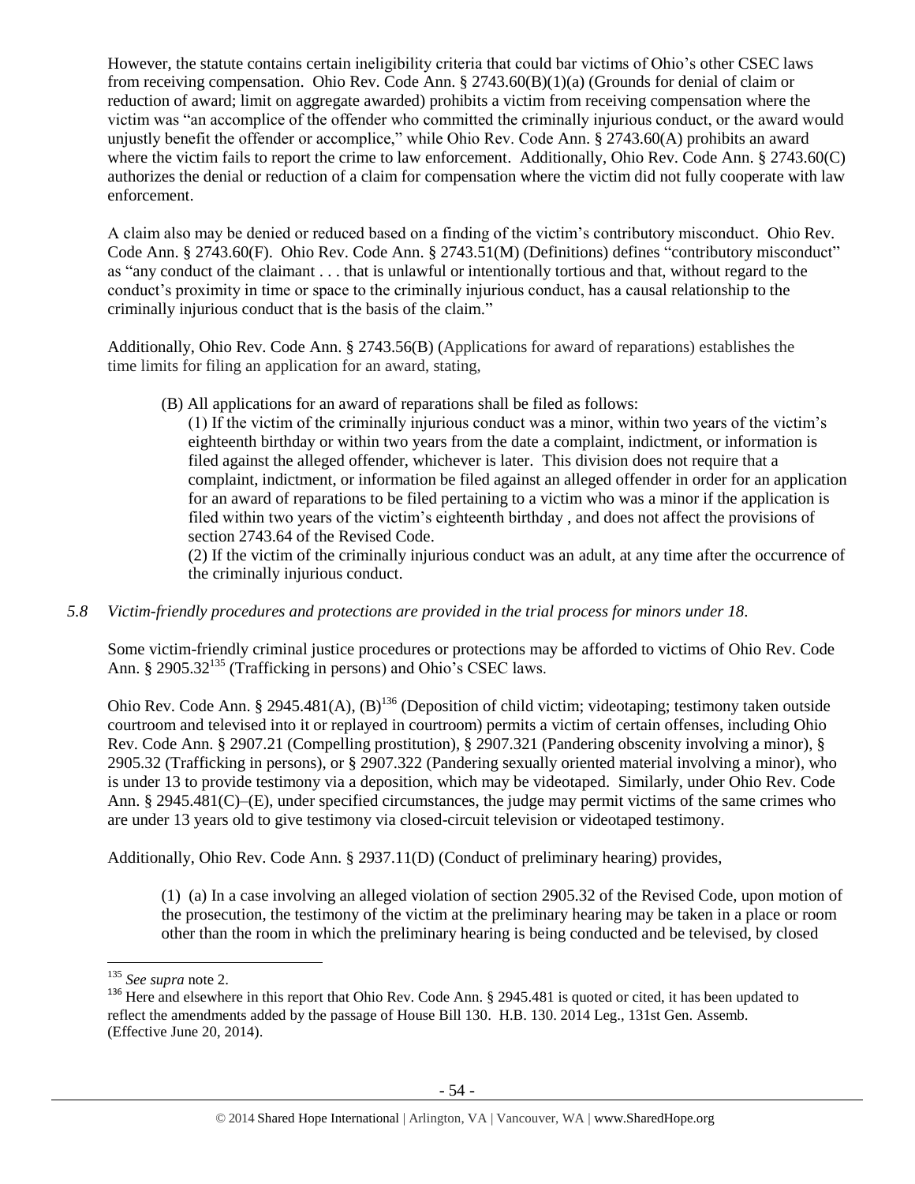However, the statute contains certain ineligibility criteria that could bar victims of Ohio's other CSEC laws from receiving compensation. Ohio Rev. Code Ann. § 2743.60(B)(1)(a) (Grounds for denial of claim or reduction of award; limit on aggregate awarded) prohibits a victim from receiving compensation where the victim was "an accomplice of the offender who committed the criminally injurious conduct, or the award would unjustly benefit the offender or accomplice," while Ohio Rev. Code Ann. § 2743.60(A) prohibits an award where the victim fails to report the crime to law enforcement. Additionally, Ohio Rev. Code Ann. § 2743.60(C) authorizes the denial or reduction of a claim for compensation where the victim did not fully cooperate with law enforcement.

A claim also may be denied or reduced based on a finding of the victim's contributory misconduct. Ohio Rev. Code Ann. § 2743.60(F). Ohio Rev. Code Ann. § 2743.51(M) (Definitions) defines "contributory misconduct" as "any conduct of the claimant . . . that is unlawful or intentionally tortious and that, without regard to the conduct's proximity in time or space to the criminally injurious conduct, has a causal relationship to the criminally injurious conduct that is the basis of the claim."

Additionally, Ohio Rev. Code Ann. § 2743.56(B) (Applications for award of reparations) establishes the time limits for filing an application for an award, stating,

> (B) All applications for an award of reparations shall be filed as follows:
>
> (1) If the victim of the criminally injurious conduct was a minor, within two years of the victim's eighteenth birthday or within two years from the date a complaint, indictment, or information is filed against the alleged offender, whichever is later. This division does not require that a complaint, indictment, or information be filed against an alleged offender in order for an application for an award of reparations to be filed pertaining to a victim who was a minor if the application is filed within two years of the victim's eighteenth birthday , and does not affect the provisions of section 2743.64 of the Revised Code.
>
> (2) If the victim of the criminally injurious conduct was an adult, at any time after the occurrence of the criminally injurious conduct.

*5.8 Victim-friendly procedures and protections are provided in the trial process for minors under 18.*

Some victim-friendly criminal justice procedures or protections may be afforded to victims of Ohio Rev. Code Ann. § 2905.32[135] (Trafficking in persons) and Ohio's CSEC laws.

Ohio Rev. Code Ann. § 2945.481(A), (B)[136] (Deposition of child victim; videotaping; testimony taken outside courtroom and televised into it or replayed in courtroom) permits a victim of certain offenses, including Ohio Rev. Code Ann. § 2907.21 (Compelling prostitution), § 2907.321 (Pandering obscenity involving a minor), § 2905.32 (Trafficking in persons), or § 2907.322 (Pandering sexually oriented material involving a minor), who is under 13 to provide testimony via a deposition, which may be videotaped. Similarly, under Ohio Rev. Code Ann. § 2945.481(C)–(E), under specified circumstances, the judge may permit victims of the same crimes who are under 13 years old to give testimony via closed-circuit television or videotaped testimony.

Additionally, Ohio Rev. Code Ann. § 2937.11(D) (Conduct of preliminary hearing) provides,

> (1) (a) In a case involving an alleged violation of section 2905.32 of the Revised Code, upon motion of the prosecution, the testimony of the victim at the preliminary hearing may be taken in a place or room other than the room in which the preliminary hearing is being conducted and be televised, by closed

---

[135] *See supra* note 2.

[136] Here and elsewhere in this report that Ohio Rev. Code Ann. § 2945.481 is quoted or cited, it has been updated to reflect the amendments added by the passage of House Bill 130. H.B. 130. 2014 Leg., 131st Gen. Assemb. (Effective June 20, 2014).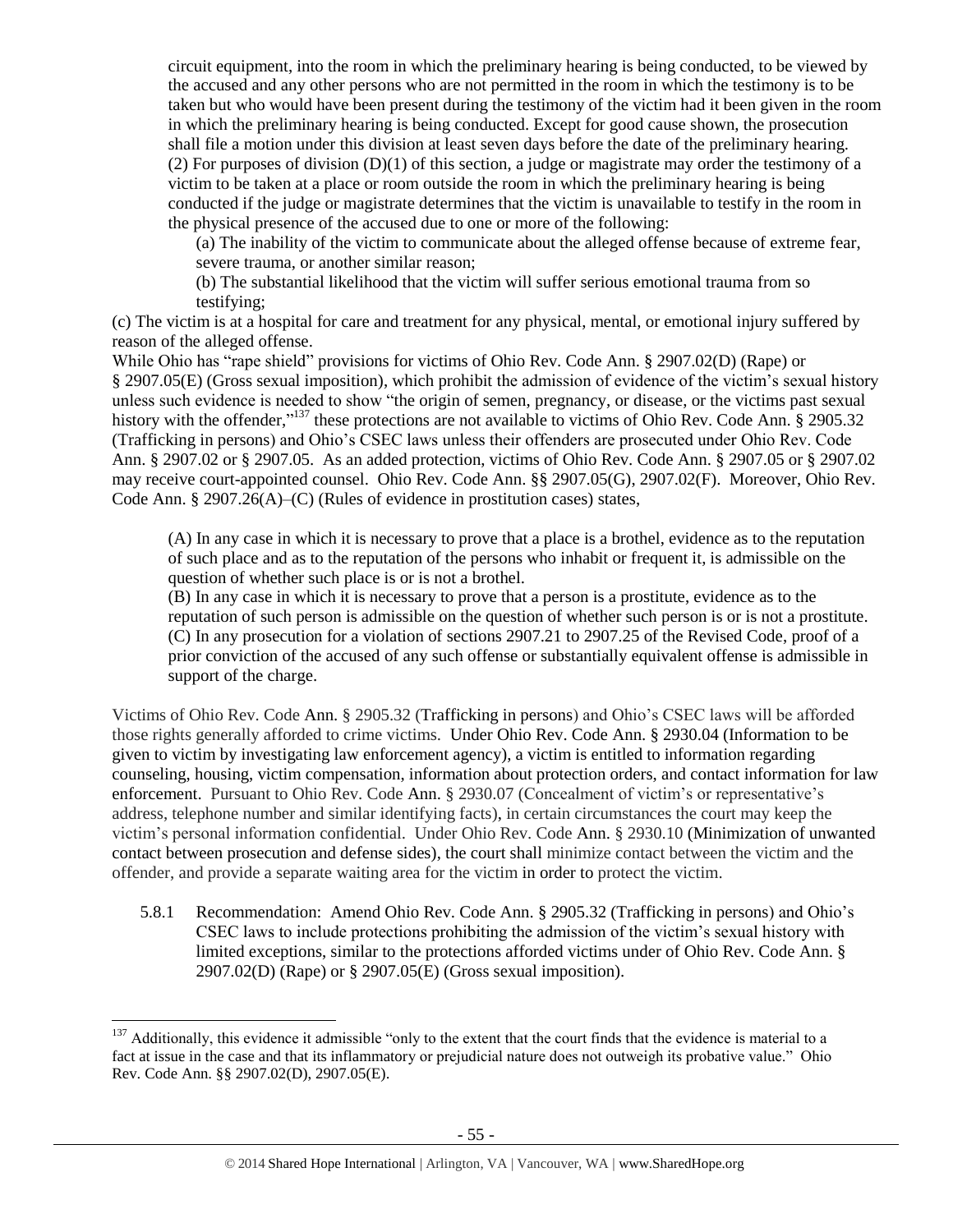circuit equipment, into the room in which the preliminary hearing is being conducted, to be viewed by the accused and any other persons who are not permitted in the room in which the testimony is to be taken but who would have been present during the testimony of the victim had it been given in the room in which the preliminary hearing is being conducted. Except for good cause shown, the prosecution shall file a motion under this division at least seven days before the date of the preliminary hearing.
(2) For purposes of division (D)(1) of this section, a judge or magistrate may order the testimony of a victim to be taken at a place or room outside the room in which the preliminary hearing is being conducted if the judge or magistrate determines that the victim is unavailable to testify in the room in the physical presence of the accused due to one or more of the following:

(a) The inability of the victim to communicate about the alleged offense because of extreme fear, severe trauma, or another similar reason;

(b) The substantial likelihood that the victim will suffer serious emotional trauma from so testifying;

(c) The victim is at a hospital for care and treatment for any physical, mental, or emotional injury suffered by reason of the alleged offense.

While Ohio has "rape shield" provisions for victims of Ohio Rev. Code Ann. § 2907.02(D) (Rape) or § 2907.05(E) (Gross sexual imposition), which prohibit the admission of evidence of the victim's sexual history unless such evidence is needed to show "the origin of semen, pregnancy, or disease, or the victims past sexual history with the offender,"[137] these protections are not available to victims of Ohio Rev. Code Ann. § 2905.32 (Trafficking in persons) and Ohio's CSEC laws unless their offenders are prosecuted under Ohio Rev. Code Ann. § 2907.02 or § 2907.05. As an added protection, victims of Ohio Rev. Code Ann. § 2907.05 or § 2907.02 may receive court-appointed counsel. Ohio Rev. Code Ann. §§ 2907.05(G), 2907.02(F). Moreover, Ohio Rev. Code Ann. § 2907.26(A)–(C) (Rules of evidence in prostitution cases) states,

> (A) In any case in which it is necessary to prove that a place is a brothel, evidence as to the reputation of such place and as to the reputation of the persons who inhabit or frequent it, is admissible on the question of whether such place is or is not a brothel.
> (B) In any case in which it is necessary to prove that a person is a prostitute, evidence as to the reputation of such person is admissible on the question of whether such person is or is not a prostitute.
> (C) In any prosecution for a violation of sections 2907.21 to 2907.25 of the Revised Code, proof of a prior conviction of the accused of any such offense or substantially equivalent offense is admissible in support of the charge.

Victims of Ohio Rev. Code Ann. § 2905.32 (Trafficking in persons) and Ohio's CSEC laws will be afforded those rights generally afforded to crime victims. Under Ohio Rev. Code Ann. § 2930.04 (Information to be given to victim by investigating law enforcement agency), a victim is entitled to information regarding counseling, housing, victim compensation, information about protection orders, and contact information for law enforcement. Pursuant to Ohio Rev. Code Ann. § 2930.07 (Concealment of victim's or representative's address, telephone number and similar identifying facts), in certain circumstances the court may keep the victim's personal information confidential. Under Ohio Rev. Code Ann. § 2930.10 (Minimization of unwanted contact between prosecution and defense sides), the court shall minimize contact between the victim and the offender, and provide a separate waiting area for the victim in order to protect the victim.

5.8.1 Recommendation: Amend Ohio Rev. Code Ann. § 2905.32 (Trafficking in persons) and Ohio's CSEC laws to include protections prohibiting the admission of the victim's sexual history with limited exceptions, similar to the protections afforded victims under of Ohio Rev. Code Ann. § 2907.02(D) (Rape) or § 2907.05(E) (Gross sexual imposition).

---

[137] Additionally, this evidence it admissible "only to the extent that the court finds that the evidence is material to a fact at issue in the case and that its inflammatory or prejudicial nature does not outweigh its probative value." Ohio Rev. Code Ann. §§ 2907.02(D), 2907.05(E).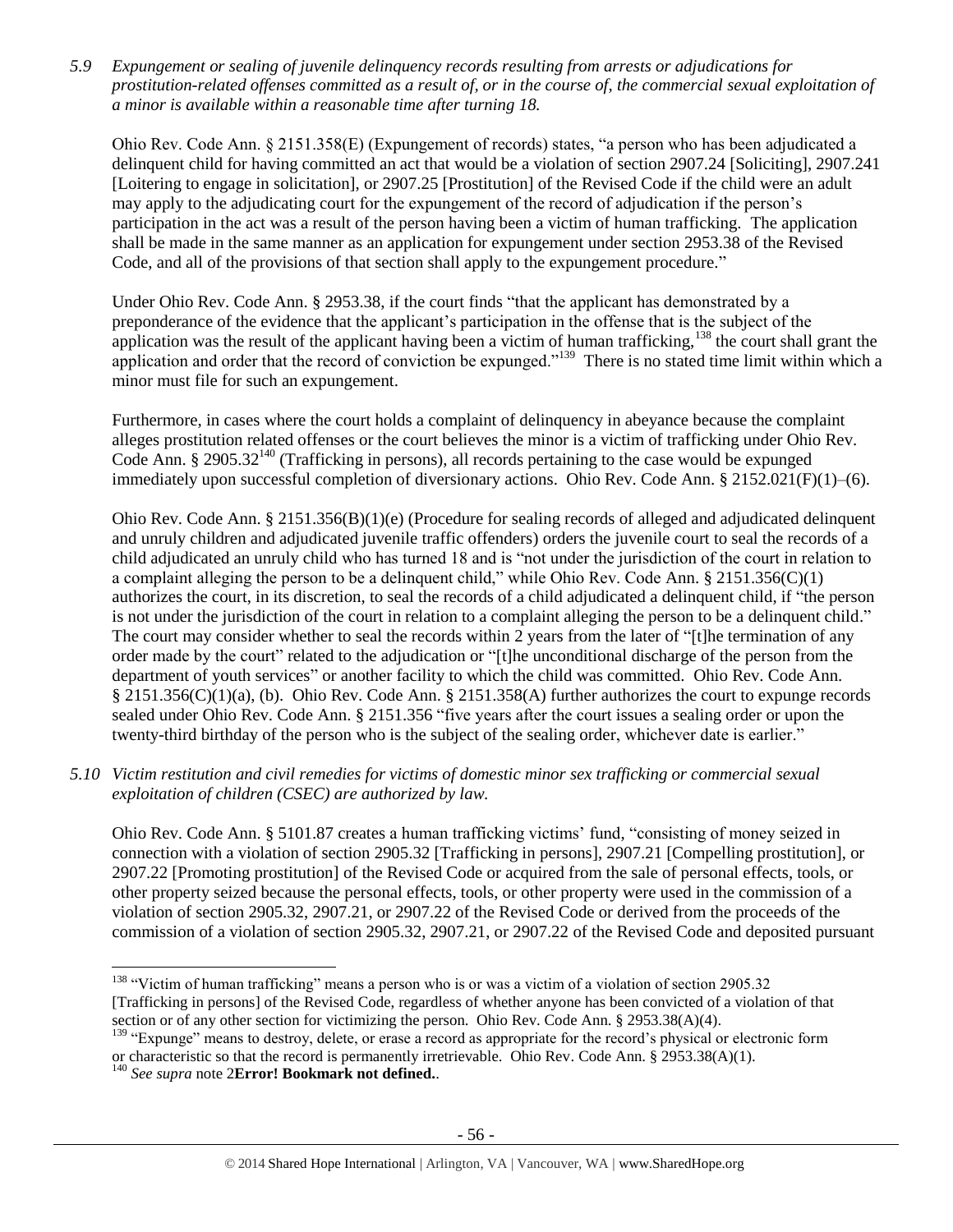*5.9 Expungement or sealing of juvenile delinquency records resulting from arrests or adjudications for prostitution-related offenses committed as a result of, or in the course of, the commercial sexual exploitation of a minor is available within a reasonable time after turning 18.*

Ohio Rev. Code Ann. § 2151.358(E) (Expungement of records) states, "a person who has been adjudicated a delinquent child for having committed an act that would be a violation of section 2907.24 [Soliciting], 2907.241 [Loitering to engage in solicitation], or 2907.25 [Prostitution] of the Revised Code if the child were an adult may apply to the adjudicating court for the expungement of the record of adjudication if the person's participation in the act was a result of the person having been a victim of human trafficking. The application shall be made in the same manner as an application for expungement under section 2953.38 of the Revised Code, and all of the provisions of that section shall apply to the expungement procedure."

Under Ohio Rev. Code Ann. § 2953.38, if the court finds "that the applicant has demonstrated by a preponderance of the evidence that the applicant's participation in the offense that is the subject of the application was the result of the applicant having been a victim of human trafficking,[138] the court shall grant the application and order that the record of conviction be expunged."[139] There is no stated time limit within which a minor must file for such an expungement.

Furthermore, in cases where the court holds a complaint of delinquency in abeyance because the complaint alleges prostitution related offenses or the court believes the minor is a victim of trafficking under Ohio Rev. Code Ann. § 2905.32[140] (Trafficking in persons), all records pertaining to the case would be expunged immediately upon successful completion of diversionary actions. Ohio Rev. Code Ann. § 2152.021(F)(1)–(6).

Ohio Rev. Code Ann. § 2151.356(B)(1)(e) (Procedure for sealing records of alleged and adjudicated delinquent and unruly children and adjudicated juvenile traffic offenders) orders the juvenile court to seal the records of a child adjudicated an unruly child who has turned 18 and is "not under the jurisdiction of the court in relation to a complaint alleging the person to be a delinquent child," while Ohio Rev. Code Ann. § 2151.356(C)(1) authorizes the court, in its discretion, to seal the records of a child adjudicated a delinquent child, if "the person is not under the jurisdiction of the court in relation to a complaint alleging the person to be a delinquent child." The court may consider whether to seal the records within 2 years from the later of "[t]he termination of any order made by the court" related to the adjudication or "[t]he unconditional discharge of the person from the department of youth services" or another facility to which the child was committed. Ohio Rev. Code Ann. § 2151.356(C)(1)(a), (b). Ohio Rev. Code Ann. § 2151.358(A) further authorizes the court to expunge records sealed under Ohio Rev. Code Ann. § 2151.356 "five years after the court issues a sealing order or upon the twenty-third birthday of the person who is the subject of the sealing order, whichever date is earlier."

*5.10 Victim restitution and civil remedies for victims of domestic minor sex trafficking or commercial sexual exploitation of children (CSEC) are authorized by law.*

Ohio Rev. Code Ann. § 5101.87 creates a human trafficking victims' fund, "consisting of money seized in connection with a violation of section 2905.32 [Trafficking in persons], 2907.21 [Compelling prostitution], or 2907.22 [Promoting prostitution] of the Revised Code or acquired from the sale of personal effects, tools, or other property seized because the personal effects, tools, or other property were used in the commission of a violation of section 2905.32, 2907.21, or 2907.22 of the Revised Code or derived from the proceeds of the commission of a violation of section 2905.32, 2907.21, or 2907.22 of the Revised Code and deposited pursuant

---

[138] "Victim of human trafficking" means a person who is or was a victim of a violation of section 2905.32 [Trafficking in persons] of the Revised Code, regardless of whether anyone has been convicted of a violation of that section or of any other section for victimizing the person. Ohio Rev. Code Ann. § 2953.38(A)(4).

[139] "Expunge" means to destroy, delete, or erase a record as appropriate for the record's physical or electronic form or characteristic so that the record is permanently irretrievable. Ohio Rev. Code Ann. § 2953.38(A)(1).

[140] *See supra* note 2**Error! Bookmark not defined.**.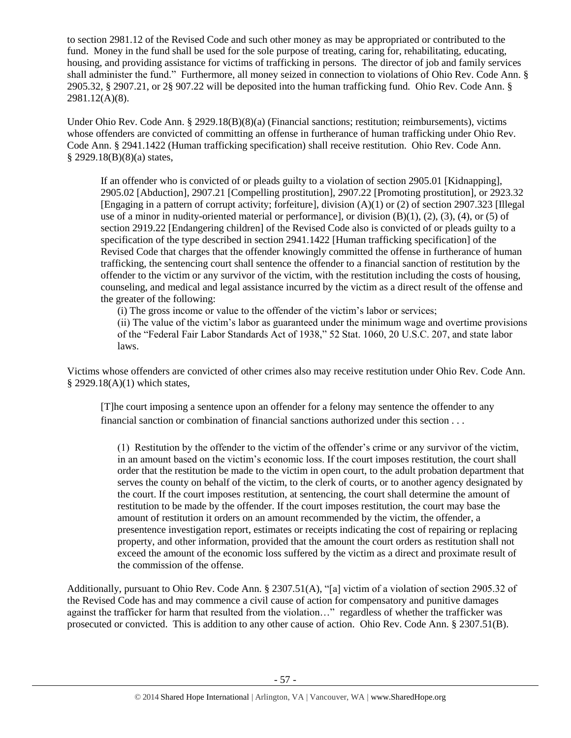to section 2981.12 of the Revised Code and such other money as may be appropriated or contributed to the fund. Money in the fund shall be used for the sole purpose of treating, caring for, rehabilitating, educating, housing, and providing assistance for victims of trafficking in persons. The director of job and family services shall administer the fund." Furthermore, all money seized in connection to violations of Ohio Rev. Code Ann. § 2905.32, § 2907.21, or 2§ 907.22 will be deposited into the human trafficking fund. Ohio Rev. Code Ann. § 2981.12(A)(8).

Under Ohio Rev. Code Ann. § 2929.18(B)(8)(a) (Financial sanctions; restitution; reimbursements), victims whose offenders are convicted of committing an offense in furtherance of human trafficking under Ohio Rev. Code Ann. § 2941.1422 (Human trafficking specification) shall receive restitution. Ohio Rev. Code Ann. § 2929.18(B)(8)(a) states,

> If an offender who is convicted of or pleads guilty to a violation of section 2905.01 [Kidnapping], 2905.02 [Abduction], 2907.21 [Compelling prostitution], 2907.22 [Promoting prostitution], or 2923.32 [Engaging in a pattern of corrupt activity; forfeiture], division (A)(1) or (2) of section 2907.323 [Illegal use of a minor in nudity-oriented material or performance], or division (B)(1), (2), (3), (4), or (5) of section 2919.22 [Endangering children] of the Revised Code also is convicted of or pleads guilty to a specification of the type described in section 2941.1422 [Human trafficking specification] of the Revised Code that charges that the offender knowingly committed the offense in furtherance of human trafficking, the sentencing court shall sentence the offender to a financial sanction of restitution by the offender to the victim or any survivor of the victim, with the restitution including the costs of housing, counseling, and medical and legal assistance incurred by the victim as a direct result of the offense and the greater of the following:
>
> (i) The gross income or value to the offender of the victim's labor or services;
>
> (ii) The value of the victim's labor as guaranteed under the minimum wage and overtime provisions of the "Federal Fair Labor Standards Act of 1938," 52 Stat. 1060, 20 U.S.C. 207, and state labor laws.

Victims whose offenders are convicted of other crimes also may receive restitution under Ohio Rev. Code Ann. § 2929.18(A)(1) which states,

> [T]he court imposing a sentence upon an offender for a felony may sentence the offender to any financial sanction or combination of financial sanctions authorized under this section . . .
>
> (1) Restitution by the offender to the victim of the offender's crime or any survivor of the victim, in an amount based on the victim's economic loss. If the court imposes restitution, the court shall order that the restitution be made to the victim in open court, to the adult probation department that serves the county on behalf of the victim, to the clerk of courts, or to another agency designated by the court. If the court imposes restitution, at sentencing, the court shall determine the amount of restitution to be made by the offender. If the court imposes restitution, the court may base the amount of restitution it orders on an amount recommended by the victim, the offender, a presentence investigation report, estimates or receipts indicating the cost of repairing or replacing property, and other information, provided that the amount the court orders as restitution shall not exceed the amount of the economic loss suffered by the victim as a direct and proximate result of the commission of the offense.

Additionally, pursuant to Ohio Rev. Code Ann. § 2307.51(A), "[a] victim of a violation of section 2905.32 of the Revised Code has and may commence a civil cause of action for compensatory and punitive damages against the trafficker for harm that resulted from the violation…" regardless of whether the trafficker was prosecuted or convicted. This is addition to any other cause of action. Ohio Rev. Code Ann. § 2307.51(B).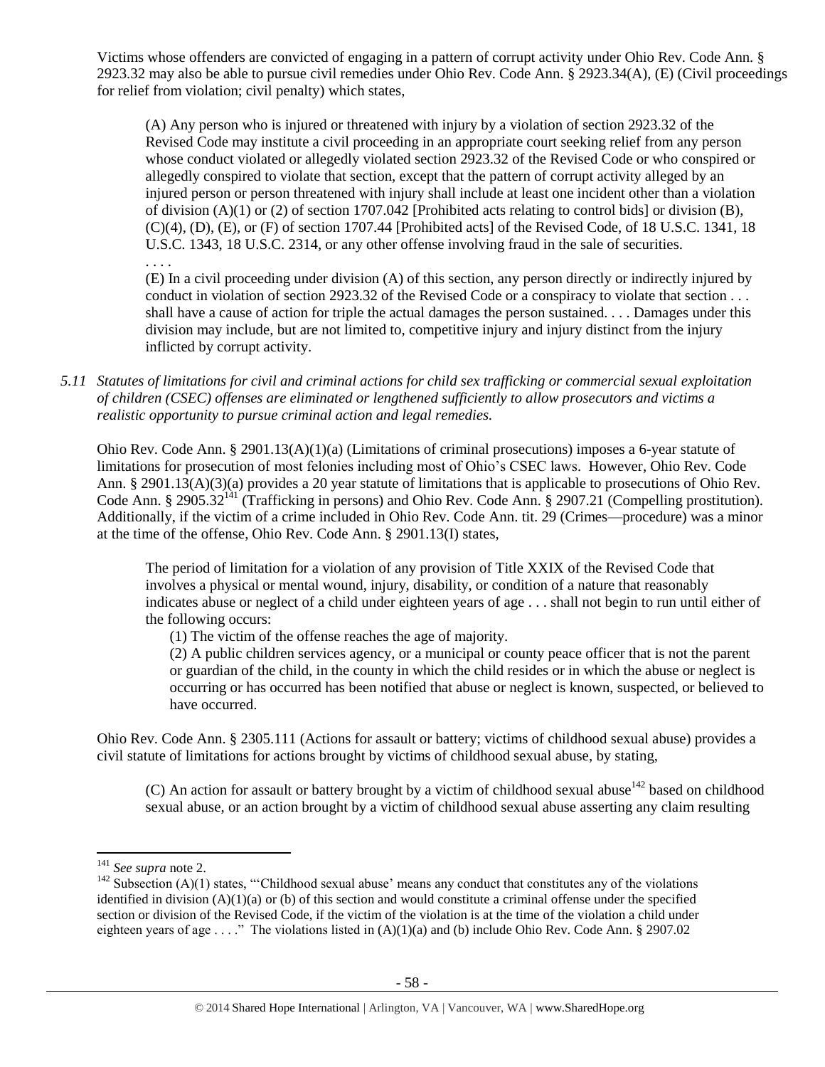Victims whose offenders are convicted of engaging in a pattern of corrupt activity under Ohio Rev. Code Ann. § 2923.32 may also be able to pursue civil remedies under Ohio Rev. Code Ann. § 2923.34(A), (E) (Civil proceedings for relief from violation; civil penalty) which states,

> (A) Any person who is injured or threatened with injury by a violation of section 2923.32 of the Revised Code may institute a civil proceeding in an appropriate court seeking relief from any person whose conduct violated or allegedly violated section 2923.32 of the Revised Code or who conspired or allegedly conspired to violate that section, except that the pattern of corrupt activity alleged by an injured person or person threatened with injury shall include at least one incident other than a violation of division (A)(1) or (2) of section 1707.042 [Prohibited acts relating to control bids] or division (B), (C)(4), (D), (E), or (F) of section 1707.44 [Prohibited acts] of the Revised Code, of 18 U.S.C. 1341, 18 U.S.C. 1343, 18 U.S.C. 2314, or any other offense involving fraud in the sale of securities.
> . . . .
> (E) In a civil proceeding under division (A) of this section, any person directly or indirectly injured by conduct in violation of section 2923.32 of the Revised Code or a conspiracy to violate that section . . . shall have a cause of action for triple the actual damages the person sustained. . . . Damages under this division may include, but are not limited to, competitive injury and injury distinct from the injury inflicted by corrupt activity.

*5.11 Statutes of limitations for civil and criminal actions for child sex trafficking or commercial sexual exploitation of children (CSEC) offenses are eliminated or lengthened sufficiently to allow prosecutors and victims a realistic opportunity to pursue criminal action and legal remedies.*

Ohio Rev. Code Ann. § 2901.13(A)(1)(a) (Limitations of criminal prosecutions) imposes a 6-year statute of limitations for prosecution of most felonies including most of Ohio's CSEC laws. However, Ohio Rev. Code Ann. § 2901.13(A)(3)(a) provides a 20 year statute of limitations that is applicable to prosecutions of Ohio Rev. Code Ann. § 2905.32[141] (Trafficking in persons) and Ohio Rev. Code Ann. § 2907.21 (Compelling prostitution). Additionally, if the victim of a crime included in Ohio Rev. Code Ann. tit. 29 (Crimes—procedure) was a minor at the time of the offense, Ohio Rev. Code Ann. § 2901.13(I) states,

> The period of limitation for a violation of any provision of Title XXIX of the Revised Code that involves a physical or mental wound, injury, disability, or condition of a nature that reasonably indicates abuse or neglect of a child under eighteen years of age . . . shall not begin to run until either of the following occurs:
>
> (1) The victim of the offense reaches the age of majority.
>
> (2) A public children services agency, or a municipal or county peace officer that is not the parent or guardian of the child, in the county in which the child resides or in which the abuse or neglect is occurring or has occurred has been notified that abuse or neglect is known, suspected, or believed to have occurred.

Ohio Rev. Code Ann. § 2305.111 (Actions for assault or battery; victims of childhood sexual abuse) provides a civil statute of limitations for actions brought by victims of childhood sexual abuse, by stating,

> (C) An action for assault or battery brought by a victim of childhood sexual abuse[142] based on childhood sexual abuse, or an action brought by a victim of childhood sexual abuse asserting any claim resulting

---

[141] *See supra* note 2.

[142] Subsection (A)(1) states, "'Childhood sexual abuse' means any conduct that constitutes any of the violations identified in division (A)(1)(a) or (b) of this section and would constitute a criminal offense under the specified section or division of the Revised Code, if the victim of the violation is at the time of the violation a child under eighteen years of age . . . ." The violations listed in (A)(1)(a) and (b) include Ohio Rev. Code Ann. § 2907.02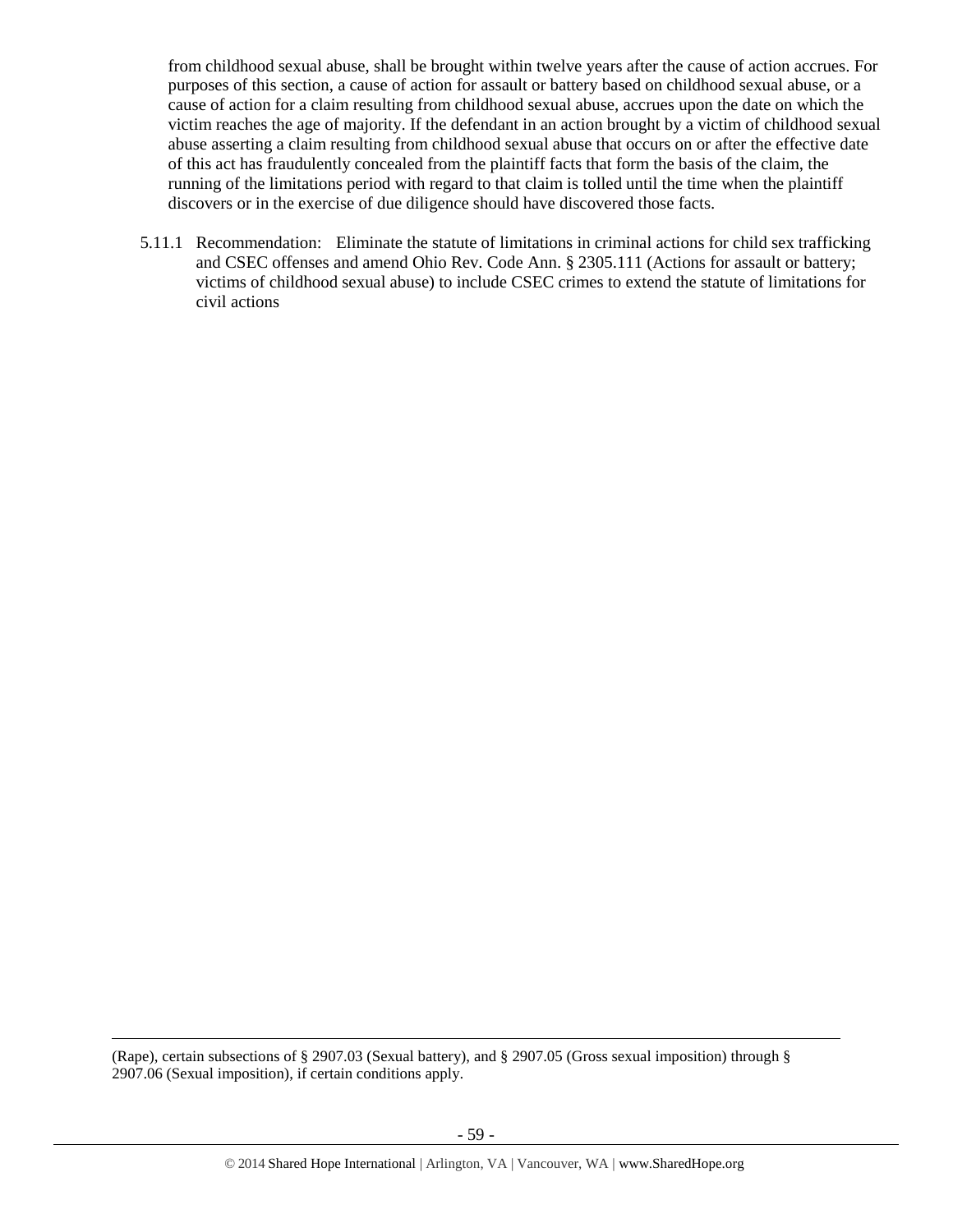from childhood sexual abuse, shall be brought within twelve years after the cause of action accrues. For purposes of this section, a cause of action for assault or battery based on childhood sexual abuse, or a cause of action for a claim resulting from childhood sexual abuse, accrues upon the date on which the victim reaches the age of majority. If the defendant in an action brought by a victim of childhood sexual abuse asserting a claim resulting from childhood sexual abuse that occurs on or after the effective date of this act has fraudulently concealed from the plaintiff facts that form the basis of the claim, the running of the limitations period with regard to that claim is tolled until the time when the plaintiff discovers or in the exercise of due diligence should have discovered those facts.

5.11.1 Recommendation: Eliminate the statute of limitations in criminal actions for child sex trafficking and CSEC offenses and amend Ohio Rev. Code Ann. § 2305.111 (Actions for assault or battery; victims of childhood sexual abuse) to include CSEC crimes to extend the statute of limitations for civil actions

---

(Rape), certain subsections of § 2907.03 (Sexual battery), and § 2907.05 (Gross sexual imposition) through § 2907.06 (Sexual imposition), if certain conditions apply.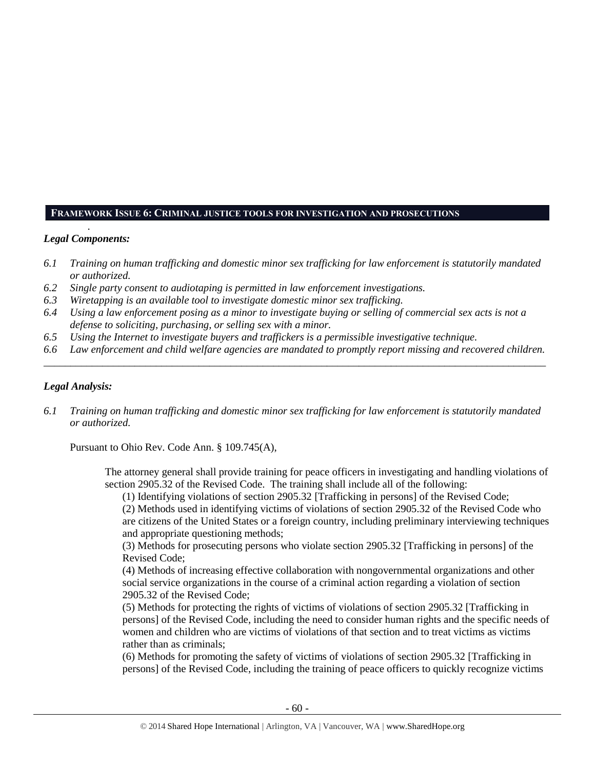## FRAMEWORK ISSUE 6: CRIMINAL JUSTICE TOOLS FOR INVESTIGATION AND PROSECUTIONS

*Legal Components:*

*6.1 Training on human trafficking and domestic minor sex trafficking for law enforcement is statutorily mandated or authorized.*

*6.2 Single party consent to audiotaping is permitted in law enforcement investigations.*

*6.3 Wiretapping is an available tool to investigate domestic minor sex trafficking.*

*6.4 Using a law enforcement posing as a minor to investigate buying or selling of commercial sex acts is not a defense to soliciting, purchasing, or selling sex with a minor.*

*6.5 Using the Internet to investigate buyers and traffickers is a permissible investigative technique.*

*6.6 Law enforcement and child welfare agencies are mandated to promptly report missing and recovered children.*

---

*Legal Analysis:*

*6.1 Training on human trafficking and domestic minor sex trafficking for law enforcement is statutorily mandated or authorized.*

Pursuant to Ohio Rev. Code Ann. § 109.745(A),

> The attorney general shall provide training for peace officers in investigating and handling violations of section 2905.32 of the Revised Code. The training shall include all of the following:
>
> (1) Identifying violations of section 2905.32 [Trafficking in persons] of the Revised Code;
>
> (2) Methods used in identifying victims of violations of section 2905.32 of the Revised Code who are citizens of the United States or a foreign country, including preliminary interviewing techniques and appropriate questioning methods;
>
> (3) Methods for prosecuting persons who violate section 2905.32 [Trafficking in persons] of the Revised Code;
>
> (4) Methods of increasing effective collaboration with nongovernmental organizations and other social service organizations in the course of a criminal action regarding a violation of section 2905.32 of the Revised Code;
>
> (5) Methods for protecting the rights of victims of violations of section 2905.32 [Trafficking in persons] of the Revised Code, including the need to consider human rights and the specific needs of women and children who are victims of violations of that section and to treat victims as victims rather than as criminals;
>
> (6) Methods for promoting the safety of victims of violations of section 2905.32 [Trafficking in persons] of the Revised Code, including the training of peace officers to quickly recognize victims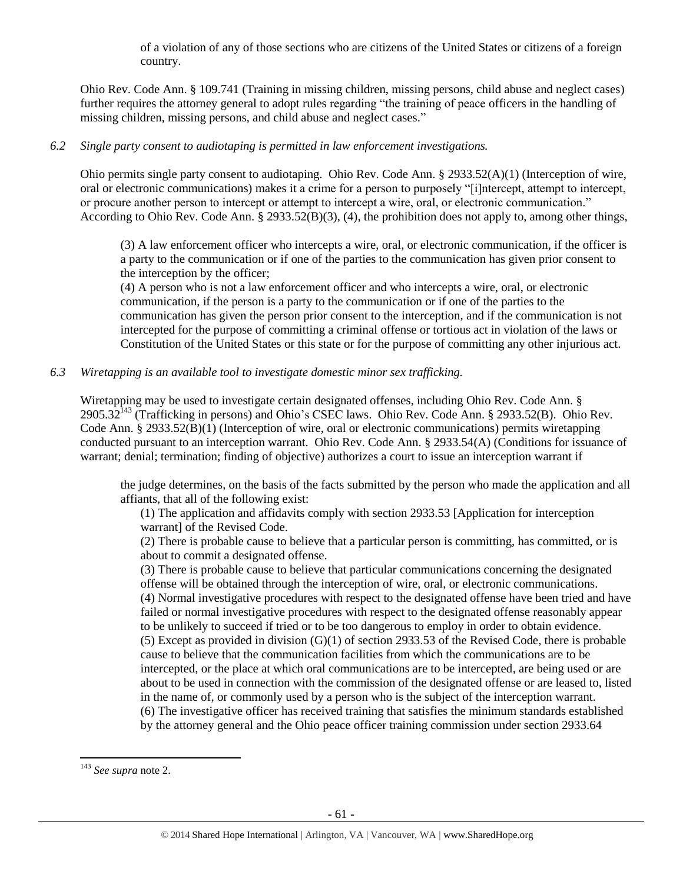of a violation of any of those sections who are citizens of the United States or citizens of a foreign country.

Ohio Rev. Code Ann. § 109.741 (Training in missing children, missing persons, child abuse and neglect cases) further requires the attorney general to adopt rules regarding "the training of peace officers in the handling of missing children, missing persons, and child abuse and neglect cases."

*6.2 Single party consent to audiotaping is permitted in law enforcement investigations.*

Ohio permits single party consent to audiotaping. Ohio Rev. Code Ann. § 2933.52(A)(1) (Interception of wire, oral or electronic communications) makes it a crime for a person to purposely "[i]ntercept, attempt to intercept, or procure another person to intercept or attempt to intercept a wire, oral, or electronic communication." According to Ohio Rev. Code Ann. § 2933.52(B)(3), (4), the prohibition does not apply to, among other things,

> (3) A law enforcement officer who intercepts a wire, oral, or electronic communication, if the officer is a party to the communication or if one of the parties to the communication has given prior consent to the interception by the officer;
> (4) A person who is not a law enforcement officer and who intercepts a wire, oral, or electronic communication, if the person is a party to the communication or if one of the parties to the communication has given the person prior consent to the interception, and if the communication is not intercepted for the purpose of committing a criminal offense or tortious act in violation of the laws or Constitution of the United States or this state or for the purpose of committing any other injurious act.

*6.3 Wiretapping is an available tool to investigate domestic minor sex trafficking.*

Wiretapping may be used to investigate certain designated offenses, including Ohio Rev. Code Ann. § 2905.32[143] (Trafficking in persons) and Ohio's CSEC laws. Ohio Rev. Code Ann. § 2933.52(B). Ohio Rev. Code Ann. § 2933.52(B)(1) (Interception of wire, oral or electronic communications) permits wiretapping conducted pursuant to an interception warrant. Ohio Rev. Code Ann. § 2933.54(A) (Conditions for issuance of warrant; denial; termination; finding of objective) authorizes a court to issue an interception warrant if

> the judge determines, on the basis of the facts submitted by the person who made the application and all affiants, that all of the following exist:
>
> (1) The application and affidavits comply with section 2933.53 [Application for interception warrant] of the Revised Code.
> (2) There is probable cause to believe that a particular person is committing, has committed, or is about to commit a designated offense.
> (3) There is probable cause to believe that particular communications concerning the designated offense will be obtained through the interception of wire, oral, or electronic communications.
> (4) Normal investigative procedures with respect to the designated offense have been tried and have failed or normal investigative procedures with respect to the designated offense reasonably appear to be unlikely to succeed if tried or to be too dangerous to employ in order to obtain evidence.
> (5) Except as provided in division (G)(1) of section 2933.53 of the Revised Code, there is probable cause to believe that the communication facilities from which the communications are to be intercepted, or the place at which oral communications are to be intercepted, are being used or are about to be used in connection with the commission of the designated offense or are leased to, listed in the name of, or commonly used by a person who is the subject of the interception warrant.
> (6) The investigative officer has received training that satisfies the minimum standards established by the attorney general and the Ohio peace officer training commission under section 2933.64

[143] *See supra* note 2.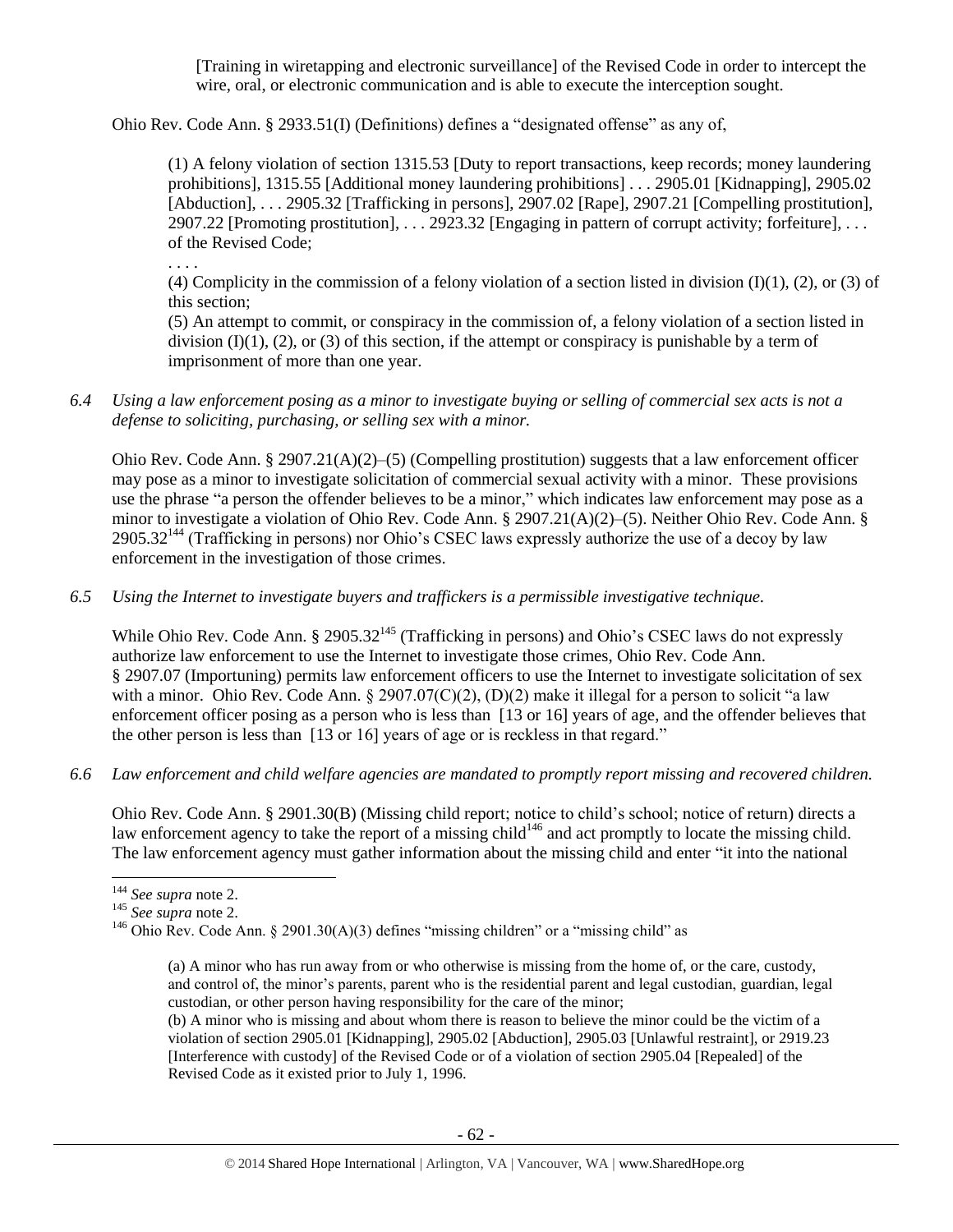[Training in wiretapping and electronic surveillance] of the Revised Code in order to intercept the wire, oral, or electronic communication and is able to execute the interception sought.

Ohio Rev. Code Ann. § 2933.51(I) (Definitions) defines a "designated offense" as any of,

> (1) A felony violation of section 1315.53 [Duty to report transactions, keep records; money laundering prohibitions], 1315.55 [Additional money laundering prohibitions] . . . 2905.01 [Kidnapping], 2905.02 [Abduction], . . . 2905.32 [Trafficking in persons], 2907.02 [Rape], 2907.21 [Compelling prostitution], 2907.22 [Promoting prostitution], . . . 2923.32 [Engaging in pattern of corrupt activity; forfeiture], . . . of the Revised Code;
>
> . . . .
>
> (4) Complicity in the commission of a felony violation of a section listed in division (I)(1), (2), or (3) of this section;
>
> (5) An attempt to commit, or conspiracy in the commission of, a felony violation of a section listed in division (I)(1), (2), or (3) of this section, if the attempt or conspiracy is punishable by a term of imprisonment of more than one year.

*6.4 Using a law enforcement posing as a minor to investigate buying or selling of commercial sex acts is not a defense to soliciting, purchasing, or selling sex with a minor.*

Ohio Rev. Code Ann. § 2907.21(A)(2)–(5) (Compelling prostitution) suggests that a law enforcement officer may pose as a minor to investigate solicitation of commercial sexual activity with a minor. These provisions use the phrase "a person the offender believes to be a minor," which indicates law enforcement may pose as a minor to investigate a violation of Ohio Rev. Code Ann. § 2907.21(A)(2)–(5). Neither Ohio Rev. Code Ann. § 2905.32[144] (Trafficking in persons) nor Ohio's CSEC laws expressly authorize the use of a decoy by law enforcement in the investigation of those crimes.

*6.5 Using the Internet to investigate buyers and traffickers is a permissible investigative technique.*

While Ohio Rev. Code Ann. § 2905.32[145] (Trafficking in persons) and Ohio's CSEC laws do not expressly authorize law enforcement to use the Internet to investigate those crimes, Ohio Rev. Code Ann. § 2907.07 (Importuning) permits law enforcement officers to use the Internet to investigate solicitation of sex with a minor. Ohio Rev. Code Ann. § 2907.07(C)(2), (D)(2) make it illegal for a person to solicit "a law enforcement officer posing as a person who is less than [13 or 16] years of age, and the offender believes that the other person is less than [13 or 16] years of age or is reckless in that regard."

*6.6 Law enforcement and child welfare agencies are mandated to promptly report missing and recovered children.*

Ohio Rev. Code Ann. § 2901.30(B) (Missing child report; notice to child's school; notice of return) directs a law enforcement agency to take the report of a missing child[146] and act promptly to locate the missing child. The law enforcement agency must gather information about the missing child and enter "it into the national

---

[144] *See supra* note 2.

[145] *See supra* note 2.

[146] Ohio Rev. Code Ann. § 2901.30(A)(3) defines "missing children" or a "missing child" as

> (a) A minor who has run away from or who otherwise is missing from the home of, or the care, custody, and control of, the minor's parents, parent who is the residential parent and legal custodian, guardian, legal custodian, or other person having responsibility for the care of the minor;
>
> (b) A minor who is missing and about whom there is reason to believe the minor could be the victim of a violation of section 2905.01 [Kidnapping], 2905.02 [Abduction], 2905.03 [Unlawful restraint], or 2919.23 [Interference with custody] of the Revised Code or of a violation of section 2905.04 [Repealed] of the Revised Code as it existed prior to July 1, 1996.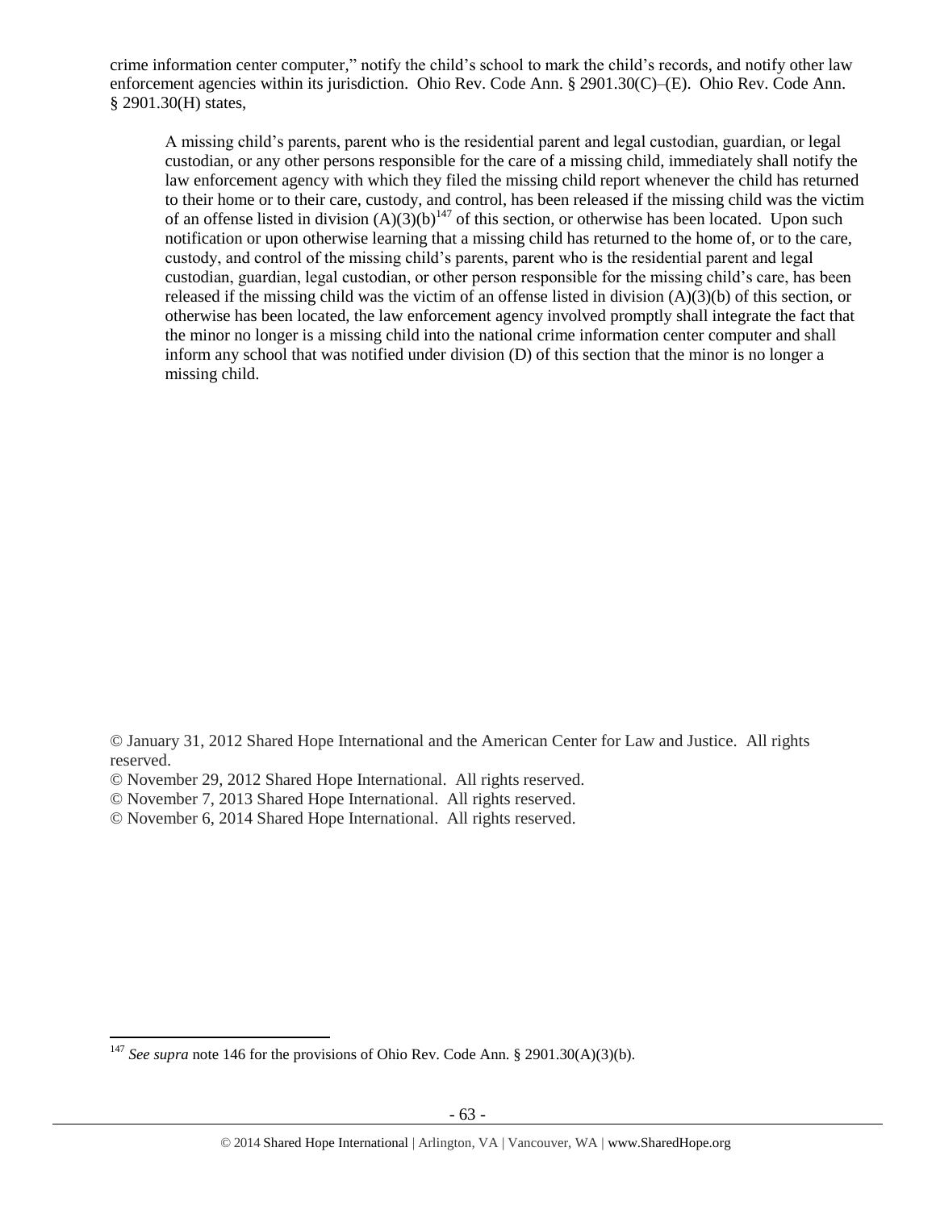crime information center computer," notify the child's school to mark the child's records, and notify other law enforcement agencies within its jurisdiction. Ohio Rev. Code Ann. § 2901.30(C)–(E). Ohio Rev. Code Ann. § 2901.30(H) states,

> A missing child's parents, parent who is the residential parent and legal custodian, guardian, or legal custodian, or any other persons responsible for the care of a missing child, immediately shall notify the law enforcement agency with which they filed the missing child report whenever the child has returned to their home or to their care, custody, and control, has been released if the missing child was the victim of an offense listed in division (A)(3)(b)[147] of this section, or otherwise has been located. Upon such notification or upon otherwise learning that a missing child has returned to the home of, or to the care, custody, and control of the missing child's parents, parent who is the residential parent and legal custodian, guardian, legal custodian, or other person responsible for the missing child's care, has been released if the missing child was the victim of an offense listed in division (A)(3)(b) of this section, or otherwise has been located, the law enforcement agency involved promptly shall integrate the fact that the minor no longer is a missing child into the national crime information center computer and shall inform any school that was notified under division (D) of this section that the minor is no longer a missing child.

© January 31, 2012 Shared Hope International and the American Center for Law and Justice. All rights reserved.
© November 29, 2012 Shared Hope International. All rights reserved.
© November 7, 2013 Shared Hope International. All rights reserved.
© November 6, 2014 Shared Hope International. All rights reserved.

---

[147] *See supra* note 146 for the provisions of Ohio Rev. Code Ann. § 2901.30(A)(3)(b).